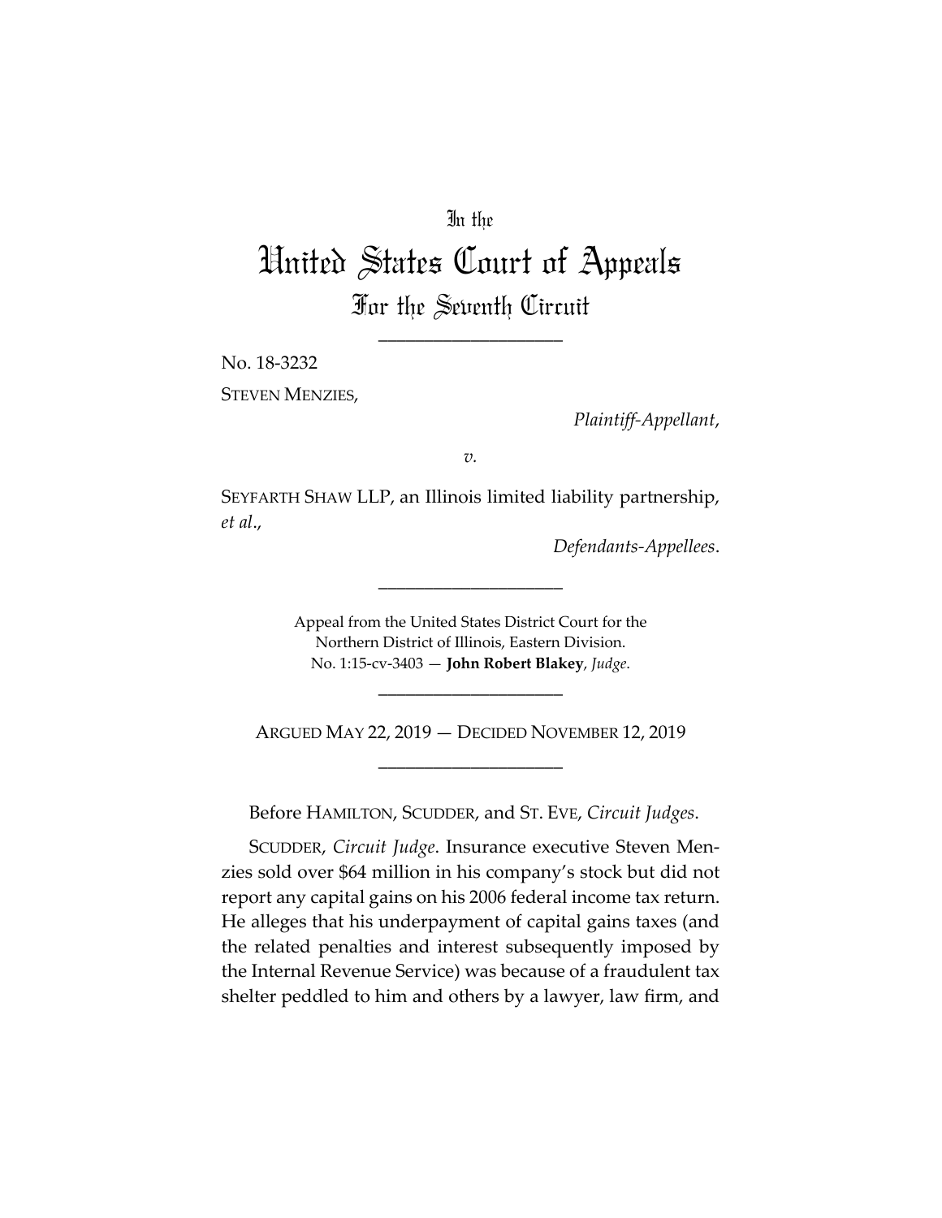In the

# United States Court of Appeals

## For the Seventh Circuit

---

No. 18-3232

STEVEN MENZIES,

*Plaintiff-Appellant*,

*v.*

SEYFARTH SHAW LLP, an Illinois limited liability partnership, *et al*.,

*Defendants-Appellees*.

---

Appeal from the United States District Court for the Northern District of Illinois, Eastern Division.
No. 1:15-cv-3403 — **John Robert Blakey**, *Judge*.

---

ARGUED MAY 22, 2019 — DECIDED NOVEMBER 12, 2019

---

Before HAMILTON, SCUDDER, and ST. EVE, *Circuit Judges*.

SCUDDER, *Circuit Judge*. Insurance executive Steven Menzies sold over $64 million in his company's stock but did not report any capital gains on his 2006 federal income tax return. He alleges that his underpayment of capital gains taxes (and the related penalties and interest subsequently imposed by the Internal Revenue Service) was because of a fraudulent tax shelter peddled to him and others by a lawyer, law firm, and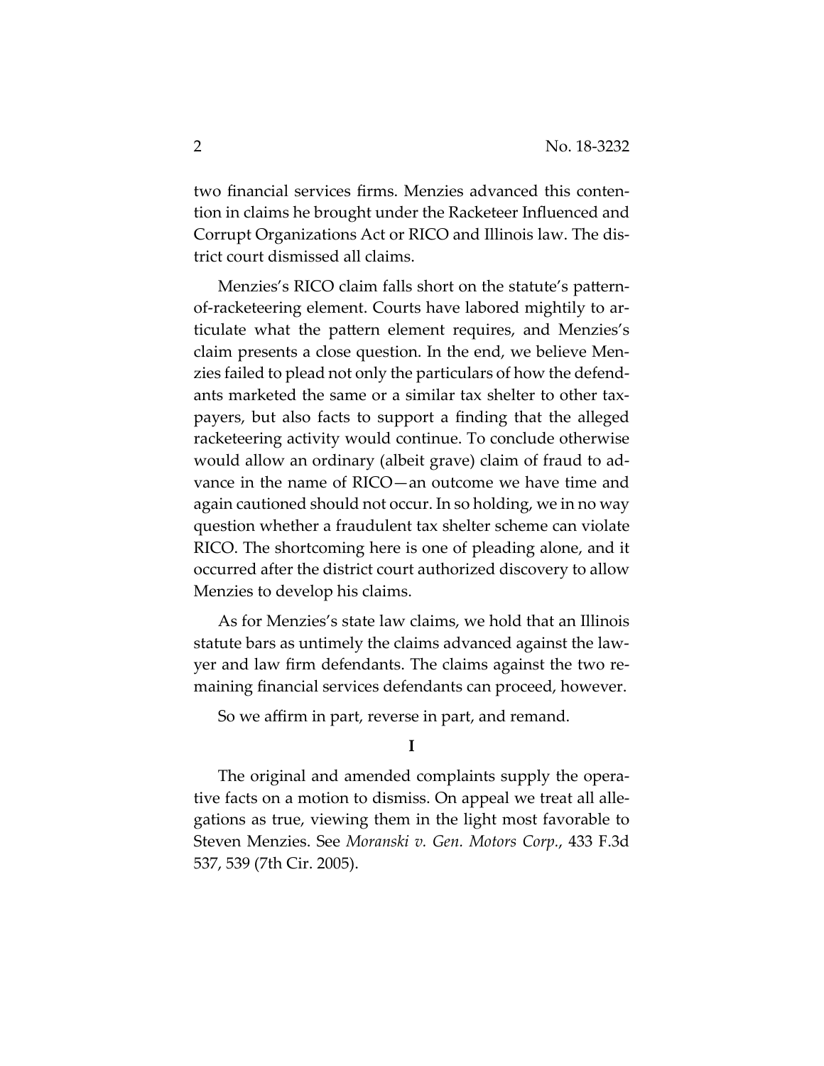two financial services firms. Menzies advanced this contention in claims he brought under the Racketeer Influenced and Corrupt Organizations Act or RICO and Illinois law. The district court dismissed all claims.

Menzies's RICO claim falls short on the statute's pattern-of-racketeering element. Courts have labored mightily to articulate what the pattern element requires, and Menzies's claim presents a close question. In the end, we believe Menzies failed to plead not only the particulars of how the defendants marketed the same or a similar tax shelter to other taxpayers, but also facts to support a finding that the alleged racketeering activity would continue. To conclude otherwise would allow an ordinary (albeit grave) claim of fraud to advance in the name of RICO—an outcome we have time and again cautioned should not occur. In so holding, we in no way question whether a fraudulent tax shelter scheme can violate RICO. The shortcoming here is one of pleading alone, and it occurred after the district court authorized discovery to allow Menzies to develop his claims.

As for Menzies's state law claims, we hold that an Illinois statute bars as untimely the claims advanced against the lawyer and law firm defendants. The claims against the two remaining financial services defendants can proceed, however.

So we affirm in part, reverse in part, and remand.

## I

The original and amended complaints supply the operative facts on a motion to dismiss. On appeal we treat all allegations as true, viewing them in the light most favorable to Steven Menzies. See *Moranski v. Gen. Motors Corp.*, 433 F.3d 537, 539 (7th Cir. 2005).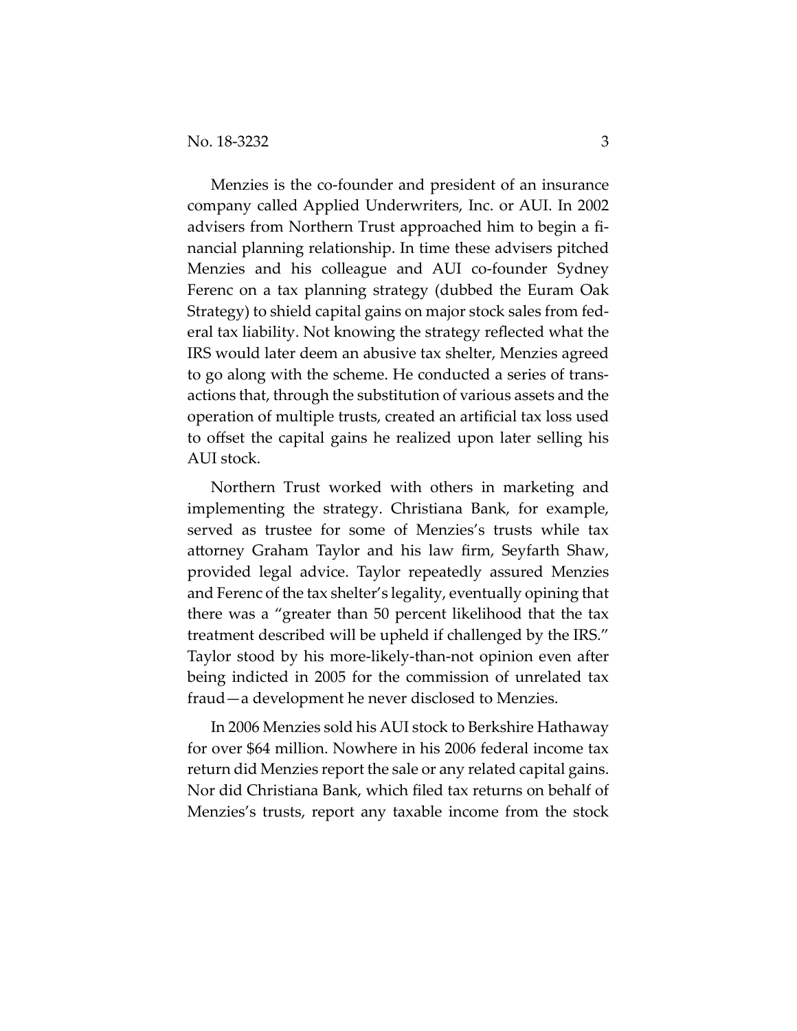Menzies is the co-founder and president of an insurance company called Applied Underwriters, Inc. or AUI. In 2002 advisers from Northern Trust approached him to begin a financial planning relationship. In time these advisers pitched Menzies and his colleague and AUI co-founder Sydney Ferenc on a tax planning strategy (dubbed the Euram Oak Strategy) to shield capital gains on major stock sales from federal tax liability. Not knowing the strategy reflected what the IRS would later deem an abusive tax shelter, Menzies agreed to go along with the scheme. He conducted a series of transactions that, through the substitution of various assets and the operation of multiple trusts, created an artificial tax loss used to offset the capital gains he realized upon later selling his AUI stock.

Northern Trust worked with others in marketing and implementing the strategy. Christiana Bank, for example, served as trustee for some of Menzies's trusts while tax attorney Graham Taylor and his law firm, Seyfarth Shaw, provided legal advice. Taylor repeatedly assured Menzies and Ferenc of the tax shelter's legality, eventually opining that there was a "greater than 50 percent likelihood that the tax treatment described will be upheld if challenged by the IRS." Taylor stood by his more-likely-than-not opinion even after being indicted in 2005 for the commission of unrelated tax fraud—a development he never disclosed to Menzies.

In 2006 Menzies sold his AUI stock to Berkshire Hathaway for over $64 million. Nowhere in his 2006 federal income tax return did Menzies report the sale or any related capital gains. Nor did Christiana Bank, which filed tax returns on behalf of Menzies's trusts, report any taxable income from the stock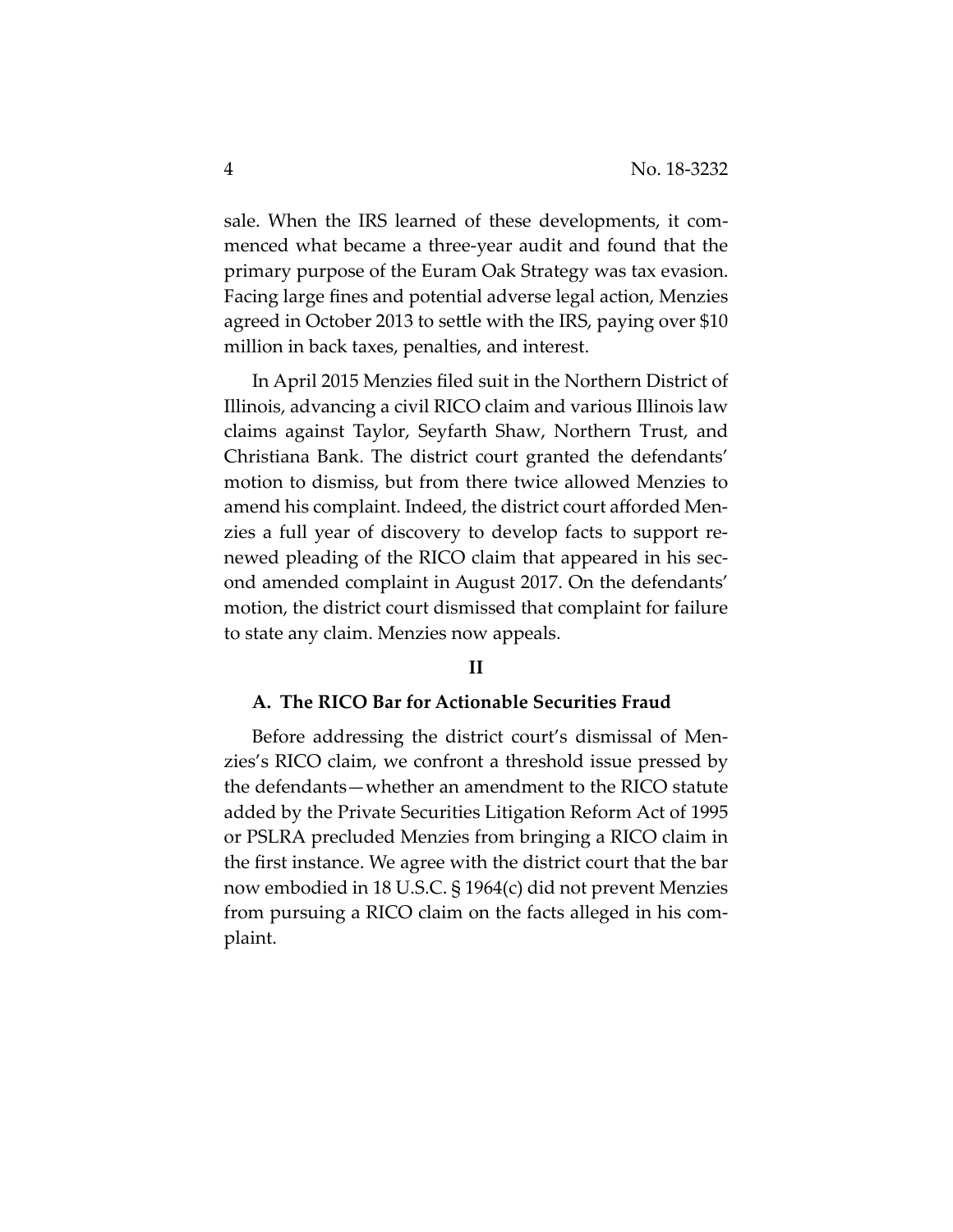sale. When the IRS learned of these developments, it commenced what became a three-year audit and found that the primary purpose of the Euram Oak Strategy was tax evasion. Facing large fines and potential adverse legal action, Menzies agreed in October 2013 to settle with the IRS, paying over $10 million in back taxes, penalties, and interest.

In April 2015 Menzies filed suit in the Northern District of Illinois, advancing a civil RICO claim and various Illinois law claims against Taylor, Seyfarth Shaw, Northern Trust, and Christiana Bank. The district court granted the defendants' motion to dismiss, but from there twice allowed Menzies to amend his complaint. Indeed, the district court afforded Menzies a full year of discovery to develop facts to support renewed pleading of the RICO claim that appeared in his second amended complaint in August 2017. On the defendants' motion, the district court dismissed that complaint for failure to state any claim. Menzies now appeals.

## II

### A. The RICO Bar for Actionable Securities Fraud

Before addressing the district court's dismissal of Menzies's RICO claim, we confront a threshold issue pressed by the defendants—whether an amendment to the RICO statute added by the Private Securities Litigation Reform Act of 1995 or PSLRA precluded Menzies from bringing a RICO claim in the first instance. We agree with the district court that the bar now embodied in 18 U.S.C. § 1964(c) did not prevent Menzies from pursuing a RICO claim on the facts alleged in his complaint.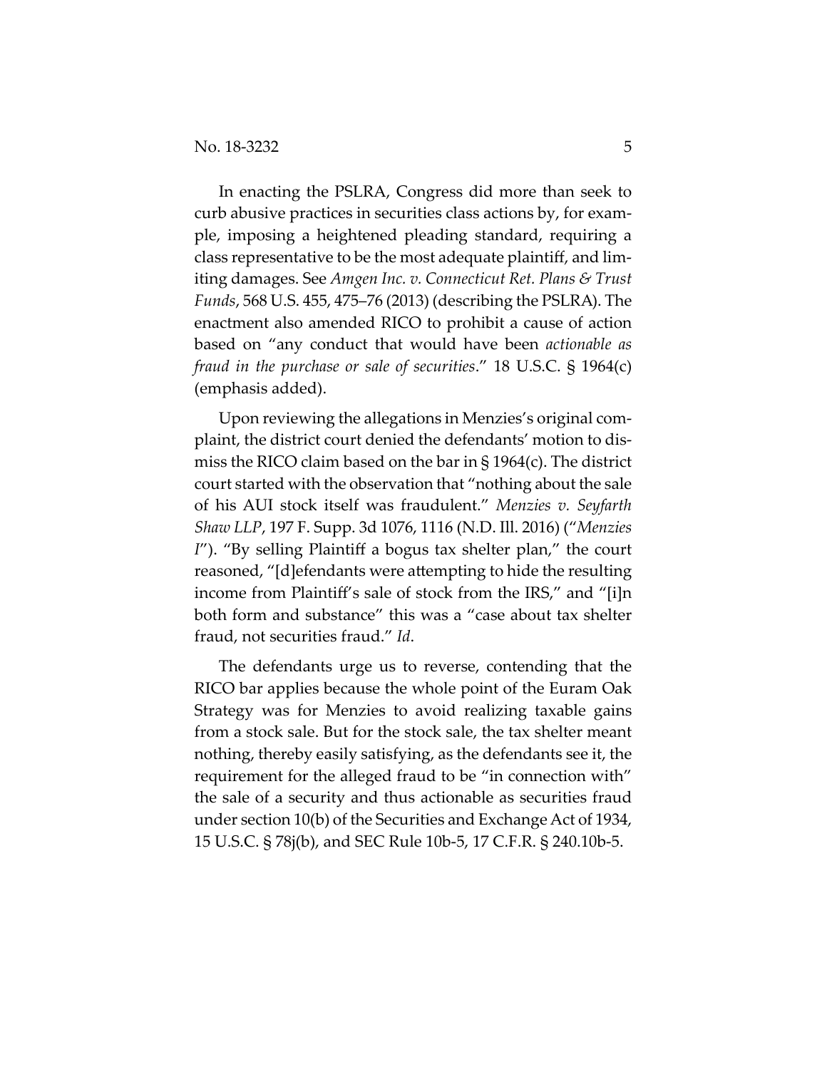In enacting the PSLRA, Congress did more than seek to curb abusive practices in securities class actions by, for example, imposing a heightened pleading standard, requiring a class representative to be the most adequate plaintiff, and limiting damages. See *Amgen Inc. v. Connecticut Ret. Plans & Trust Funds*, 568 U.S. 455, 475–76 (2013) (describing the PSLRA). The enactment also amended RICO to prohibit a cause of action based on "any conduct that would have been *actionable as fraud in the purchase or sale of securities*." 18 U.S.C. § 1964(c) (emphasis added).

Upon reviewing the allegations in Menzies's original complaint, the district court denied the defendants' motion to dismiss the RICO claim based on the bar in § 1964(c). The district court started with the observation that "nothing about the sale of his AUI stock itself was fraudulent." *Menzies v. Seyfarth Shaw LLP*, 197 F. Supp. 3d 1076, 1116 (N.D. Ill. 2016) ("*Menzies I*"). "By selling Plaintiff a bogus tax shelter plan," the court reasoned, "[d]efendants were attempting to hide the resulting income from Plaintiff's sale of stock from the IRS," and "[i]n both form and substance" this was a "case about tax shelter fraud, not securities fraud." *Id*.

The defendants urge us to reverse, contending that the RICO bar applies because the whole point of the Euram Oak Strategy was for Menzies to avoid realizing taxable gains from a stock sale. But for the stock sale, the tax shelter meant nothing, thereby easily satisfying, as the defendants see it, the requirement for the alleged fraud to be "in connection with" the sale of a security and thus actionable as securities fraud under section 10(b) of the Securities and Exchange Act of 1934, 15 U.S.C. § 78j(b), and SEC Rule 10b-5, 17 C.F.R. § 240.10b-5.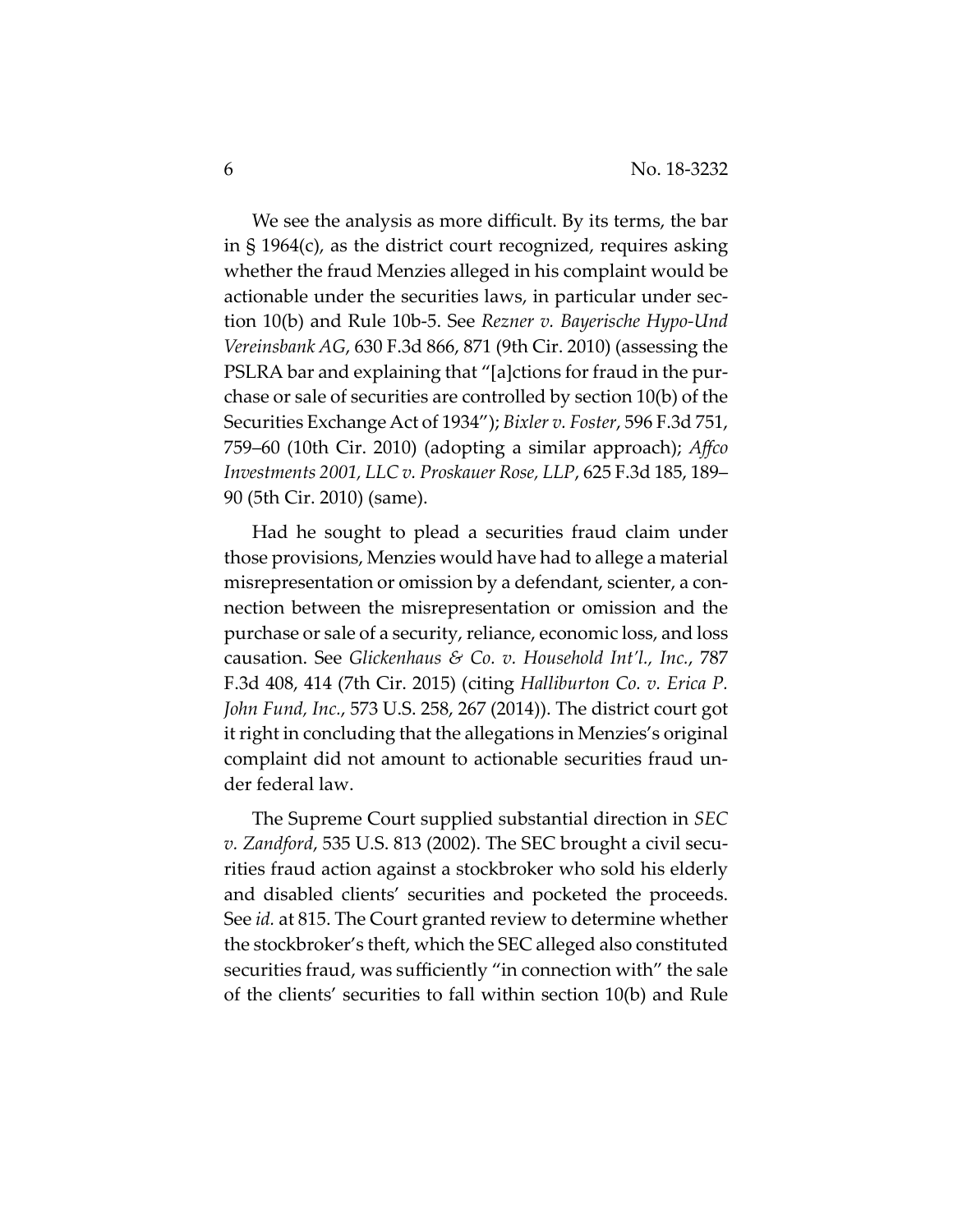We see the analysis as more difficult. By its terms, the bar in § 1964(c), as the district court recognized, requires asking whether the fraud Menzies alleged in his complaint would be actionable under the securities laws, in particular under section 10(b) and Rule 10b-5. See *Rezner v. Bayerische Hypo-Und Vereinsbank AG*, 630 F.3d 866, 871 (9th Cir. 2010) (assessing the PSLRA bar and explaining that "[a]ctions for fraud in the purchase or sale of securities are controlled by section 10(b) of the Securities Exchange Act of 1934"); *Bixler v. Foster*, 596 F.3d 751, 759–60 (10th Cir. 2010) (adopting a similar approach); *Affco Investments 2001, LLC v. Proskauer Rose, LLP*, 625 F.3d 185, 189–90 (5th Cir. 2010) (same).

Had he sought to plead a securities fraud claim under those provisions, Menzies would have had to allege a material misrepresentation or omission by a defendant, scienter, a connection between the misrepresentation or omission and the purchase or sale of a security, reliance, economic loss, and loss causation. See *Glickenhaus & Co. v. Household Int'l., Inc.*, 787 F.3d 408, 414 (7th Cir. 2015) (citing *Halliburton Co. v. Erica P. John Fund, Inc.*, 573 U.S. 258, 267 (2014)). The district court got it right in concluding that the allegations in Menzies's original complaint did not amount to actionable securities fraud under federal law.

The Supreme Court supplied substantial direction in *SEC v. Zandford*, 535 U.S. 813 (2002). The SEC brought a civil securities fraud action against a stockbroker who sold his elderly and disabled clients' securities and pocketed the proceeds. See *id.* at 815. The Court granted review to determine whether the stockbroker's theft, which the SEC alleged also constituted securities fraud, was sufficiently "in connection with" the sale of the clients' securities to fall within section 10(b) and Rule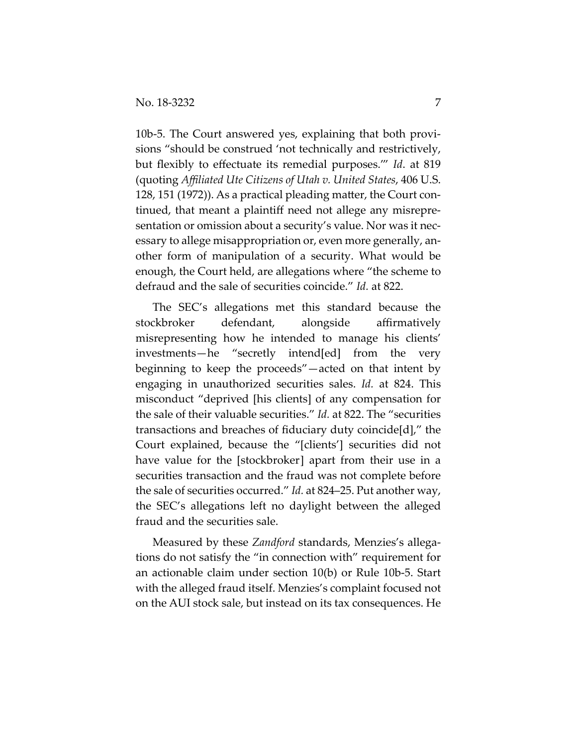10b-5. The Court answered yes, explaining that both provisions "should be construed 'not technically and restrictively, but flexibly to effectuate its remedial purposes.'" *Id*. at 819 (quoting *Affiliated Ute Citizens of Utah v. United States*, 406 U.S. 128, 151 (1972)). As a practical pleading matter, the Court continued, that meant a plaintiff need not allege any misrepresentation or omission about a security's value. Nor was it necessary to allege misappropriation or, even more generally, another form of manipulation of a security. What would be enough, the Court held, are allegations where "the scheme to defraud and the sale of securities coincide." *Id.* at 822.

The SEC's allegations met this standard because the stockbroker defendant, alongside affirmatively misrepresenting how he intended to manage his clients' investments—he "secretly intend[ed] from the very beginning to keep the proceeds"—acted on that intent by engaging in unauthorized securities sales. *Id.* at 824. This misconduct "deprived [his clients] of any compensation for the sale of their valuable securities." *Id.* at 822. The "securities transactions and breaches of fiduciary duty coincide[d]," the Court explained, because the "[clients'] securities did not have value for the [stockbroker] apart from their use in a securities transaction and the fraud was not complete before the sale of securities occurred." *Id.* at 824–25. Put another way, the SEC's allegations left no daylight between the alleged fraud and the securities sale.

Measured by these *Zandford* standards, Menzies's allegations do not satisfy the "in connection with" requirement for an actionable claim under section 10(b) or Rule 10b-5. Start with the alleged fraud itself. Menzies's complaint focused not on the AUI stock sale, but instead on its tax consequences. He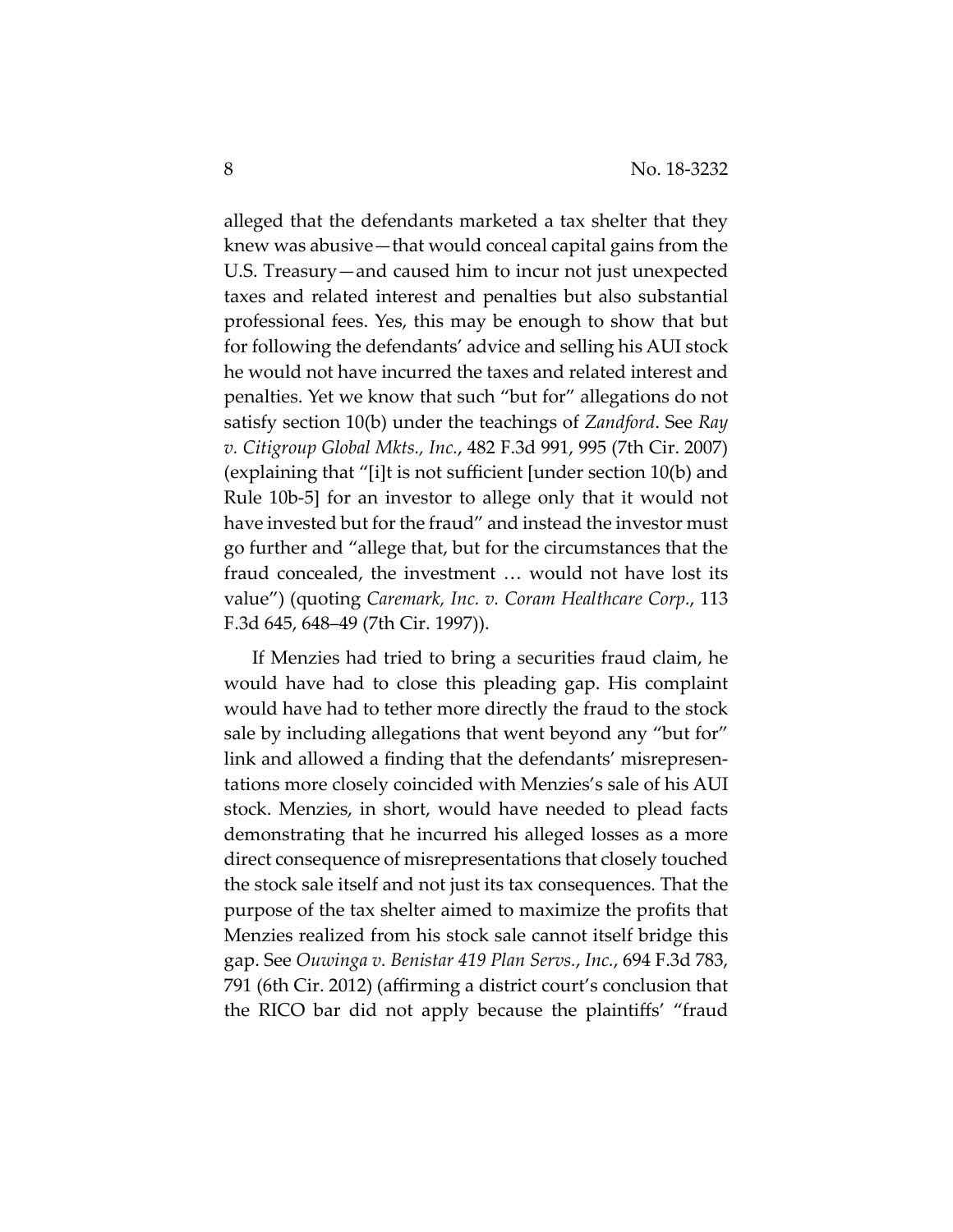alleged that the defendants marketed a tax shelter that they knew was abusive—that would conceal capital gains from the U.S. Treasury—and caused him to incur not just unexpected taxes and related interest and penalties but also substantial professional fees. Yes, this may be enough to show that but for following the defendants' advice and selling his AUI stock he would not have incurred the taxes and related interest and penalties. Yet we know that such "but for" allegations do not satisfy section 10(b) under the teachings of *Zandford*. See *Ray v. Citigroup Global Mkts., Inc.*, 482 F.3d 991, 995 (7th Cir. 2007) (explaining that "[i]t is not sufficient [under section 10(b) and Rule 10b-5] for an investor to allege only that it would not have invested but for the fraud" and instead the investor must go further and "allege that, but for the circumstances that the fraud concealed, the investment … would not have lost its value") (quoting *Caremark, Inc. v. Coram Healthcare Corp.*, 113 F.3d 645, 648–49 (7th Cir. 1997)).

If Menzies had tried to bring a securities fraud claim, he would have had to close this pleading gap. His complaint would have had to tether more directly the fraud to the stock sale by including allegations that went beyond any "but for" link and allowed a finding that the defendants' misrepresentations more closely coincided with Menzies's sale of his AUI stock. Menzies, in short, would have needed to plead facts demonstrating that he incurred his alleged losses as a more direct consequence of misrepresentations that closely touched the stock sale itself and not just its tax consequences. That the purpose of the tax shelter aimed to maximize the profits that Menzies realized from his stock sale cannot itself bridge this gap. See *Ouwinga v. Benistar 419 Plan Servs., Inc.*, 694 F.3d 783, 791 (6th Cir. 2012) (affirming a district court's conclusion that the RICO bar did not apply because the plaintiffs' "fraud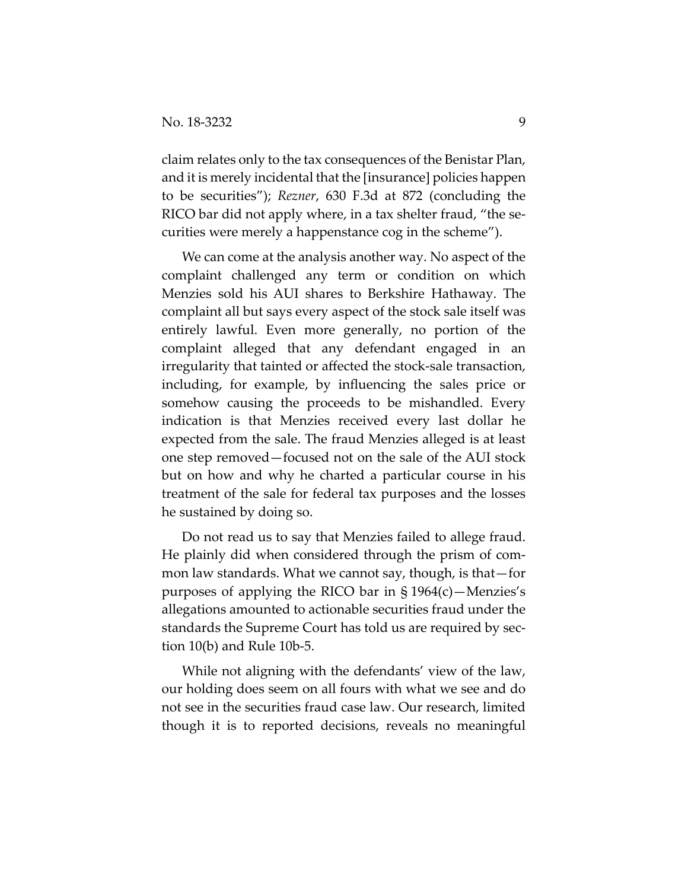claim relates only to the tax consequences of the Benistar Plan, and it is merely incidental that the [insurance] policies happen to be securities"); *Rezner*, 630 F.3d at 872 (concluding the RICO bar did not apply where, in a tax shelter fraud, "the securities were merely a happenstance cog in the scheme").

We can come at the analysis another way. No aspect of the complaint challenged any term or condition on which Menzies sold his AUI shares to Berkshire Hathaway. The complaint all but says every aspect of the stock sale itself was entirely lawful. Even more generally, no portion of the complaint alleged that any defendant engaged in an irregularity that tainted or affected the stock-sale transaction, including, for example, by influencing the sales price or somehow causing the proceeds to be mishandled. Every indication is that Menzies received every last dollar he expected from the sale. The fraud Menzies alleged is at least one step removed—focused not on the sale of the AUI stock but on how and why he charted a particular course in his treatment of the sale for federal tax purposes and the losses he sustained by doing so.

Do not read us to say that Menzies failed to allege fraud. He plainly did when considered through the prism of common law standards. What we cannot say, though, is that—for purposes of applying the RICO bar in § 1964(c)—Menzies's allegations amounted to actionable securities fraud under the standards the Supreme Court has told us are required by section 10(b) and Rule 10b-5.

While not aligning with the defendants' view of the law, our holding does seem on all fours with what we see and do not see in the securities fraud case law. Our research, limited though it is to reported decisions, reveals no meaningful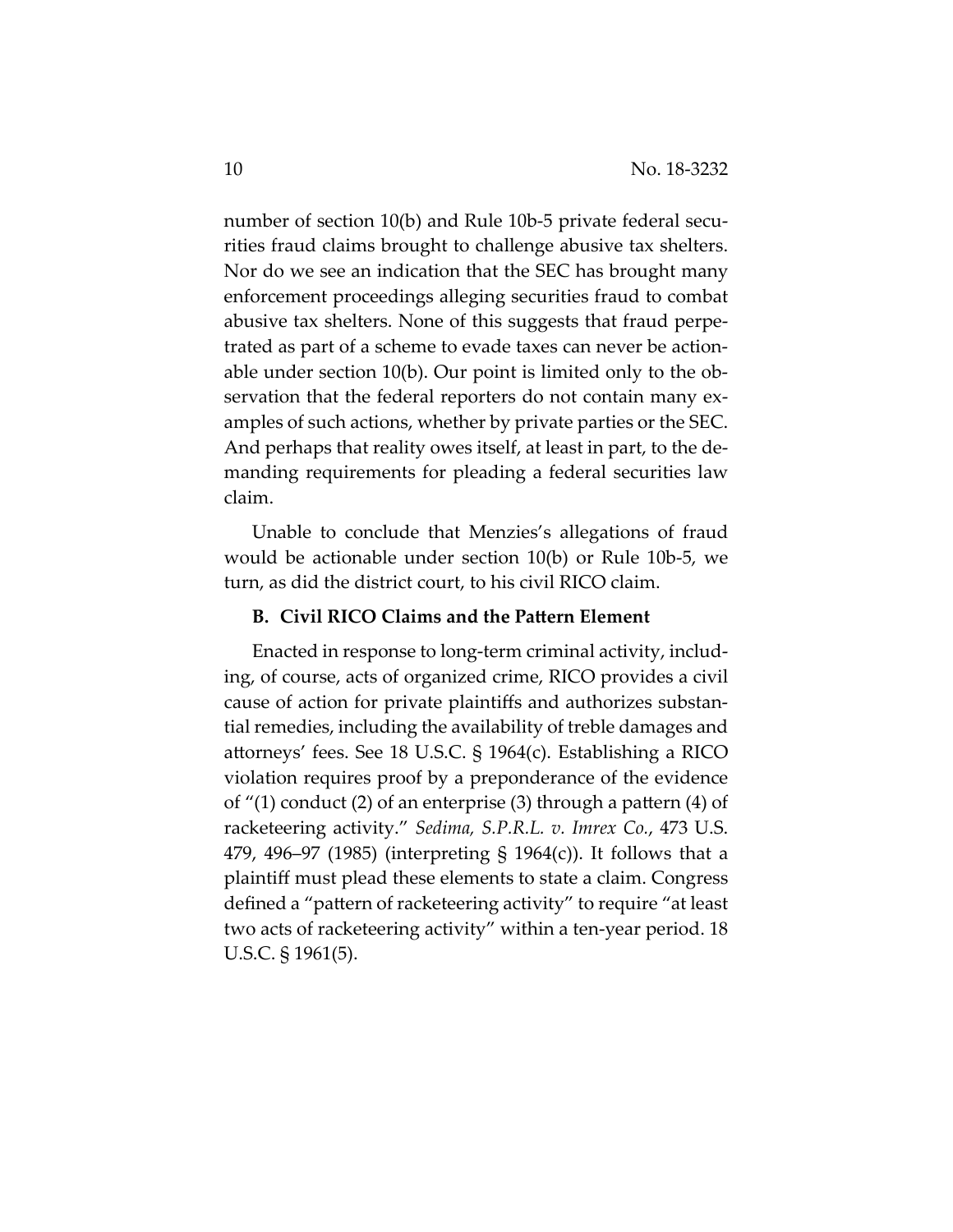number of section 10(b) and Rule 10b-5 private federal securities fraud claims brought to challenge abusive tax shelters. Nor do we see an indication that the SEC has brought many enforcement proceedings alleging securities fraud to combat abusive tax shelters. None of this suggests that fraud perpetrated as part of a scheme to evade taxes can never be actionable under section 10(b). Our point is limited only to the observation that the federal reporters do not contain many examples of such actions, whether by private parties or the SEC. And perhaps that reality owes itself, at least in part, to the demanding requirements for pleading a federal securities law claim.

Unable to conclude that Menzies's allegations of fraud would be actionable under section 10(b) or Rule 10b-5, we turn, as did the district court, to his civil RICO claim.

**B. Civil RICO Claims and the Pattern Element**

Enacted in response to long-term criminal activity, including, of course, acts of organized crime, RICO provides a civil cause of action for private plaintiffs and authorizes substantial remedies, including the availability of treble damages and attorneys' fees. See 18 U.S.C. § 1964(c). Establishing a RICO violation requires proof by a preponderance of the evidence of "(1) conduct (2) of an enterprise (3) through a pattern (4) of racketeering activity." *Sedima, S.P.R.L. v. Imrex Co.*, 473 U.S. 479, 496–97 (1985) (interpreting § 1964(c)). It follows that a plaintiff must plead these elements to state a claim. Congress defined a "pattern of racketeering activity" to require "at least two acts of racketeering activity" within a ten-year period. 18 U.S.C. § 1961(5).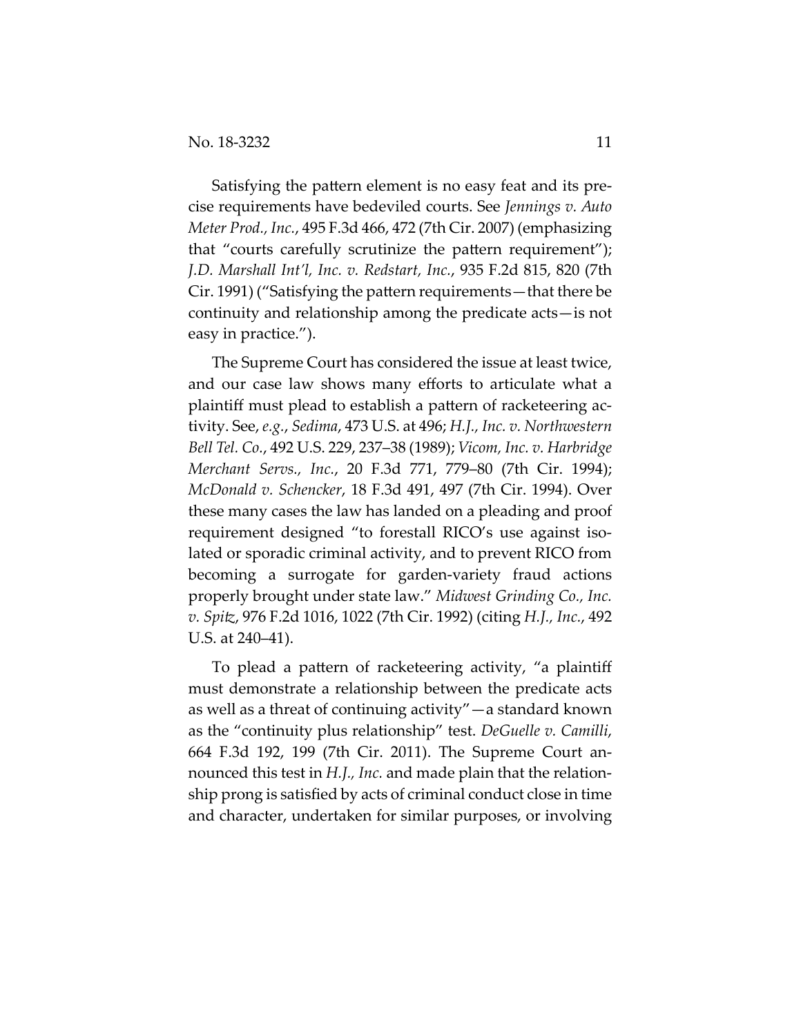Satisfying the pattern element is no easy feat and its precise requirements have bedeviled courts. See *Jennings v. Auto Meter Prod., Inc.*, 495 F.3d 466, 472 (7th Cir. 2007) (emphasizing that "courts carefully scrutinize the pattern requirement"); *J.D. Marshall Int'l, Inc. v. Redstart, Inc.*, 935 F.2d 815, 820 (7th Cir. 1991) ("Satisfying the pattern requirements—that there be continuity and relationship among the predicate acts—is not easy in practice.").

The Supreme Court has considered the issue at least twice, and our case law shows many efforts to articulate what a plaintiff must plead to establish a pattern of racketeering activity. See, *e.g.*, *Sedima*, 473 U.S. at 496; *H.J., Inc. v. Northwestern Bell Tel. Co.*, 492 U.S. 229, 237–38 (1989); *Vicom, Inc. v. Harbridge Merchant Servs., Inc.*, 20 F.3d 771, 779–80 (7th Cir. 1994); *McDonald v. Schencker*, 18 F.3d 491, 497 (7th Cir. 1994). Over these many cases the law has landed on a pleading and proof requirement designed "to forestall RICO's use against isolated or sporadic criminal activity, and to prevent RICO from becoming a surrogate for garden-variety fraud actions properly brought under state law." *Midwest Grinding Co., Inc. v. Spitz*, 976 F.2d 1016, 1022 (7th Cir. 1992) (citing *H.J., Inc.*, 492 U.S. at 240–41).

To plead a pattern of racketeering activity, "a plaintiff must demonstrate a relationship between the predicate acts as well as a threat of continuing activity"—a standard known as the "continuity plus relationship" test. *DeGuelle v. Camilli*, 664 F.3d 192, 199 (7th Cir. 2011). The Supreme Court announced this test in *H.J., Inc.* and made plain that the relationship prong is satisfied by acts of criminal conduct close in time and character, undertaken for similar purposes, or involving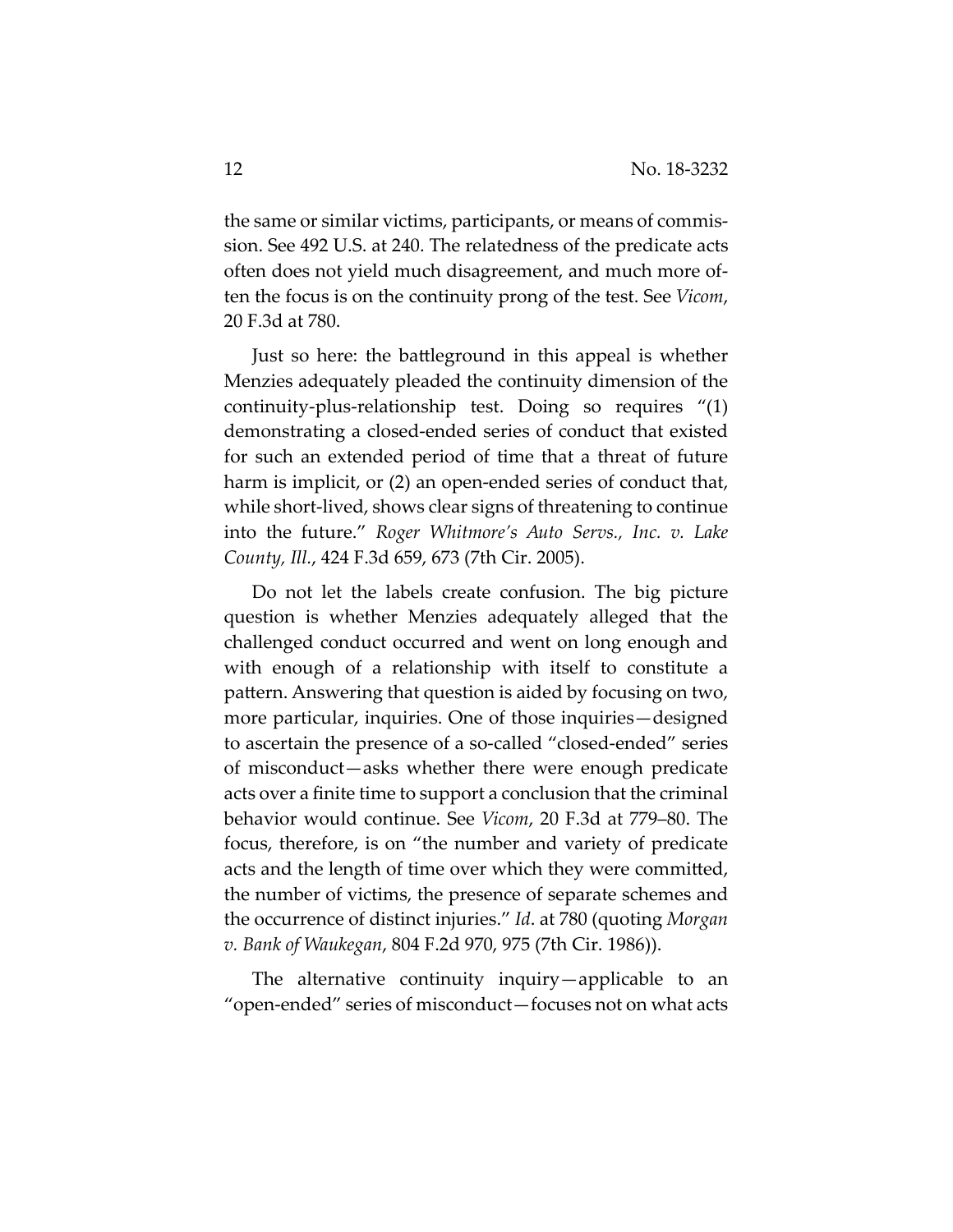the same or similar victims, participants, or means of commission. See 492 U.S. at 240. The relatedness of the predicate acts often does not yield much disagreement, and much more often the focus is on the continuity prong of the test. See *Vicom*, 20 F.3d at 780.

Just so here: the battleground in this appeal is whether Menzies adequately pleaded the continuity dimension of the continuity-plus-relationship test. Doing so requires "(1) demonstrating a closed-ended series of conduct that existed for such an extended period of time that a threat of future harm is implicit, or (2) an open-ended series of conduct that, while short-lived, shows clear signs of threatening to continue into the future." *Roger Whitmore's Auto Servs., Inc. v. Lake County, Ill.*, 424 F.3d 659, 673 (7th Cir. 2005).

Do not let the labels create confusion. The big picture question is whether Menzies adequately alleged that the challenged conduct occurred and went on long enough and with enough of a relationship with itself to constitute a pattern. Answering that question is aided by focusing on two, more particular, inquiries. One of those inquiries—designed to ascertain the presence of a so-called "closed-ended" series of misconduct—asks whether there were enough predicate acts over a finite time to support a conclusion that the criminal behavior would continue. See *Vicom*, 20 F.3d at 779–80. The focus, therefore, is on "the number and variety of predicate acts and the length of time over which they were committed, the number of victims, the presence of separate schemes and the occurrence of distinct injuries." *Id*. at 780 (quoting *Morgan v. Bank of Waukegan*, 804 F.2d 970, 975 (7th Cir. 1986)).

The alternative continuity inquiry—applicable to an "open-ended" series of misconduct—focuses not on what acts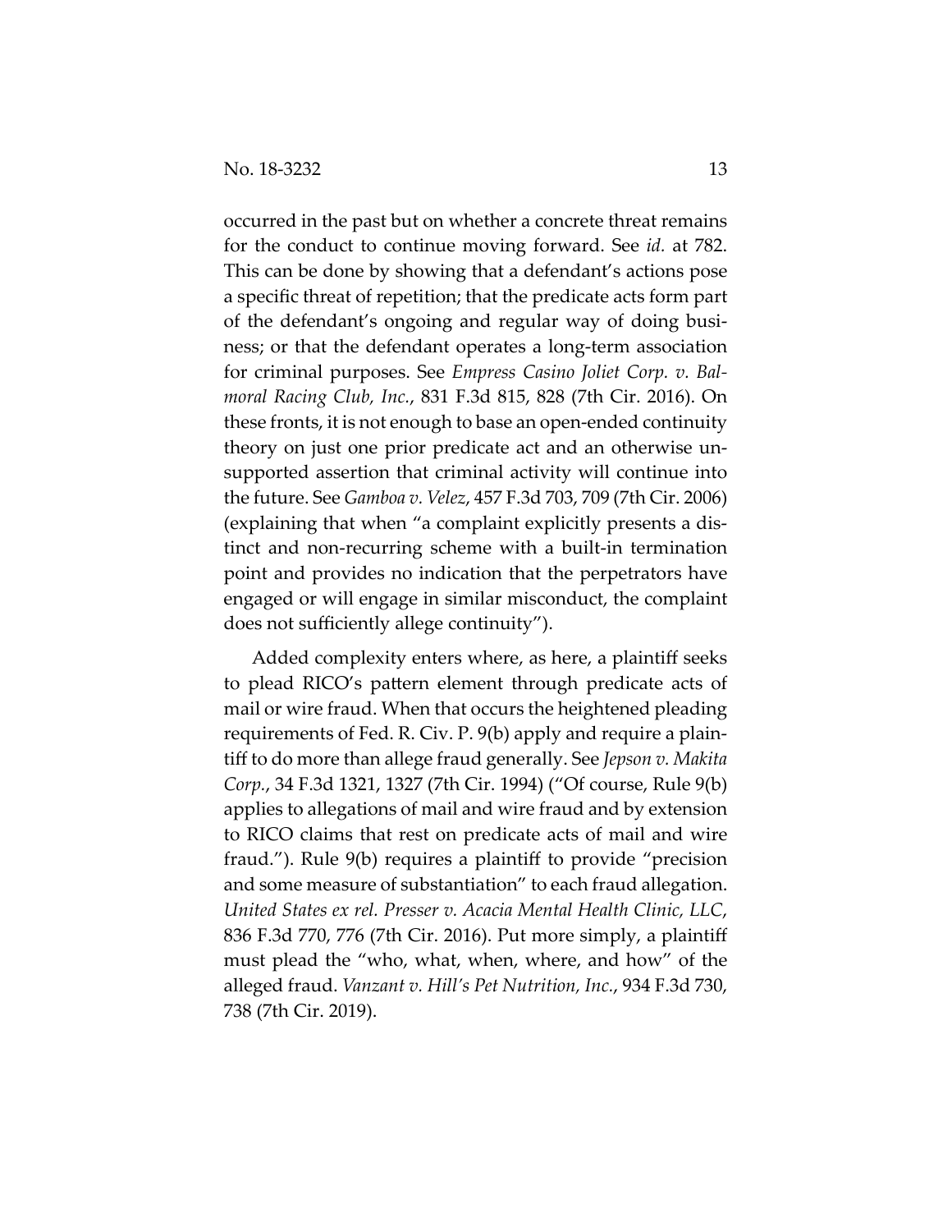occurred in the past but on whether a concrete threat remains for the conduct to continue moving forward. See *id.* at 782. This can be done by showing that a defendant's actions pose a specific threat of repetition; that the predicate acts form part of the defendant's ongoing and regular way of doing business; or that the defendant operates a long-term association for criminal purposes. See *Empress Casino Joliet Corp. v. Balmoral Racing Club, Inc.*, 831 F.3d 815, 828 (7th Cir. 2016). On these fronts, it is not enough to base an open-ended continuity theory on just one prior predicate act and an otherwise unsupported assertion that criminal activity will continue into the future. See *Gamboa v. Velez*, 457 F.3d 703, 709 (7th Cir. 2006) (explaining that when "a complaint explicitly presents a distinct and non-recurring scheme with a built-in termination point and provides no indication that the perpetrators have engaged or will engage in similar misconduct, the complaint does not sufficiently allege continuity").

Added complexity enters where, as here, a plaintiff seeks to plead RICO's pattern element through predicate acts of mail or wire fraud. When that occurs the heightened pleading requirements of Fed. R. Civ. P. 9(b) apply and require a plaintiff to do more than allege fraud generally. See *Jepson v. Makita Corp.*, 34 F.3d 1321, 1327 (7th Cir. 1994) ("Of course, Rule 9(b) applies to allegations of mail and wire fraud and by extension to RICO claims that rest on predicate acts of mail and wire fraud."). Rule 9(b) requires a plaintiff to provide "precision and some measure of substantiation" to each fraud allegation. *United States ex rel. Presser v. Acacia Mental Health Clinic, LLC*, 836 F.3d 770, 776 (7th Cir. 2016). Put more simply, a plaintiff must plead the "who, what, when, where, and how" of the alleged fraud. *Vanzant v. Hill's Pet Nutrition, Inc.*, 934 F.3d 730, 738 (7th Cir. 2019).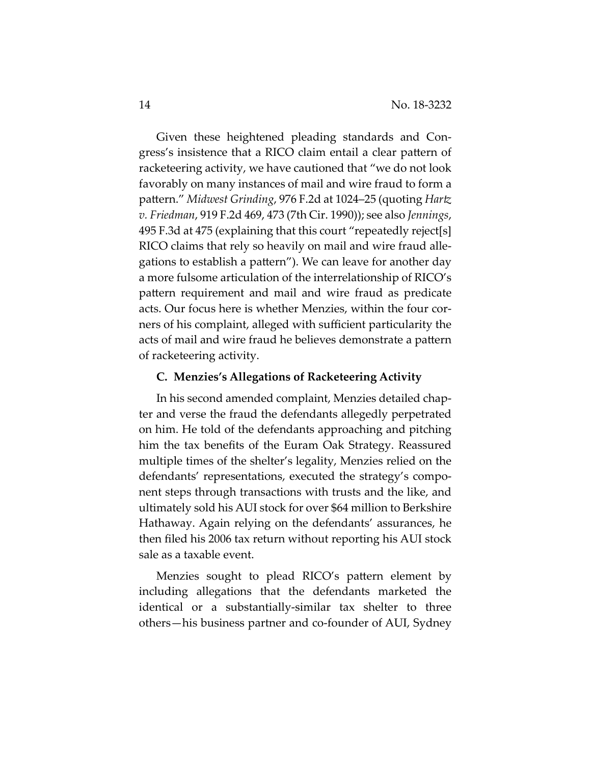Given these heightened pleading standards and Congress's insistence that a RICO claim entail a clear pattern of racketeering activity, we have cautioned that "we do not look favorably on many instances of mail and wire fraud to form a pattern." *Midwest Grinding*, 976 F.2d at 1024–25 (quoting *Hartz v. Friedman*, 919 F.2d 469, 473 (7th Cir. 1990)); see also *Jennings*, 495 F.3d at 475 (explaining that this court "repeatedly reject[s] RICO claims that rely so heavily on mail and wire fraud allegations to establish a pattern"). We can leave for another day a more fulsome articulation of the interrelationship of RICO's pattern requirement and mail and wire fraud as predicate acts. Our focus here is whether Menzies, within the four corners of his complaint, alleged with sufficient particularity the acts of mail and wire fraud he believes demonstrate a pattern of racketeering activity.

### C. Menzies's Allegations of Racketeering Activity

In his second amended complaint, Menzies detailed chapter and verse the fraud the defendants allegedly perpetrated on him. He told of the defendants approaching and pitching him the tax benefits of the Euram Oak Strategy. Reassured multiple times of the shelter's legality, Menzies relied on the defendants' representations, executed the strategy's component steps through transactions with trusts and the like, and ultimately sold his AUI stock for over $64 million to Berkshire Hathaway. Again relying on the defendants' assurances, he then filed his 2006 tax return without reporting his AUI stock sale as a taxable event.

Menzies sought to plead RICO's pattern element by including allegations that the defendants marketed the identical or a substantially-similar tax shelter to three others—his business partner and co-founder of AUI, Sydney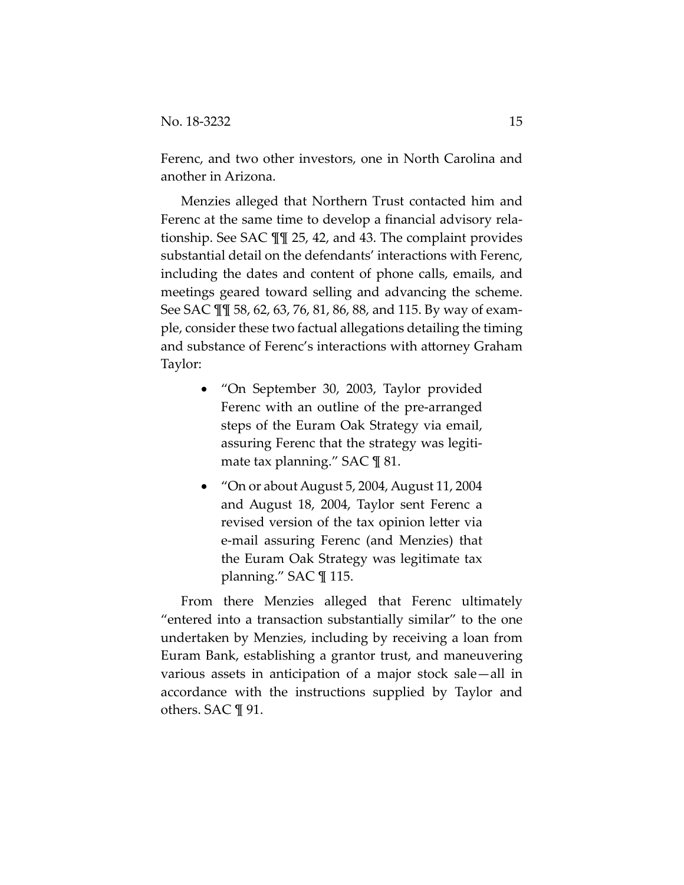Ferenc, and two other investors, one in North Carolina and another in Arizona.

Menzies alleged that Northern Trust contacted him and Ferenc at the same time to develop a financial advisory relationship. See SAC ¶¶ 25, 42, and 43. The complaint provides substantial detail on the defendants' interactions with Ferenc, including the dates and content of phone calls, emails, and meetings geared toward selling and advancing the scheme. See SAC ¶¶ 58, 62, 63, 76, 81, 86, 88, and 115. By way of example, consider these two factual allegations detailing the timing and substance of Ferenc's interactions with attorney Graham Taylor:

- "On September 30, 2003, Taylor provided Ferenc with an outline of the pre-arranged steps of the Euram Oak Strategy via email, assuring Ferenc that the strategy was legitimate tax planning." SAC ¶ 81.
- "On or about August 5, 2004, August 11, 2004 and August 18, 2004, Taylor sent Ferenc a revised version of the tax opinion letter via e-mail assuring Ferenc (and Menzies) that the Euram Oak Strategy was legitimate tax planning." SAC ¶ 115.

From there Menzies alleged that Ferenc ultimately "entered into a transaction substantially similar" to the one undertaken by Menzies, including by receiving a loan from Euram Bank, establishing a grantor trust, and maneuvering various assets in anticipation of a major stock sale—all in accordance with the instructions supplied by Taylor and others. SAC ¶ 91.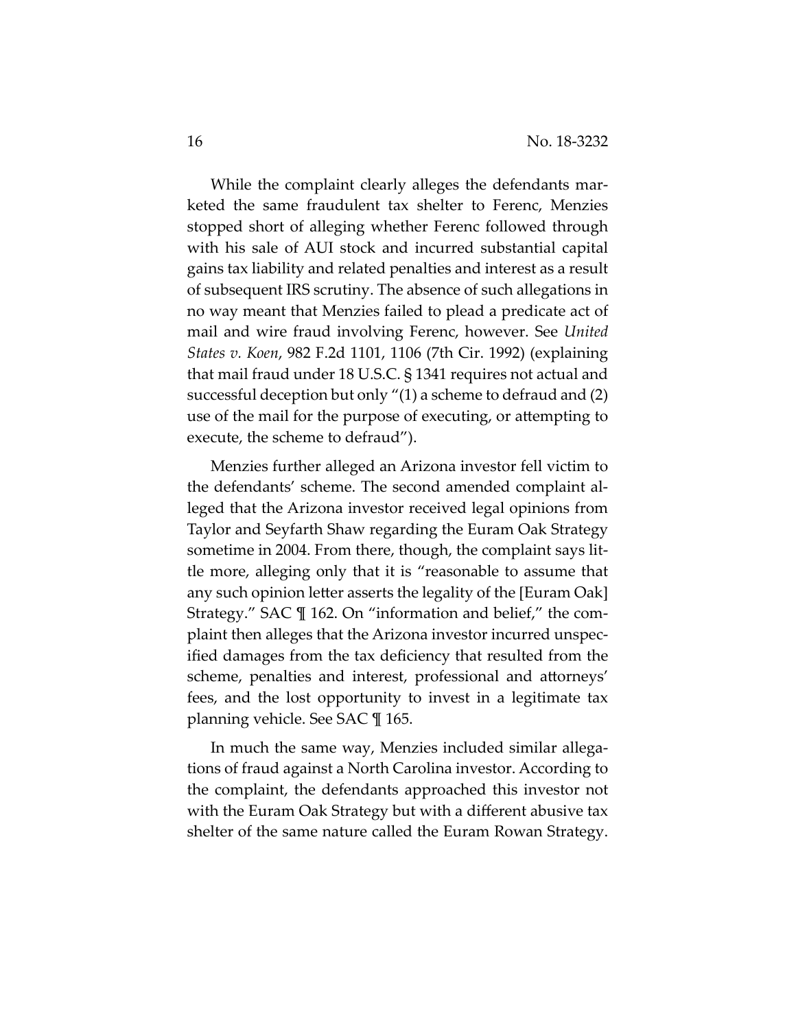While the complaint clearly alleges the defendants marketed the same fraudulent tax shelter to Ferenc, Menzies stopped short of alleging whether Ferenc followed through with his sale of AUI stock and incurred substantial capital gains tax liability and related penalties and interest as a result of subsequent IRS scrutiny. The absence of such allegations in no way meant that Menzies failed to plead a predicate act of mail and wire fraud involving Ferenc, however. See *United States v. Koen*, 982 F.2d 1101, 1106 (7th Cir. 1992) (explaining that mail fraud under 18 U.S.C. § 1341 requires not actual and successful deception but only "(1) a scheme to defraud and (2) use of the mail for the purpose of executing, or attempting to execute, the scheme to defraud").

Menzies further alleged an Arizona investor fell victim to the defendants' scheme. The second amended complaint alleged that the Arizona investor received legal opinions from Taylor and Seyfarth Shaw regarding the Euram Oak Strategy sometime in 2004. From there, though, the complaint says little more, alleging only that it is "reasonable to assume that any such opinion letter asserts the legality of the [Euram Oak] Strategy." SAC ¶ 162. On "information and belief," the complaint then alleges that the Arizona investor incurred unspecified damages from the tax deficiency that resulted from the scheme, penalties and interest, professional and attorneys' fees, and the lost opportunity to invest in a legitimate tax planning vehicle. See SAC ¶ 165.

In much the same way, Menzies included similar allegations of fraud against a North Carolina investor. According to the complaint, the defendants approached this investor not with the Euram Oak Strategy but with a different abusive tax shelter of the same nature called the Euram Rowan Strategy.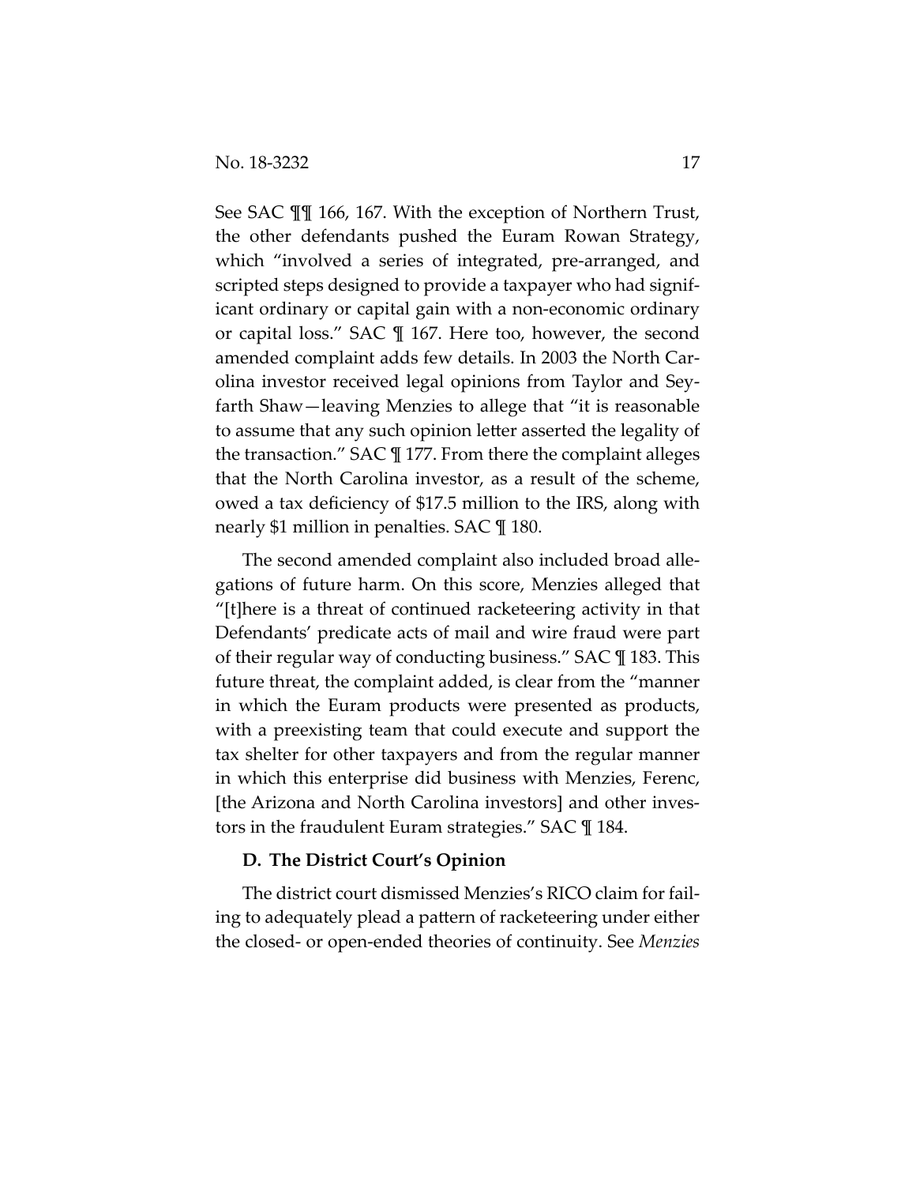See SAC ¶¶ 166, 167. With the exception of Northern Trust, the other defendants pushed the Euram Rowan Strategy, which "involved a series of integrated, pre-arranged, and scripted steps designed to provide a taxpayer who had significant ordinary or capital gain with a non-economic ordinary or capital loss." SAC ¶ 167. Here too, however, the second amended complaint adds few details. In 2003 the North Carolina investor received legal opinions from Taylor and Seyfarth Shaw—leaving Menzies to allege that "it is reasonable to assume that any such opinion letter asserted the legality of the transaction." SAC ¶ 177. From there the complaint alleges that the North Carolina investor, as a result of the scheme, owed a tax deficiency of $17.5 million to the IRS, along with nearly $1 million in penalties. SAC ¶ 180.

The second amended complaint also included broad allegations of future harm. On this score, Menzies alleged that "[t]here is a threat of continued racketeering activity in that Defendants' predicate acts of mail and wire fraud were part of their regular way of conducting business." SAC ¶ 183. This future threat, the complaint added, is clear from the "manner in which the Euram products were presented as products, with a preexisting team that could execute and support the tax shelter for other taxpayers and from the regular manner in which this enterprise did business with Menzies, Ferenc, [the Arizona and North Carolina investors] and other investors in the fraudulent Euram strategies." SAC ¶ 184.

### D. The District Court's Opinion

The district court dismissed Menzies's RICO claim for failing to adequately plead a pattern of racketeering under either the closed- or open-ended theories of continuity. See *Menzies*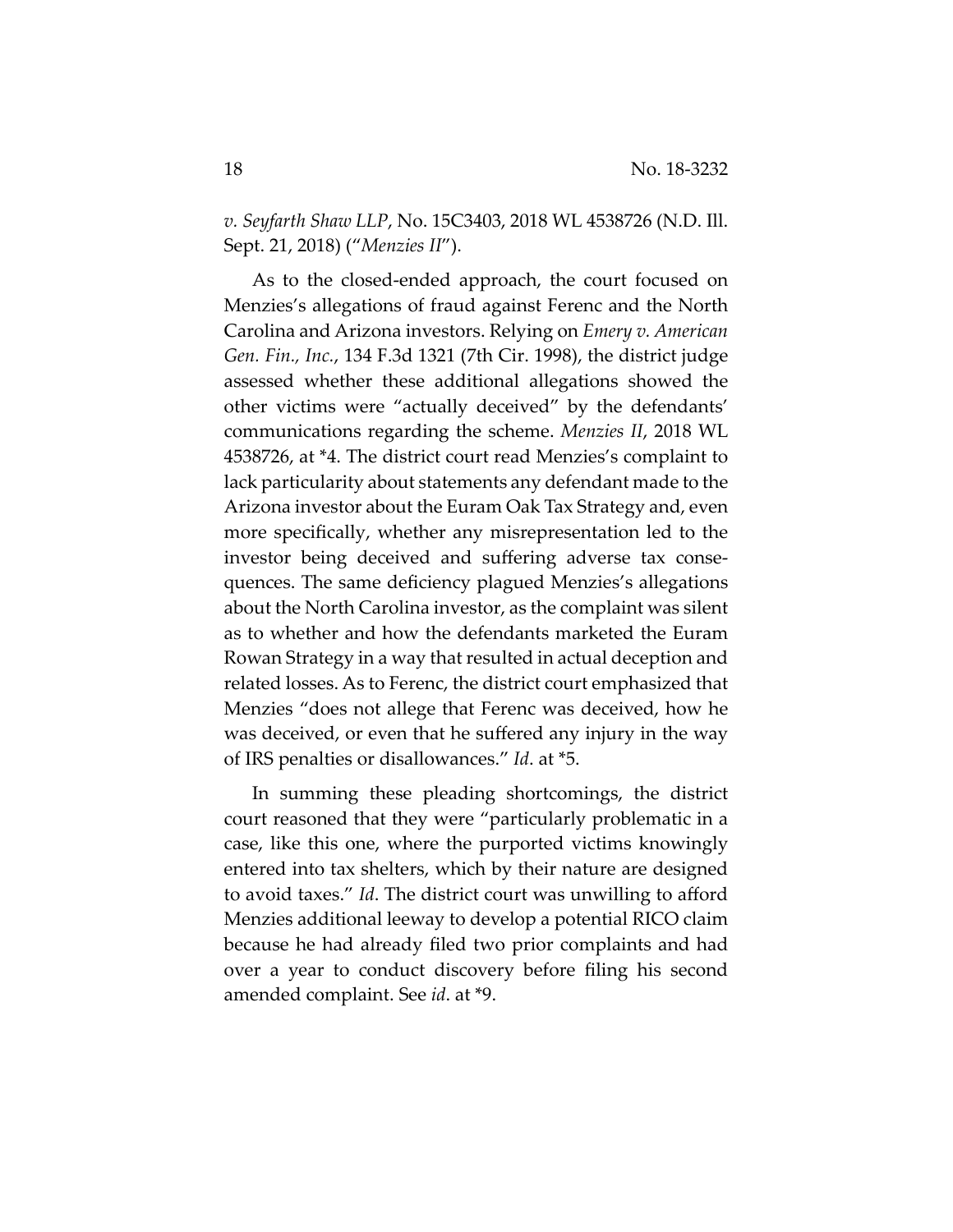*v. Seyfarth Shaw LLP*, No. 15C3403, 2018 WL 4538726 (N.D. Ill. Sept. 21, 2018) ("*Menzies II*").

As to the closed-ended approach, the court focused on Menzies's allegations of fraud against Ferenc and the North Carolina and Arizona investors. Relying on *Emery v. American Gen. Fin., Inc.*, 134 F.3d 1321 (7th Cir. 1998), the district judge assessed whether these additional allegations showed the other victims were "actually deceived" by the defendants' communications regarding the scheme. *Menzies II*, 2018 WL 4538726, at *4. The district court read Menzies's complaint to lack particularity about statements any defendant made to the Arizona investor about the Euram Oak Tax Strategy and, even more specifically, whether any misrepresentation led to the investor being deceived and suffering adverse tax consequences. The same deficiency plagued Menzies's allegations about the North Carolina investor, as the complaint was silent as to whether and how the defendants marketed the Euram Rowan Strategy in a way that resulted in actual deception and related losses. As to Ferenc, the district court emphasized that Menzies "does not allege that Ferenc was deceived, how he was deceived, or even that he suffered any injury in the way of IRS penalties or disallowances." *Id.* at *5.

In summing these pleading shortcomings, the district court reasoned that they were "particularly problematic in a case, like this one, where the purported victims knowingly entered into tax shelters, which by their nature are designed to avoid taxes." *Id*. The district court was unwilling to afford Menzies additional leeway to develop a potential RICO claim because he had already filed two prior complaints and had over a year to conduct discovery before filing his second amended complaint. See *id.* at *9.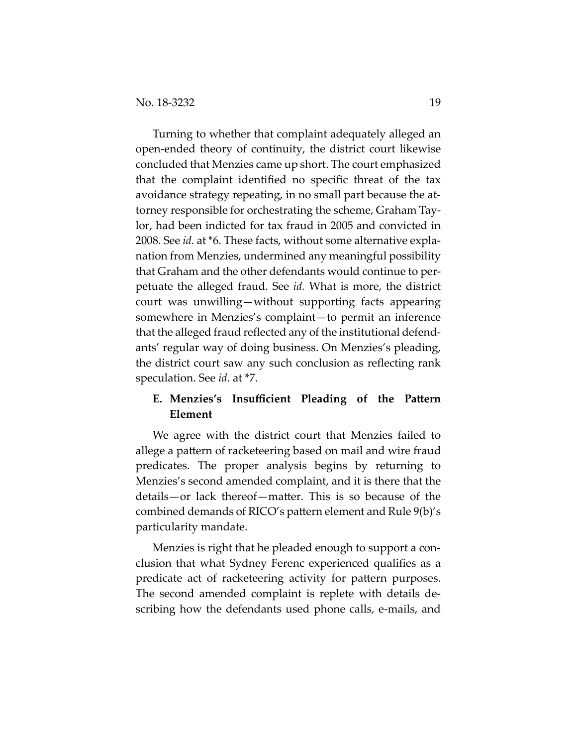Turning to whether that complaint adequately alleged an open-ended theory of continuity, the district court likewise concluded that Menzies came up short. The court emphasized that the complaint identified no specific threat of the tax avoidance strategy repeating, in no small part because the attorney responsible for orchestrating the scheme, Graham Taylor, had been indicted for tax fraud in 2005 and convicted in 2008. See *id.* at *6. These facts, without some alternative explanation from Menzies, undermined any meaningful possibility that Graham and the other defendants would continue to perpetuate the alleged fraud. See *id.* What is more, the district court was unwilling—without supporting facts appearing somewhere in Menzies's complaint—to permit an inference that the alleged fraud reflected any of the institutional defendants' regular way of doing business. On Menzies's pleading, the district court saw any such conclusion as reflecting rank speculation. See *id*. at *7.

### E. Menzies's Insufficient Pleading of the Pattern Element

We agree with the district court that Menzies failed to allege a pattern of racketeering based on mail and wire fraud predicates. The proper analysis begins by returning to Menzies's second amended complaint, and it is there that the details—or lack thereof—matter. This is so because of the combined demands of RICO's pattern element and Rule 9(b)'s particularity mandate.

Menzies is right that he pleaded enough to support a conclusion that what Sydney Ferenc experienced qualifies as a predicate act of racketeering activity for pattern purposes. The second amended complaint is replete with details describing how the defendants used phone calls, e-mails, and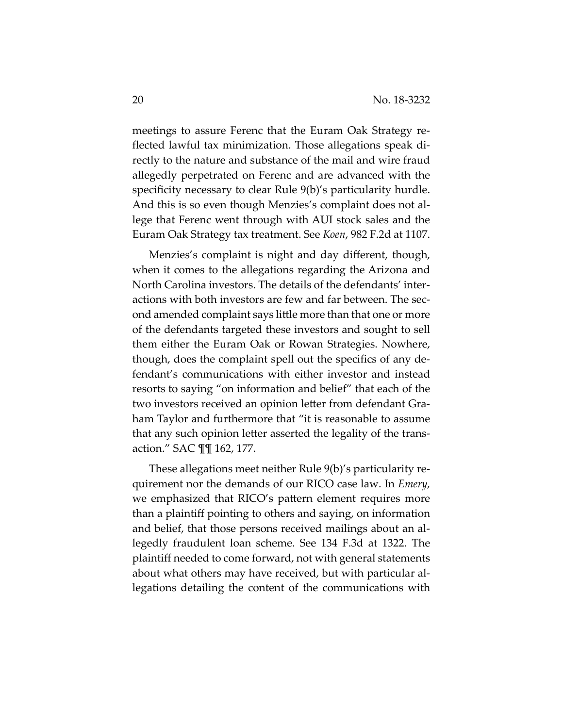meetings to assure Ferenc that the Euram Oak Strategy reflected lawful tax minimization. Those allegations speak directly to the nature and substance of the mail and wire fraud allegedly perpetrated on Ferenc and are advanced with the specificity necessary to clear Rule 9(b)'s particularity hurdle. And this is so even though Menzies's complaint does not allege that Ferenc went through with AUI stock sales and the Euram Oak Strategy tax treatment. See *Koen*, 982 F.2d at 1107.

Menzies's complaint is night and day different, though, when it comes to the allegations regarding the Arizona and North Carolina investors. The details of the defendants' interactions with both investors are few and far between. The second amended complaint says little more than that one or more of the defendants targeted these investors and sought to sell them either the Euram Oak or Rowan Strategies. Nowhere, though, does the complaint spell out the specifics of any defendant's communications with either investor and instead resorts to saying "on information and belief" that each of the two investors received an opinion letter from defendant Graham Taylor and furthermore that "it is reasonable to assume that any such opinion letter asserted the legality of the transaction." SAC ¶¶ 162, 177.

These allegations meet neither Rule 9(b)'s particularity requirement nor the demands of our RICO case law. In *Emery,* we emphasized that RICO's pattern element requires more than a plaintiff pointing to others and saying, on information and belief, that those persons received mailings about an allegedly fraudulent loan scheme. See 134 F.3d at 1322. The plaintiff needed to come forward, not with general statements about what others may have received, but with particular allegations detailing the content of the communications with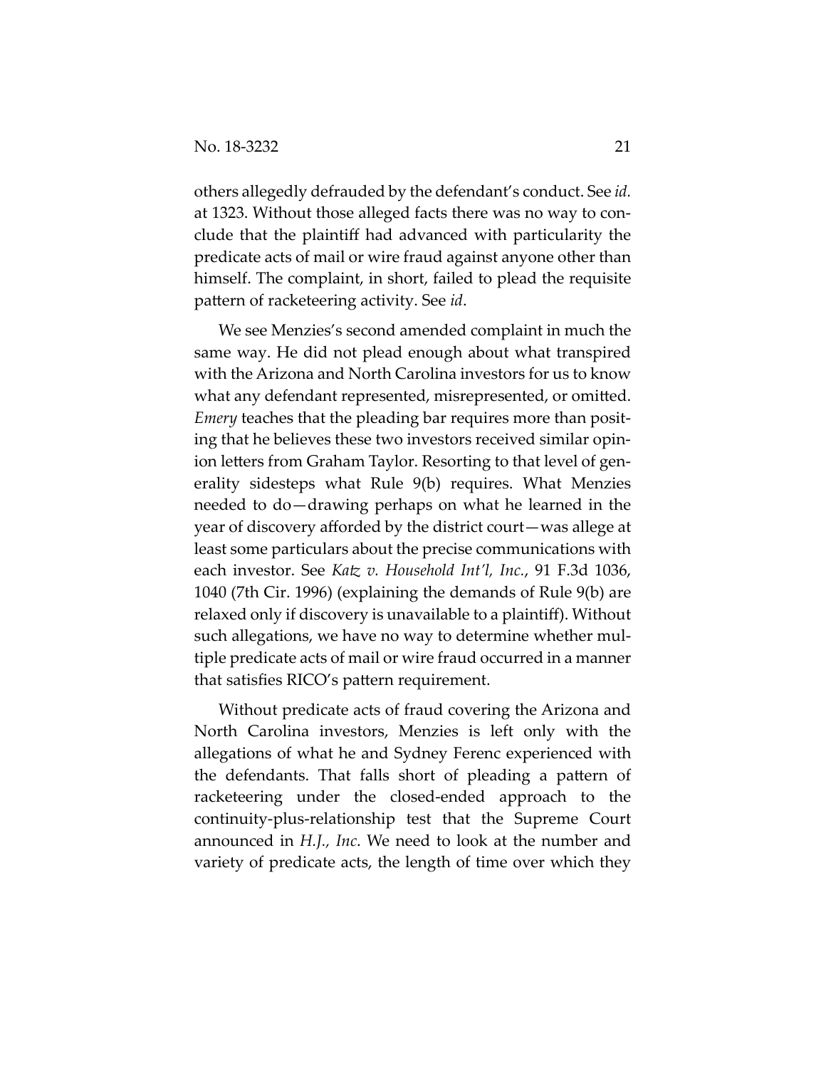others allegedly defrauded by the defendant's conduct. See *id.* at 1323. Without those alleged facts there was no way to conclude that the plaintiff had advanced with particularity the predicate acts of mail or wire fraud against anyone other than himself. The complaint, in short, failed to plead the requisite pattern of racketeering activity. See *id*.

We see Menzies's second amended complaint in much the same way. He did not plead enough about what transpired with the Arizona and North Carolina investors for us to know what any defendant represented, misrepresented, or omitted. *Emery* teaches that the pleading bar requires more than positing that he believes these two investors received similar opinion letters from Graham Taylor. Resorting to that level of generality sidesteps what Rule 9(b) requires. What Menzies needed to do—drawing perhaps on what he learned in the year of discovery afforded by the district court—was allege at least some particulars about the precise communications with each investor. See *Katz v. Household Int'l, Inc.*, 91 F.3d 1036, 1040 (7th Cir. 1996) (explaining the demands of Rule 9(b) are relaxed only if discovery is unavailable to a plaintiff). Without such allegations, we have no way to determine whether multiple predicate acts of mail or wire fraud occurred in a manner that satisfies RICO's pattern requirement.

Without predicate acts of fraud covering the Arizona and North Carolina investors, Menzies is left only with the allegations of what he and Sydney Ferenc experienced with the defendants. That falls short of pleading a pattern of racketeering under the closed-ended approach to the continuity-plus-relationship test that the Supreme Court announced in *H.J., Inc*. We need to look at the number and variety of predicate acts, the length of time over which they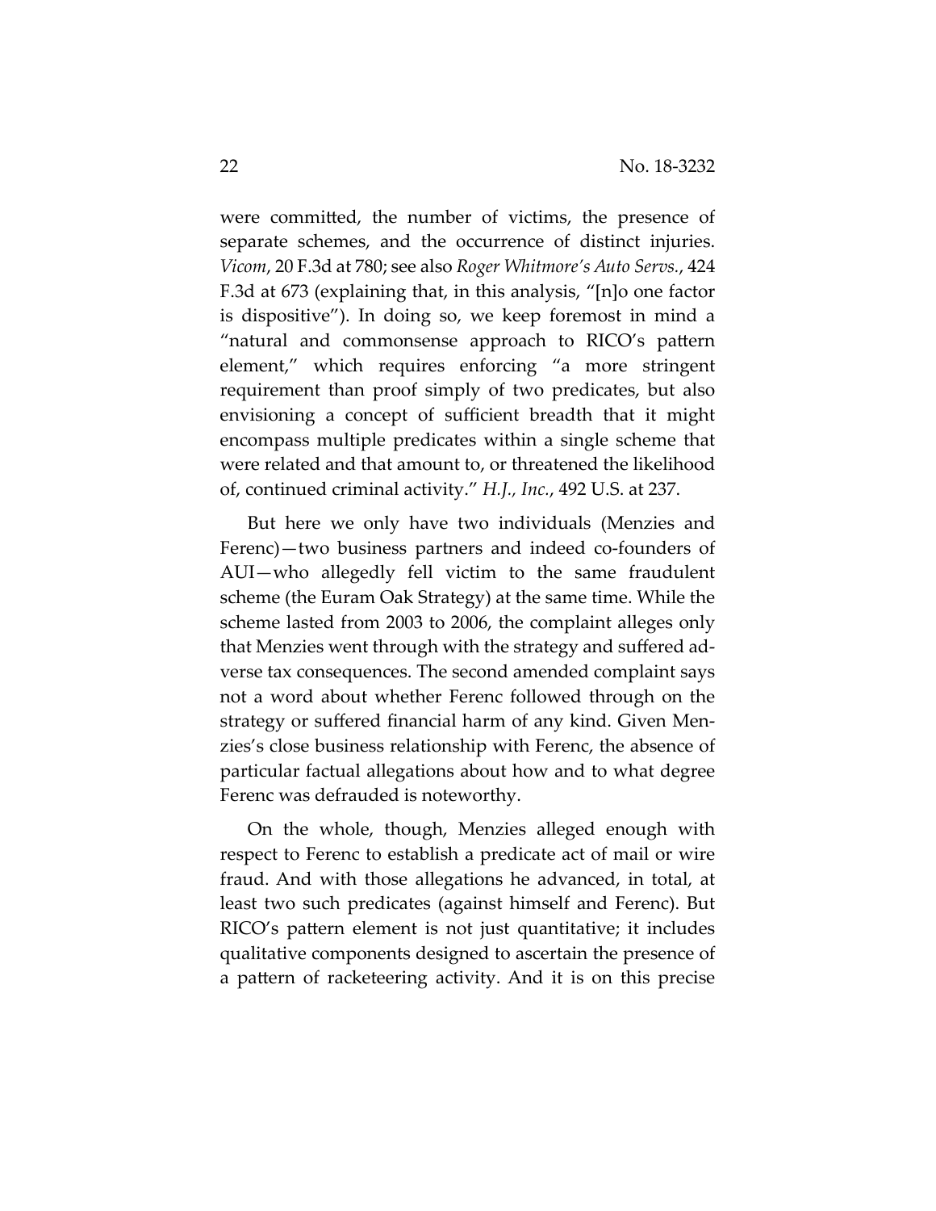were committed, the number of victims, the presence of separate schemes, and the occurrence of distinct injuries. *Vicom*, 20 F.3d at 780; see also *Roger Whitmore's Auto Servs.*, 424 F.3d at 673 (explaining that, in this analysis, "[n]o one factor is dispositive"). In doing so, we keep foremost in mind a "natural and commonsense approach to RICO's pattern element," which requires enforcing "a more stringent requirement than proof simply of two predicates, but also envisioning a concept of sufficient breadth that it might encompass multiple predicates within a single scheme that were related and that amount to, or threatened the likelihood of, continued criminal activity." *H.J., Inc.*, 492 U.S. at 237.

But here we only have two individuals (Menzies and Ferenc)—two business partners and indeed co-founders of AUI—who allegedly fell victim to the same fraudulent scheme (the Euram Oak Strategy) at the same time. While the scheme lasted from 2003 to 2006, the complaint alleges only that Menzies went through with the strategy and suffered adverse tax consequences. The second amended complaint says not a word about whether Ferenc followed through on the strategy or suffered financial harm of any kind. Given Menzies's close business relationship with Ferenc, the absence of particular factual allegations about how and to what degree Ferenc was defrauded is noteworthy.

On the whole, though, Menzies alleged enough with respect to Ferenc to establish a predicate act of mail or wire fraud. And with those allegations he advanced, in total, at least two such predicates (against himself and Ferenc). But RICO's pattern element is not just quantitative; it includes qualitative components designed to ascertain the presence of a pattern of racketeering activity. And it is on this precise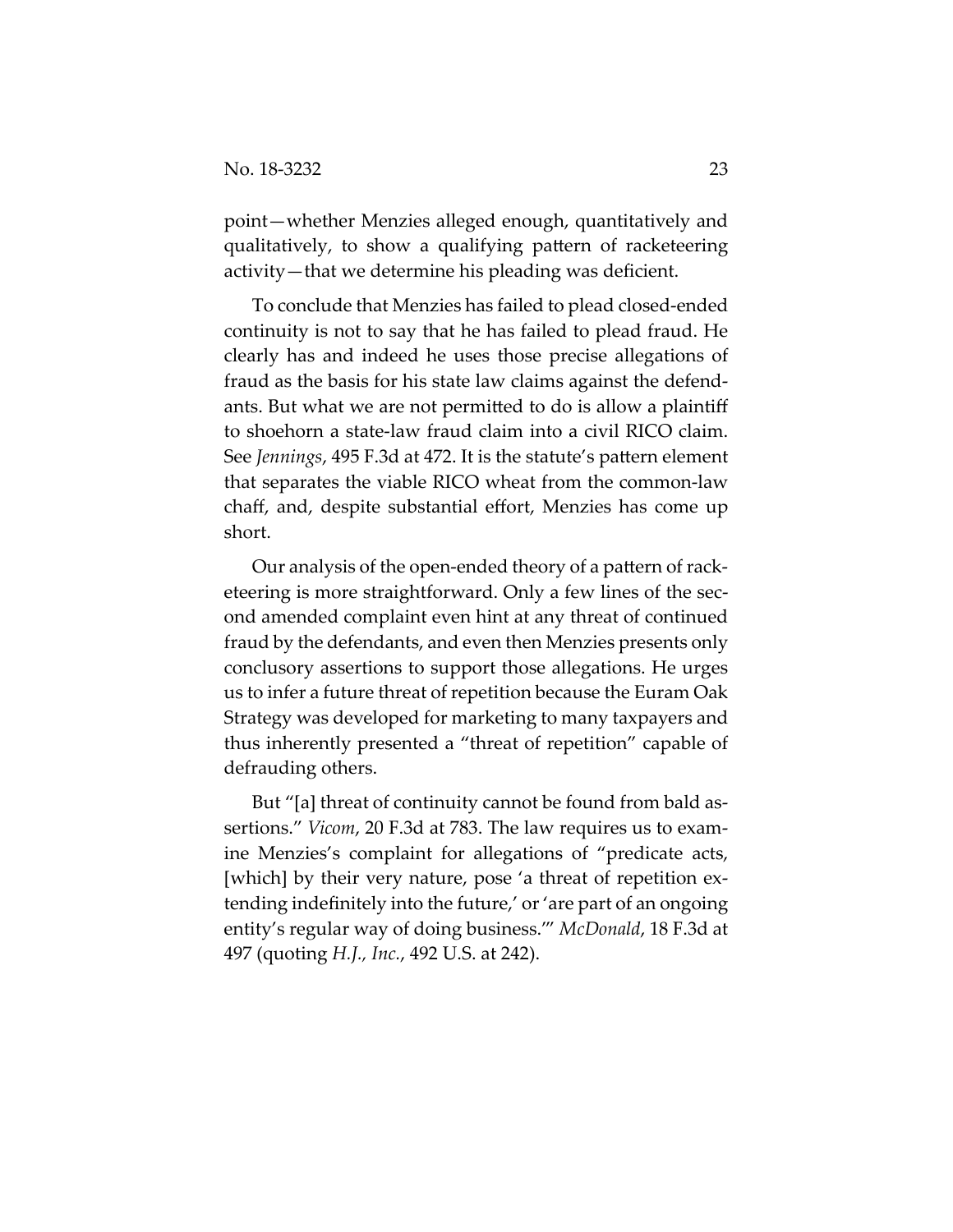point—whether Menzies alleged enough, quantitatively and qualitatively, to show a qualifying pattern of racketeering activity—that we determine his pleading was deficient.

To conclude that Menzies has failed to plead closed-ended continuity is not to say that he has failed to plead fraud. He clearly has and indeed he uses those precise allegations of fraud as the basis for his state law claims against the defendants. But what we are not permitted to do is allow a plaintiff to shoehorn a state-law fraud claim into a civil RICO claim. See *Jennings*, 495 F.3d at 472. It is the statute's pattern element that separates the viable RICO wheat from the common-law chaff, and, despite substantial effort, Menzies has come up short.

Our analysis of the open-ended theory of a pattern of racketeering is more straightforward. Only a few lines of the second amended complaint even hint at any threat of continued fraud by the defendants, and even then Menzies presents only conclusory assertions to support those allegations. He urges us to infer a future threat of repetition because the Euram Oak Strategy was developed for marketing to many taxpayers and thus inherently presented a "threat of repetition" capable of defrauding others.

But "[a] threat of continuity cannot be found from bald assertions." *Vicom*, 20 F.3d at 783. The law requires us to examine Menzies's complaint for allegations of "predicate acts, [which] by their very nature, pose 'a threat of repetition extending indefinitely into the future,' or 'are part of an ongoing entity's regular way of doing business.'" *McDonald*, 18 F.3d at 497 (quoting *H.J., Inc.*, 492 U.S. at 242).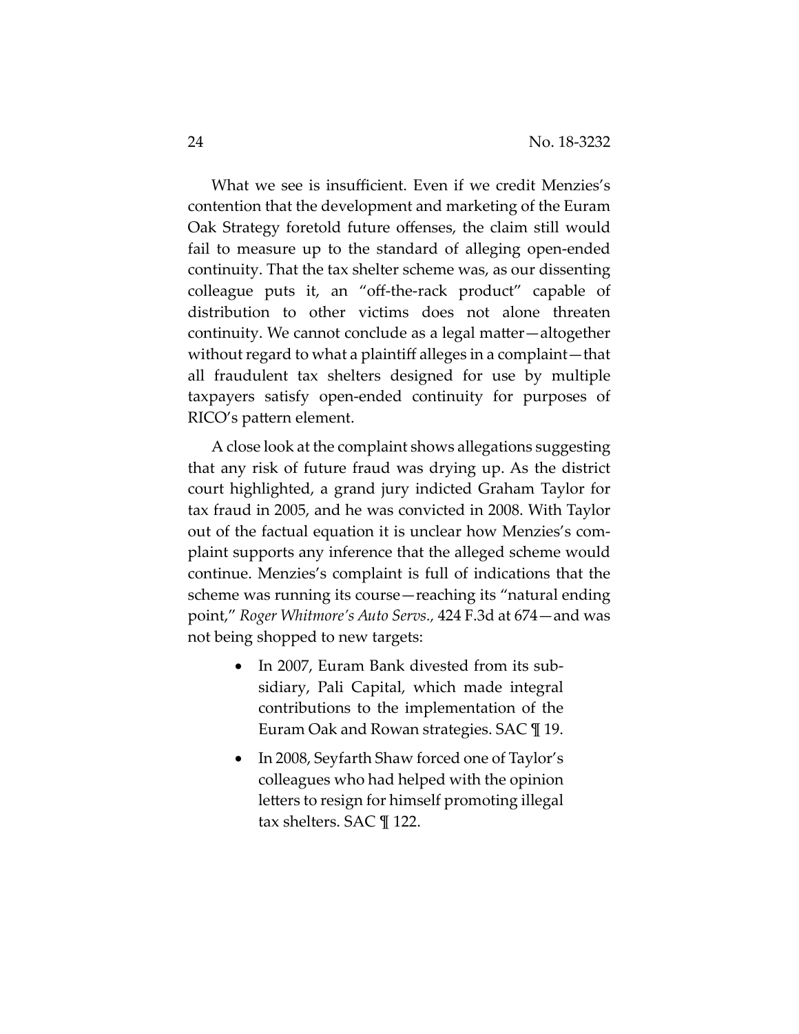What we see is insufficient. Even if we credit Menzies's contention that the development and marketing of the Euram Oak Strategy foretold future offenses, the claim still would fail to measure up to the standard of alleging open-ended continuity. That the tax shelter scheme was, as our dissenting colleague puts it, an "off-the-rack product" capable of distribution to other victims does not alone threaten continuity. We cannot conclude as a legal matter—altogether without regard to what a plaintiff alleges in a complaint—that all fraudulent tax shelters designed for use by multiple taxpayers satisfy open-ended continuity for purposes of RICO's pattern element.

A close look at the complaint shows allegations suggesting that any risk of future fraud was drying up. As the district court highlighted, a grand jury indicted Graham Taylor for tax fraud in 2005, and he was convicted in 2008. With Taylor out of the factual equation it is unclear how Menzies's complaint supports any inference that the alleged scheme would continue. Menzies's complaint is full of indications that the scheme was running its course—reaching its "natural ending point," *Roger Whitmore's Auto Servs.*, 424 F.3d at 674—and was not being shopped to new targets:

- In 2007, Euram Bank divested from its subsidiary, Pali Capital, which made integral contributions to the implementation of the Euram Oak and Rowan strategies. SAC ¶ 19.
- In 2008, Seyfarth Shaw forced one of Taylor's colleagues who had helped with the opinion letters to resign for himself promoting illegal tax shelters. SAC ¶ 122.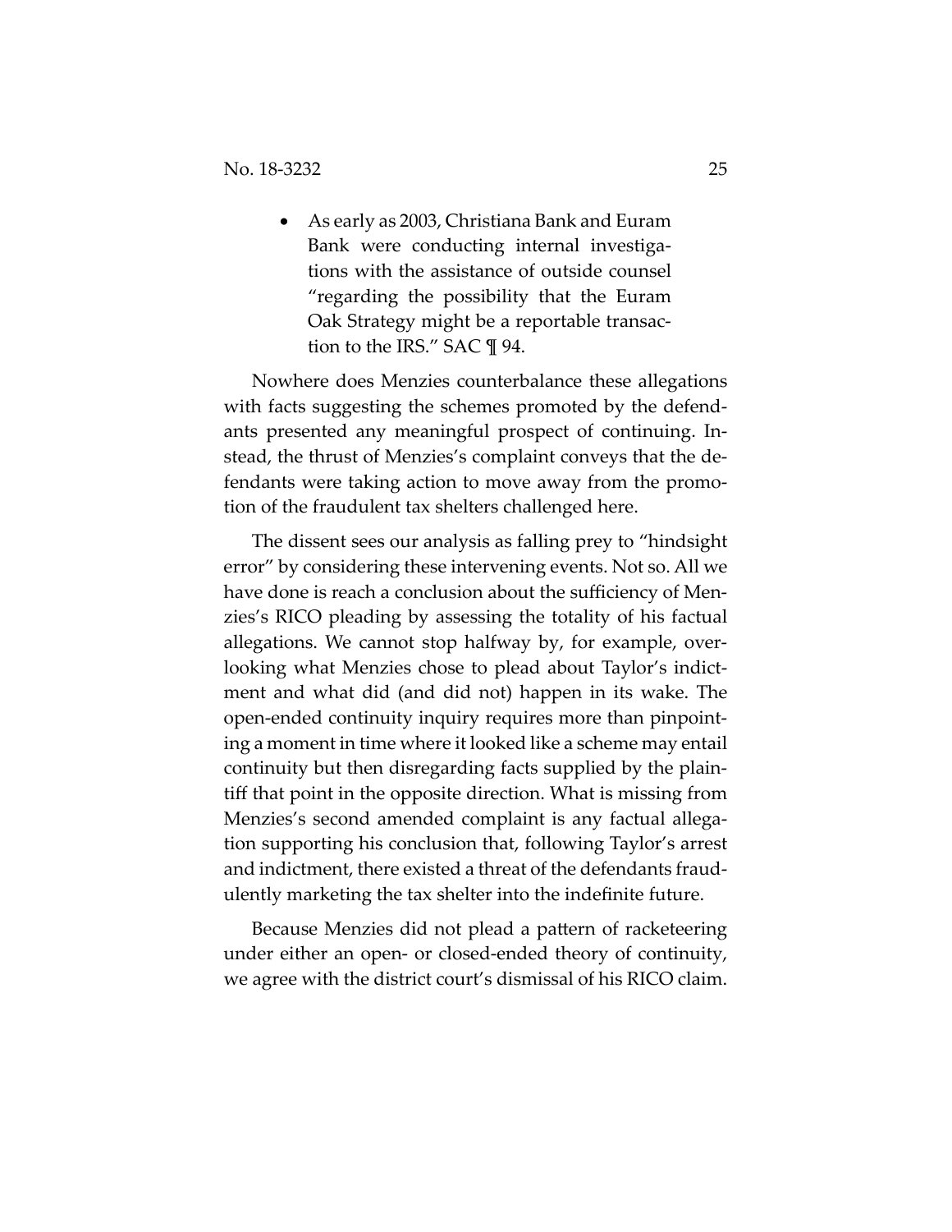- As early as 2003, Christiana Bank and Euram Bank were conducting internal investigations with the assistance of outside counsel "regarding the possibility that the Euram Oak Strategy might be a reportable transaction to the IRS." SAC ¶ 94.

Nowhere does Menzies counterbalance these allegations with facts suggesting the schemes promoted by the defendants presented any meaningful prospect of continuing. Instead, the thrust of Menzies's complaint conveys that the defendants were taking action to move away from the promotion of the fraudulent tax shelters challenged here.

The dissent sees our analysis as falling prey to "hindsight error" by considering these intervening events. Not so. All we have done is reach a conclusion about the sufficiency of Menzies's RICO pleading by assessing the totality of his factual allegations. We cannot stop halfway by, for example, overlooking what Menzies chose to plead about Taylor's indictment and what did (and did not) happen in its wake. The open-ended continuity inquiry requires more than pinpointing a moment in time where it looked like a scheme may entail continuity but then disregarding facts supplied by the plaintiff that point in the opposite direction. What is missing from Menzies's second amended complaint is any factual allegation supporting his conclusion that, following Taylor's arrest and indictment, there existed a threat of the defendants fraudulently marketing the tax shelter into the indefinite future.

Because Menzies did not plead a pattern of racketeering under either an open- or closed-ended theory of continuity, we agree with the district court's dismissal of his RICO claim.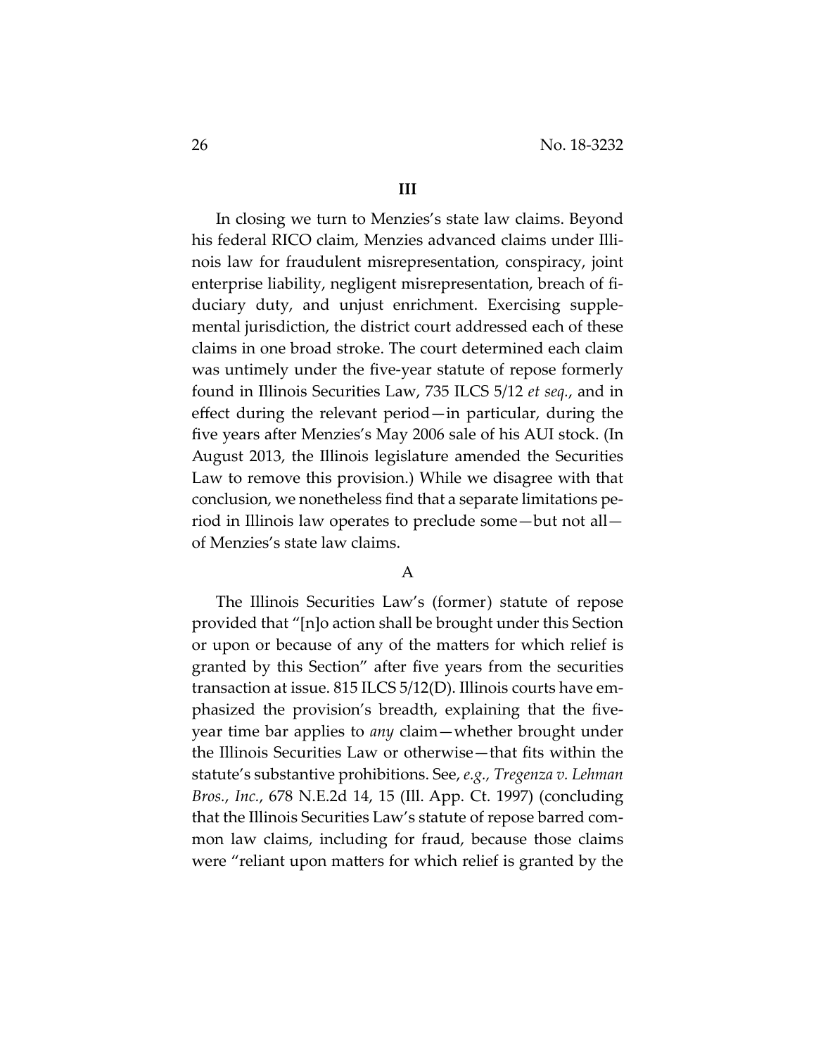## III

In closing we turn to Menzies's state law claims. Beyond his federal RICO claim, Menzies advanced claims under Illinois law for fraudulent misrepresentation, conspiracy, joint enterprise liability, negligent misrepresentation, breach of fiduciary duty, and unjust enrichment. Exercising supplemental jurisdiction, the district court addressed each of these claims in one broad stroke. The court determined each claim was untimely under the five-year statute of repose formerly found in Illinois Securities Law, 735 ILCS 5/12 *et seq.*, and in effect during the relevant period—in particular, during the five years after Menzies's May 2006 sale of his AUI stock. (In August 2013, the Illinois legislature amended the Securities Law to remove this provision.) While we disagree with that conclusion, we nonetheless find that a separate limitations period in Illinois law operates to preclude some—but not all—of Menzies's state law claims.

### A

The Illinois Securities Law's (former) statute of repose provided that "[n]o action shall be brought under this Section or upon or because of any of the matters for which relief is granted by this Section" after five years from the securities transaction at issue. 815 ILCS 5/12(D). Illinois courts have emphasized the provision's breadth, explaining that the five-year time bar applies to *any* claim—whether brought under the Illinois Securities Law or otherwise—that fits within the statute's substantive prohibitions. See, *e.g.*, *Tregenza v. Lehman Bros.*, *Inc.*, 678 N.E.2d 14, 15 (Ill. App. Ct. 1997) (concluding that the Illinois Securities Law's statute of repose barred common law claims, including for fraud, because those claims were "reliant upon matters for which relief is granted by the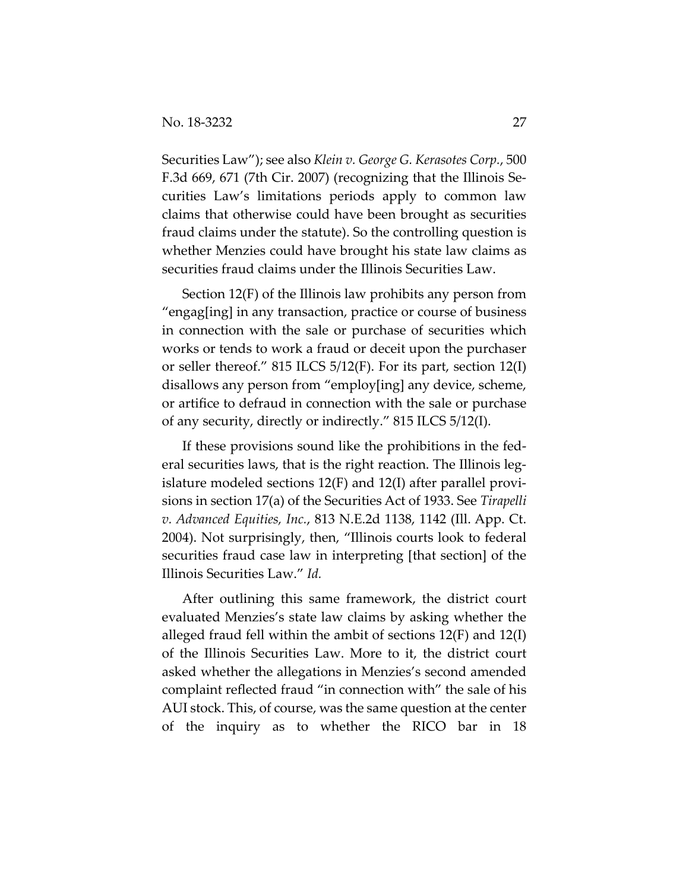Securities Law"); see also *Klein v. George G. Kerasotes Corp.*, 500 F.3d 669, 671 (7th Cir. 2007) (recognizing that the Illinois Securities Law's limitations periods apply to common law claims that otherwise could have been brought as securities fraud claims under the statute). So the controlling question is whether Menzies could have brought his state law claims as securities fraud claims under the Illinois Securities Law.

Section 12(F) of the Illinois law prohibits any person from "engag[ing] in any transaction, practice or course of business in connection with the sale or purchase of securities which works or tends to work a fraud or deceit upon the purchaser or seller thereof." 815 ILCS 5/12(F). For its part, section 12(I) disallows any person from "employ[ing] any device, scheme, or artifice to defraud in connection with the sale or purchase of any security, directly or indirectly." 815 ILCS 5/12(I).

If these provisions sound like the prohibitions in the federal securities laws, that is the right reaction. The Illinois legislature modeled sections 12(F) and 12(I) after parallel provisions in section 17(a) of the Securities Act of 1933. See *Tirapelli v. Advanced Equities, Inc.*, 813 N.E.2d 1138, 1142 (Ill. App. Ct. 2004). Not surprisingly, then, "Illinois courts look to federal securities fraud case law in interpreting [that section] of the Illinois Securities Law." *Id.*

After outlining this same framework, the district court evaluated Menzies's state law claims by asking whether the alleged fraud fell within the ambit of sections 12(F) and 12(I) of the Illinois Securities Law. More to it, the district court asked whether the allegations in Menzies's second amended complaint reflected fraud "in connection with" the sale of his AUI stock. This, of course, was the same question at the center of the inquiry as to whether the RICO bar in 18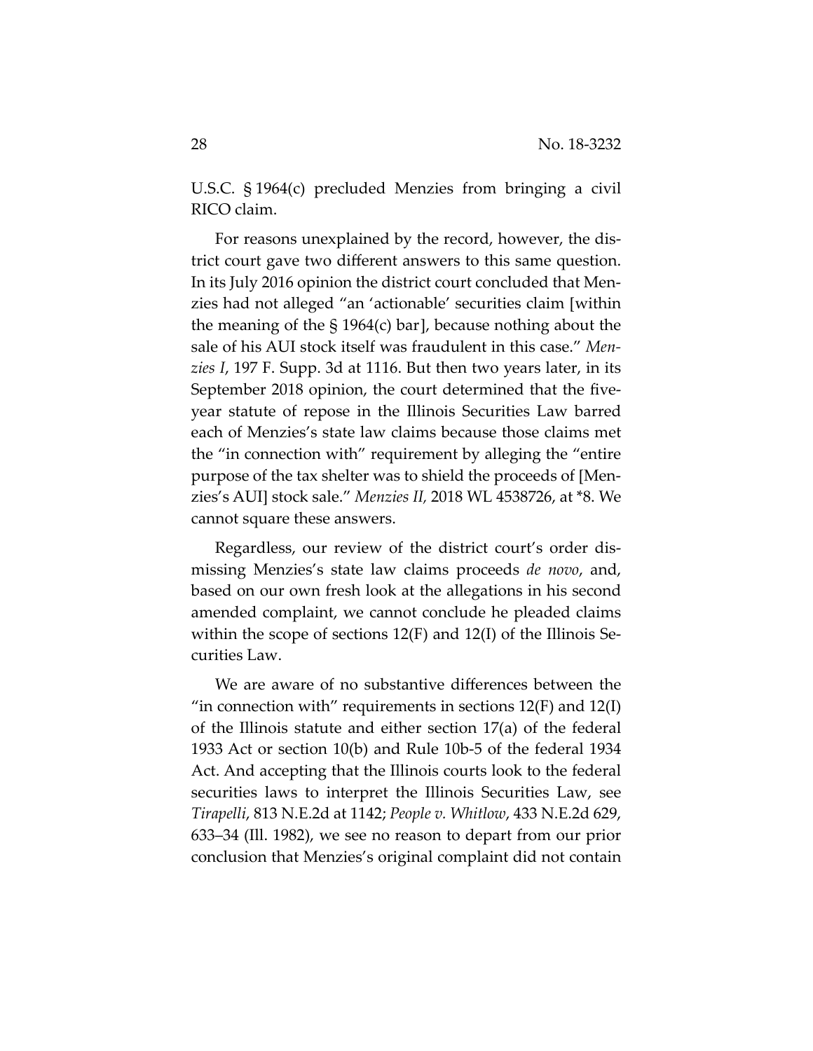U.S.C. § 1964(c) precluded Menzies from bringing a civil RICO claim.

For reasons unexplained by the record, however, the district court gave two different answers to this same question. In its July 2016 opinion the district court concluded that Menzies had not alleged "an 'actionable' securities claim [within the meaning of the § 1964(c) bar], because nothing about the sale of his AUI stock itself was fraudulent in this case." *Menzies I*, 197 F. Supp. 3d at 1116. But then two years later, in its September 2018 opinion, the court determined that the five-year statute of repose in the Illinois Securities Law barred each of Menzies's state law claims because those claims met the "in connection with" requirement by alleging the "entire purpose of the tax shelter was to shield the proceeds of [Menzies's AUI] stock sale." *Menzies II*, 2018 WL 4538726, at *8. We cannot square these answers.

Regardless, our review of the district court's order dismissing Menzies's state law claims proceeds *de novo*, and, based on our own fresh look at the allegations in his second amended complaint, we cannot conclude he pleaded claims within the scope of sections 12(F) and 12(I) of the Illinois Securities Law.

We are aware of no substantive differences between the "in connection with" requirements in sections 12(F) and 12(I) of the Illinois statute and either section 17(a) of the federal 1933 Act or section 10(b) and Rule 10b-5 of the federal 1934 Act. And accepting that the Illinois courts look to the federal securities laws to interpret the Illinois Securities Law, see *Tirapelli*, 813 N.E.2d at 1142; *People v. Whitlow*, 433 N.E.2d 629, 633–34 (Ill. 1982), we see no reason to depart from our prior conclusion that Menzies's original complaint did not contain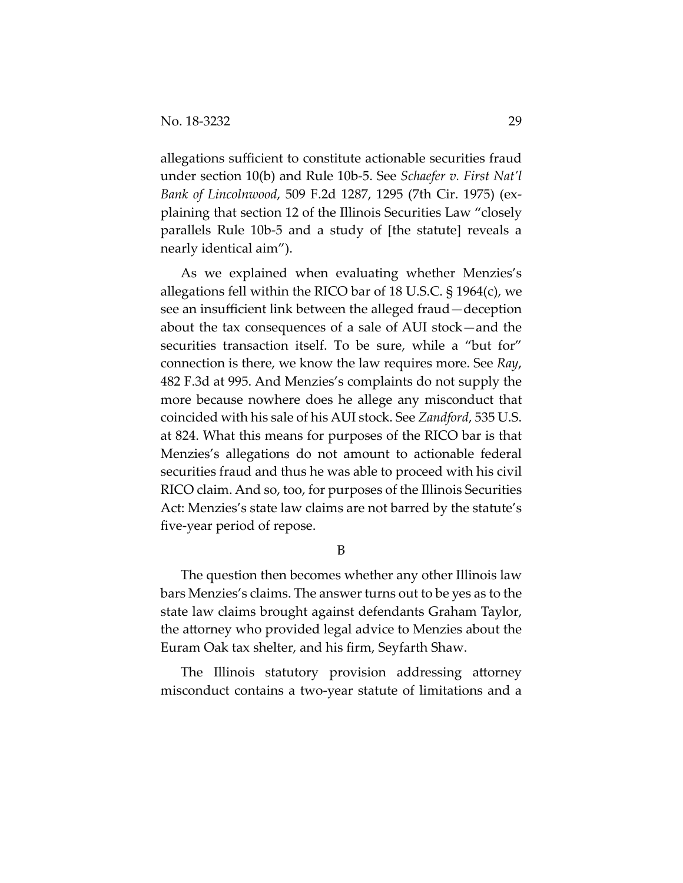allegations sufficient to constitute actionable securities fraud under section 10(b) and Rule 10b-5. See *Schaefer v. First Nat'l Bank of Lincolnwood*, 509 F.2d 1287, 1295 (7th Cir. 1975) (explaining that section 12 of the Illinois Securities Law "closely parallels Rule 10b-5 and a study of [the statute] reveals a nearly identical aim").

As we explained when evaluating whether Menzies's allegations fell within the RICO bar of 18 U.S.C. § 1964(c), we see an insufficient link between the alleged fraud—deception about the tax consequences of a sale of AUI stock—and the securities transaction itself. To be sure, while a "but for" connection is there, we know the law requires more. See *Ray*, 482 F.3d at 995. And Menzies's complaints do not supply the more because nowhere does he allege any misconduct that coincided with his sale of his AUI stock. See *Zandford*, 535 U.S. at 824. What this means for purposes of the RICO bar is that Menzies's allegations do not amount to actionable federal securities fraud and thus he was able to proceed with his civil RICO claim. And so, too, for purposes of the Illinois Securities Act: Menzies's state law claims are not barred by the statute's five-year period of repose.

### B

The question then becomes whether any other Illinois law bars Menzies's claims. The answer turns out to be yes as to the state law claims brought against defendants Graham Taylor, the attorney who provided legal advice to Menzies about the Euram Oak tax shelter, and his firm, Seyfarth Shaw.

The Illinois statutory provision addressing attorney misconduct contains a two-year statute of limitations and a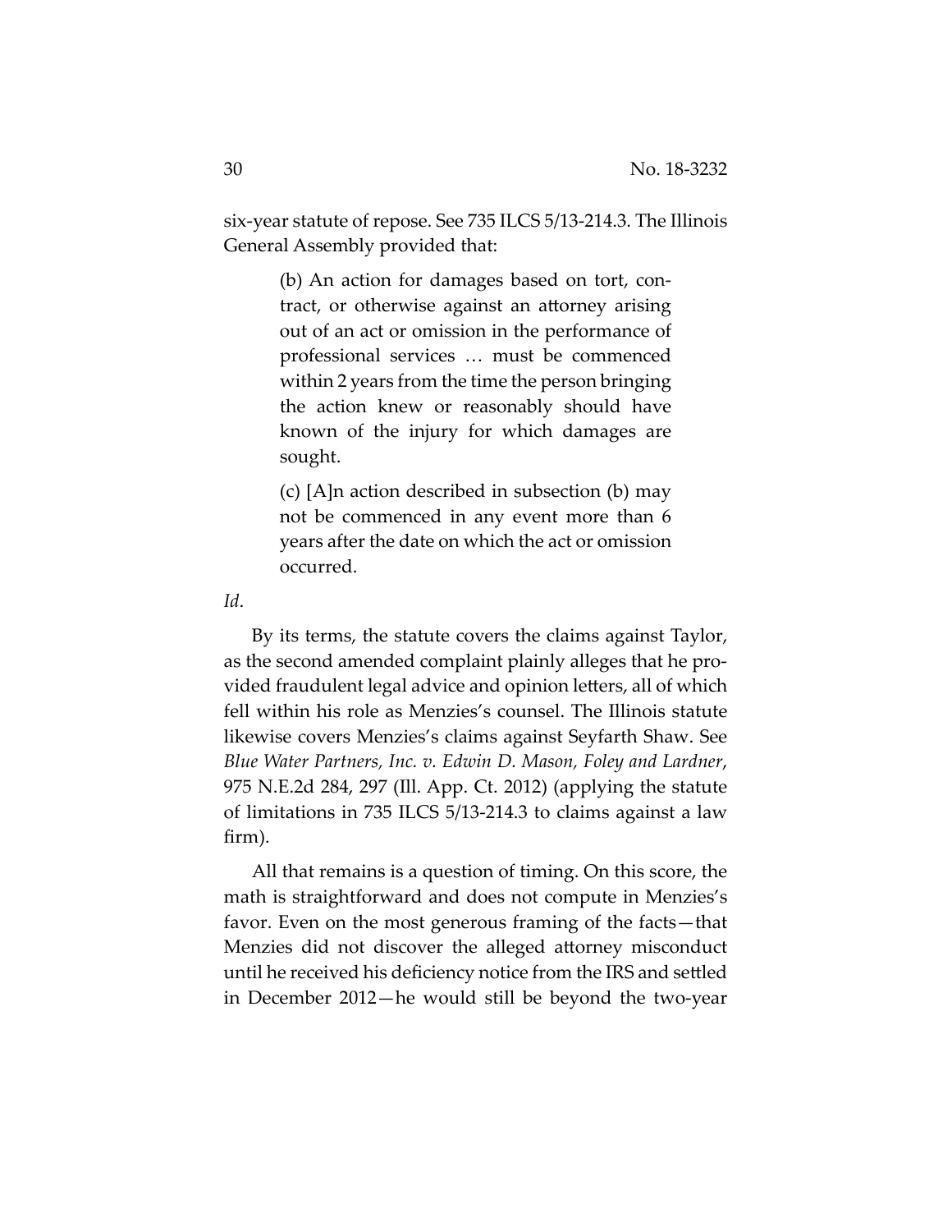six-year statute of repose. See 735 ILCS 5/13-214.3. The Illinois General Assembly provided that:

> (b) An action for damages based on tort, contract, or otherwise against an attorney arising out of an act or omission in the performance of professional services … must be commenced within 2 years from the time the person bringing the action knew or reasonably should have known of the injury for which damages are sought.
>
> (c) [A]n action described in subsection (b) may not be commenced in any event more than 6 years after the date on which the act or omission occurred.

*Id*.

By its terms, the statute covers the claims against Taylor, as the second amended complaint plainly alleges that he provided fraudulent legal advice and opinion letters, all of which fell within his role as Menzies's counsel. The Illinois statute likewise covers Menzies's claims against Seyfarth Shaw. See *Blue Water Partners, Inc. v. Edwin D. Mason, Foley and Lardner*, 975 N.E.2d 284, 297 (Ill. App. Ct. 2012) (applying the statute of limitations in 735 ILCS 5/13-214.3 to claims against a law firm).

All that remains is a question of timing. On this score, the math is straightforward and does not compute in Menzies's favor. Even on the most generous framing of the facts—that Menzies did not discover the alleged attorney misconduct until he received his deficiency notice from the IRS and settled in December 2012—he would still be beyond the two-year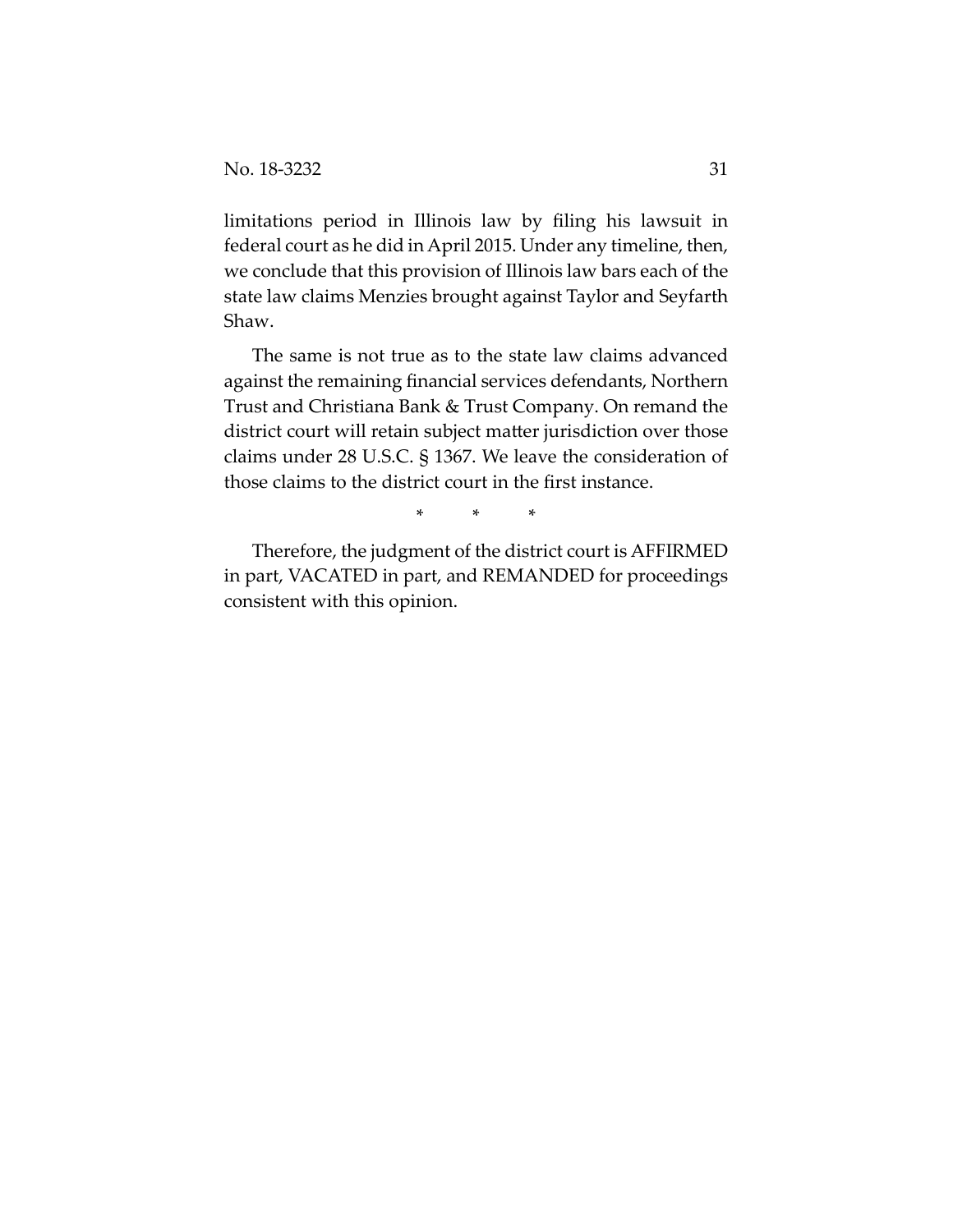limitations period in Illinois law by filing his lawsuit in federal court as he did in April 2015. Under any timeline, then, we conclude that this provision of Illinois law bars each of the state law claims Menzies brought against Taylor and Seyfarth Shaw.

The same is not true as to the state law claims advanced against the remaining financial services defendants, Northern Trust and Christiana Bank & Trust Company. On remand the district court will retain subject matter jurisdiction over those claims under 28 U.S.C. § 1367. We leave the consideration of those claims to the district court in the first instance.

\* \* \*

Therefore, the judgment of the district court is AFFIRMED in part, VACATED in part, and REMANDED for proceedings consistent with this opinion.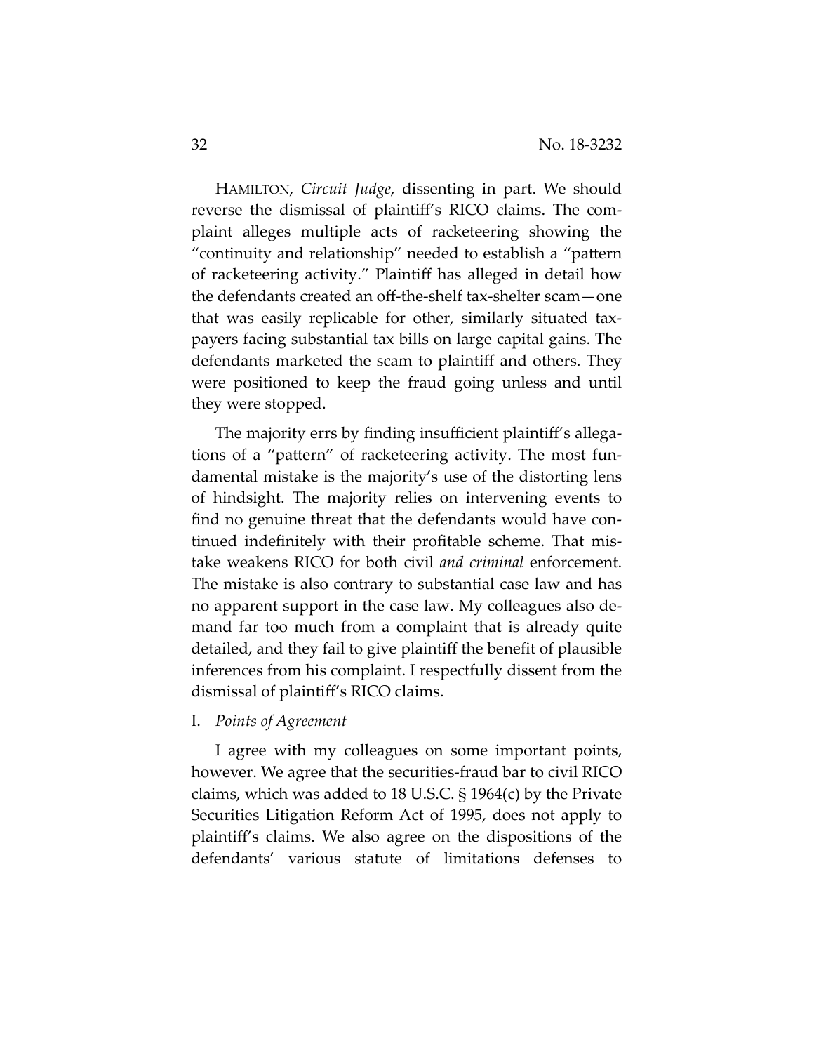HAMILTON, *Circuit Judge*, dissenting in part. We should reverse the dismissal of plaintiff's RICO claims. The complaint alleges multiple acts of racketeering showing the "continuity and relationship" needed to establish a "pattern of racketeering activity." Plaintiff has alleged in detail how the defendants created an off-the-shelf tax-shelter scam—one that was easily replicable for other, similarly situated taxpayers facing substantial tax bills on large capital gains. The defendants marketed the scam to plaintiff and others. They were positioned to keep the fraud going unless and until they were stopped.

The majority errs by finding insufficient plaintiff's allegations of a "pattern" of racketeering activity. The most fundamental mistake is the majority's use of the distorting lens of hindsight. The majority relies on intervening events to find no genuine threat that the defendants would have continued indefinitely with their profitable scheme. That mistake weakens RICO for both civil *and criminal* enforcement. The mistake is also contrary to substantial case law and has no apparent support in the case law. My colleagues also demand far too much from a complaint that is already quite detailed, and they fail to give plaintiff the benefit of plausible inferences from his complaint. I respectfully dissent from the dismissal of plaintiff's RICO claims.

I. *Points of Agreement*

I agree with my colleagues on some important points, however. We agree that the securities-fraud bar to civil RICO claims, which was added to 18 U.S.C. § 1964(c) by the Private Securities Litigation Reform Act of 1995, does not apply to plaintiff's claims. We also agree on the dispositions of the defendants' various statute of limitations defenses to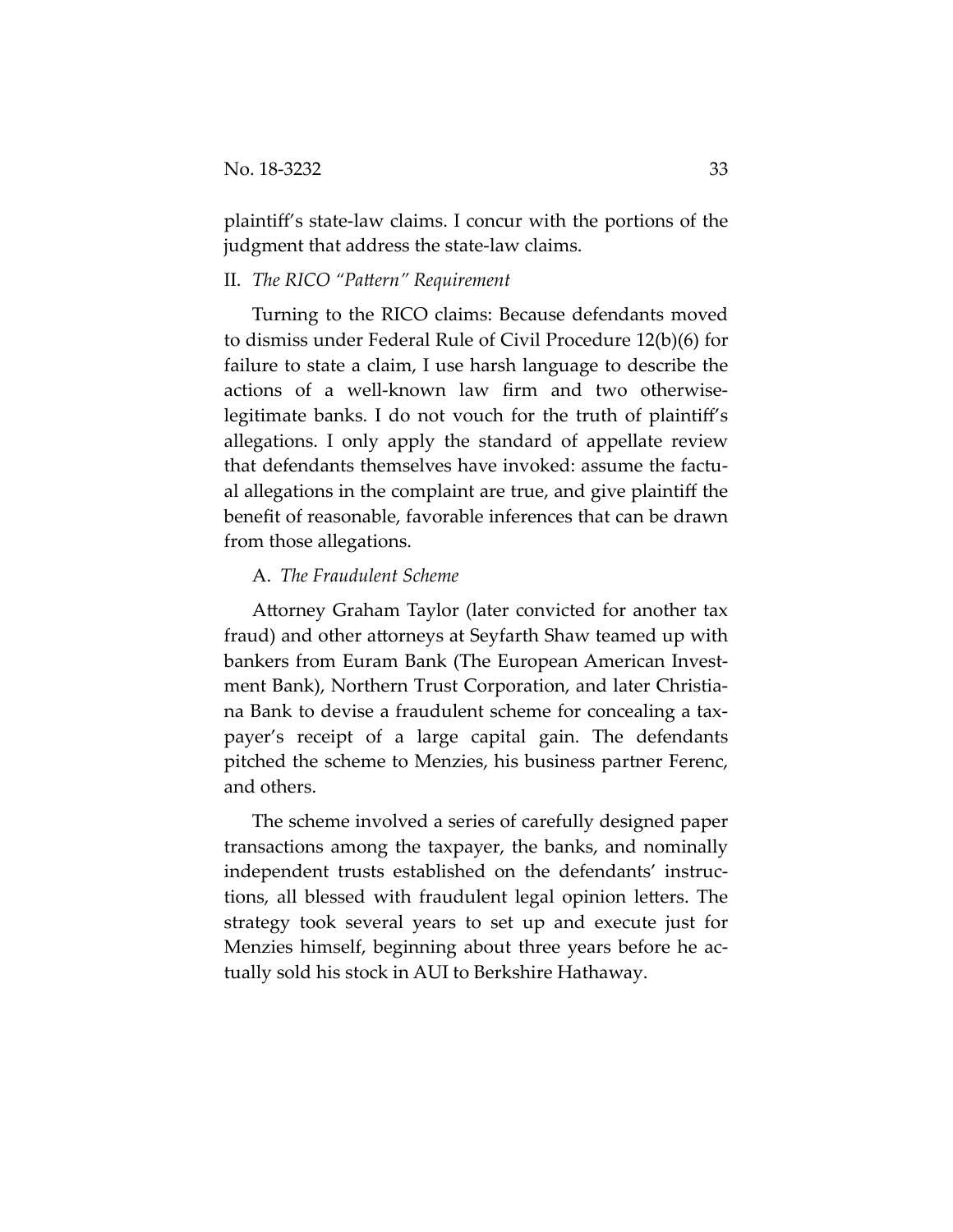plaintiff's state-law claims. I concur with the portions of the judgment that address the state-law claims.

## II. *The RICO "Pattern" Requirement*

Turning to the RICO claims: Because defendants moved to dismiss under Federal Rule of Civil Procedure 12(b)(6) for failure to state a claim, I use harsh language to describe the actions of a well-known law firm and two otherwise-legitimate banks. I do not vouch for the truth of plaintiff's allegations. I only apply the standard of appellate review that defendants themselves have invoked: assume the factual allegations in the complaint are true, and give plaintiff the benefit of reasonable, favorable inferences that can be drawn from those allegations.

### A. *The Fraudulent Scheme*

Attorney Graham Taylor (later convicted for another tax fraud) and other attorneys at Seyfarth Shaw teamed up with bankers from Euram Bank (The European American Investment Bank), Northern Trust Corporation, and later Christiana Bank to devise a fraudulent scheme for concealing a taxpayer's receipt of a large capital gain. The defendants pitched the scheme to Menzies, his business partner Ferenc, and others.

The scheme involved a series of carefully designed paper transactions among the taxpayer, the banks, and nominally independent trusts established on the defendants' instructions, all blessed with fraudulent legal opinion letters. The strategy took several years to set up and execute just for Menzies himself, beginning about three years before he actually sold his stock in AUI to Berkshire Hathaway.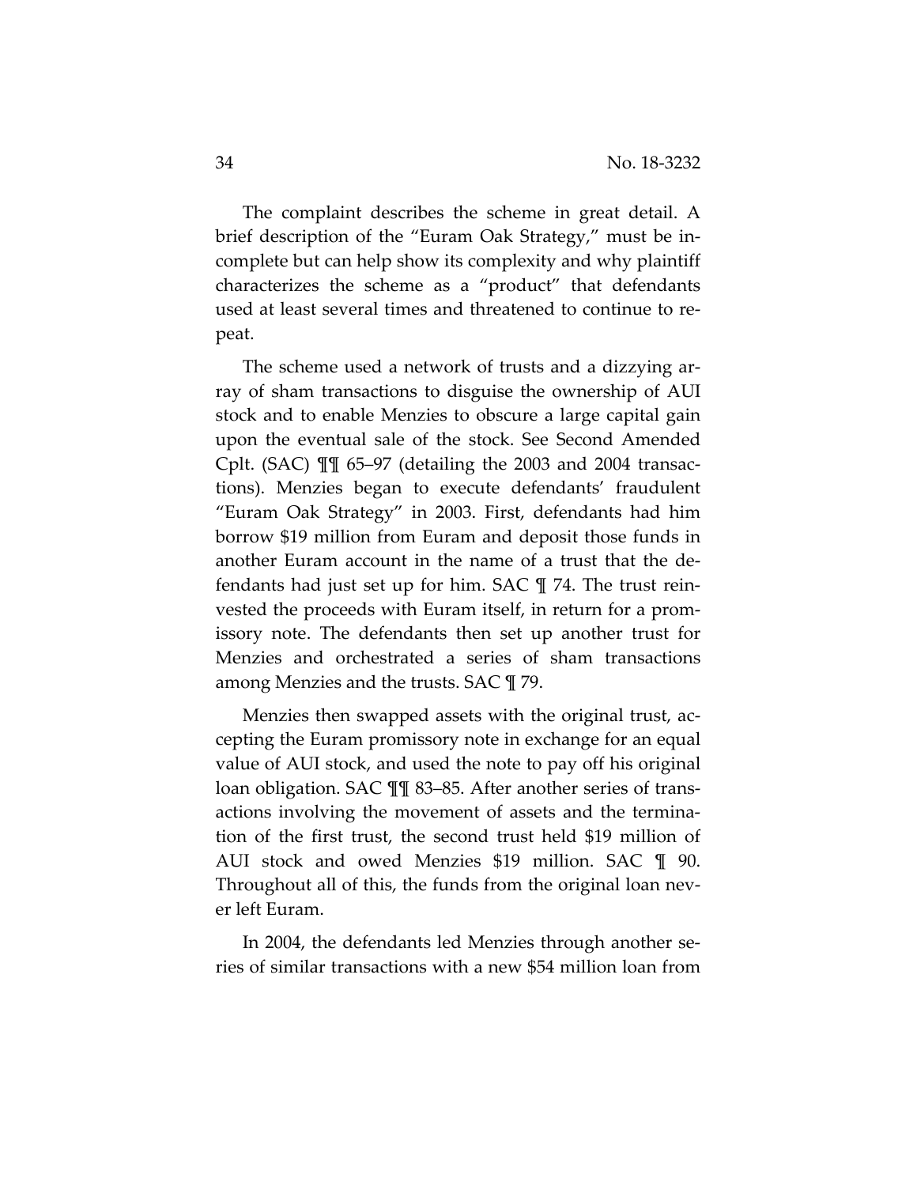The complaint describes the scheme in great detail. A brief description of the "Euram Oak Strategy," must be incomplete but can help show its complexity and why plaintiff characterizes the scheme as a "product" that defendants used at least several times and threatened to continue to repeat.

The scheme used a network of trusts and a dizzying array of sham transactions to disguise the ownership of AUI stock and to enable Menzies to obscure a large capital gain upon the eventual sale of the stock. See Second Amended Cplt. (SAC) ¶¶ 65–97 (detailing the 2003 and 2004 transactions). Menzies began to execute defendants' fraudulent "Euram Oak Strategy" in 2003. First, defendants had him borrow $19 million from Euram and deposit those funds in another Euram account in the name of a trust that the defendants had just set up for him. SAC ¶ 74. The trust reinvested the proceeds with Euram itself, in return for a promissory note. The defendants then set up another trust for Menzies and orchestrated a series of sham transactions among Menzies and the trusts. SAC ¶ 79.

Menzies then swapped assets with the original trust, accepting the Euram promissory note in exchange for an equal value of AUI stock, and used the note to pay off his original loan obligation. SAC ¶¶ 83–85. After another series of transactions involving the movement of assets and the termination of the first trust, the second trust held $19 million of AUI stock and owed Menzies $19 million. SAC ¶ 90. Throughout all of this, the funds from the original loan never left Euram.

In 2004, the defendants led Menzies through another series of similar transactions with a new $54 million loan from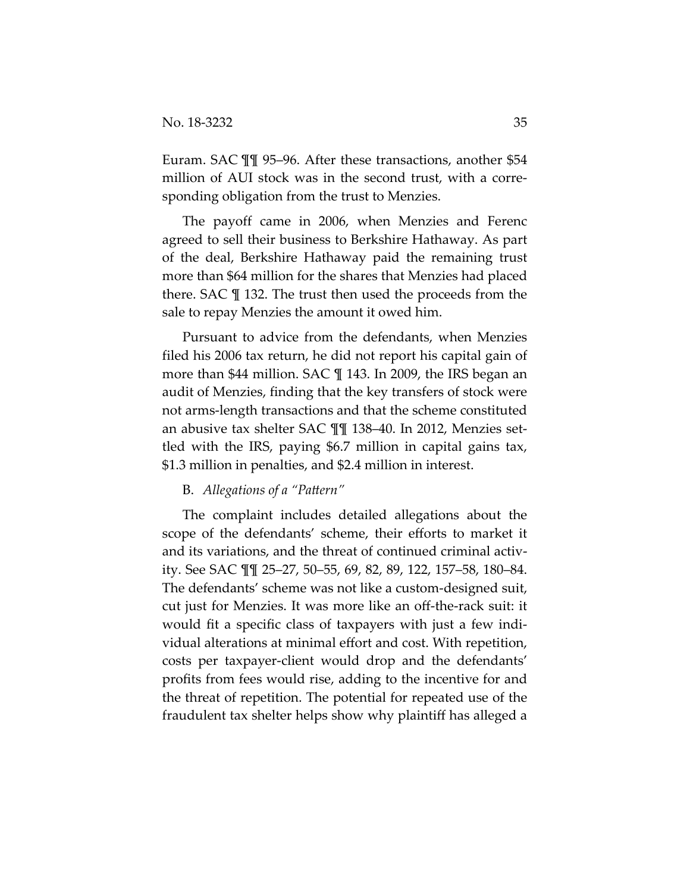Euram. SAC ¶¶ 95–96. After these transactions, another $54 million of AUI stock was in the second trust, with a corresponding obligation from the trust to Menzies.

The payoff came in 2006, when Menzies and Ferenc agreed to sell their business to Berkshire Hathaway. As part of the deal, Berkshire Hathaway paid the remaining trust more than $64 million for the shares that Menzies had placed there. SAC ¶ 132. The trust then used the proceeds from the sale to repay Menzies the amount it owed him.

Pursuant to advice from the defendants, when Menzies filed his 2006 tax return, he did not report his capital gain of more than $44 million. SAC ¶ 143. In 2009, the IRS began an audit of Menzies, finding that the key transfers of stock were not arms-length transactions and that the scheme constituted an abusive tax shelter SAC ¶¶ 138–40. In 2012, Menzies settled with the IRS, paying $6.7 million in capital gains tax, $1.3 million in penalties, and $2.4 million in interest.

B. *Allegations of a "Pattern"*

The complaint includes detailed allegations about the scope of the defendants' scheme, their efforts to market it and its variations, and the threat of continued criminal activity. See SAC ¶¶ 25–27, 50–55, 69, 82, 89, 122, 157–58, 180–84. The defendants' scheme was not like a custom-designed suit, cut just for Menzies. It was more like an off-the-rack suit: it would fit a specific class of taxpayers with just a few individual alterations at minimal effort and cost. With repetition, costs per taxpayer-client would drop and the defendants' profits from fees would rise, adding to the incentive for and the threat of repetition. The potential for repeated use of the fraudulent tax shelter helps show why plaintiff has alleged a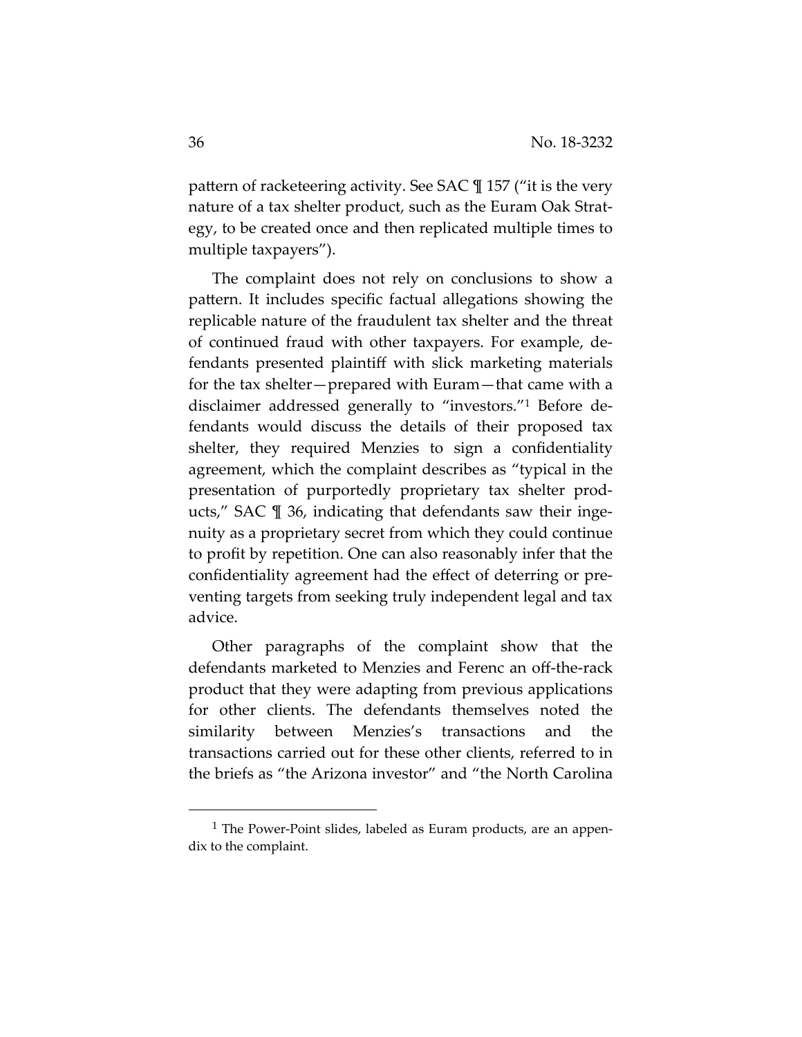pattern of racketeering activity. See SAC ¶ 157 ("it is the very nature of a tax shelter product, such as the Euram Oak Strategy, to be created once and then replicated multiple times to multiple taxpayers").

The complaint does not rely on conclusions to show a pattern. It includes specific factual allegations showing the replicable nature of the fraudulent tax shelter and the threat of continued fraud with other taxpayers. For example, defendants presented plaintiff with slick marketing materials for the tax shelter—prepared with Euram—that came with a disclaimer addressed generally to "investors."[1] Before defendants would discuss the details of their proposed tax shelter, they required Menzies to sign a confidentiality agreement, which the complaint describes as "typical in the presentation of purportedly proprietary tax shelter products," SAC ¶ 36, indicating that defendants saw their ingenuity as a proprietary secret from which they could continue to profit by repetition. One can also reasonably infer that the confidentiality agreement had the effect of deterring or preventing targets from seeking truly independent legal and tax advice.

Other paragraphs of the complaint show that the defendants marketed to Menzies and Ferenc an off-the-rack product that they were adapting from previous applications for other clients. The defendants themselves noted the similarity between Menzies's transactions and the transactions carried out for these other clients, referred to in the briefs as "the Arizona investor" and "the North Carolina

[1] The Power-Point slides, labeled as Euram products, are an appendix to the complaint.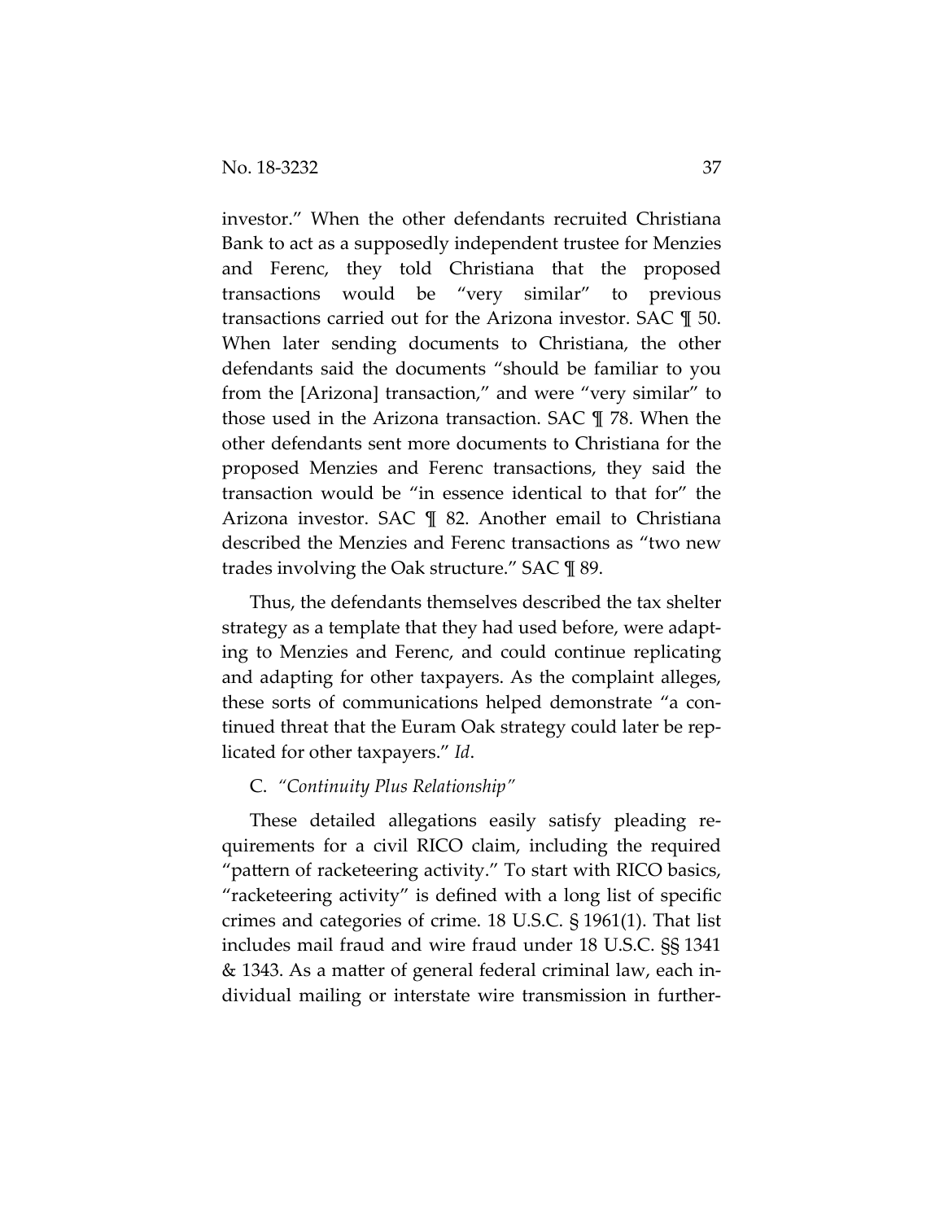investor." When the other defendants recruited Christiana Bank to act as a supposedly independent trustee for Menzies and Ferenc, they told Christiana that the proposed transactions would be "very similar" to previous transactions carried out for the Arizona investor. SAC ¶ 50. When later sending documents to Christiana, the other defendants said the documents "should be familiar to you from the [Arizona] transaction," and were "very similar" to those used in the Arizona transaction. SAC ¶ 78. When the other defendants sent more documents to Christiana for the proposed Menzies and Ferenc transactions, they said the transaction would be "in essence identical to that for" the Arizona investor. SAC ¶ 82. Another email to Christiana described the Menzies and Ferenc transactions as "two new trades involving the Oak structure." SAC ¶ 89.

Thus, the defendants themselves described the tax shelter strategy as a template that they had used before, were adapting to Menzies and Ferenc, and could continue replicating and adapting for other taxpayers. As the complaint alleges, these sorts of communications helped demonstrate "a continued threat that the Euram Oak strategy could later be replicated for other taxpayers." *Id*.

### C. *"Continuity Plus Relationship"*

These detailed allegations easily satisfy pleading requirements for a civil RICO claim, including the required "pattern of racketeering activity." To start with RICO basics, "racketeering activity" is defined with a long list of specific crimes and categories of crime. 18 U.S.C. § 1961(1). That list includes mail fraud and wire fraud under 18 U.S.C. §§ 1341 & 1343. As a matter of general federal criminal law, each individual mailing or interstate wire transmission in further-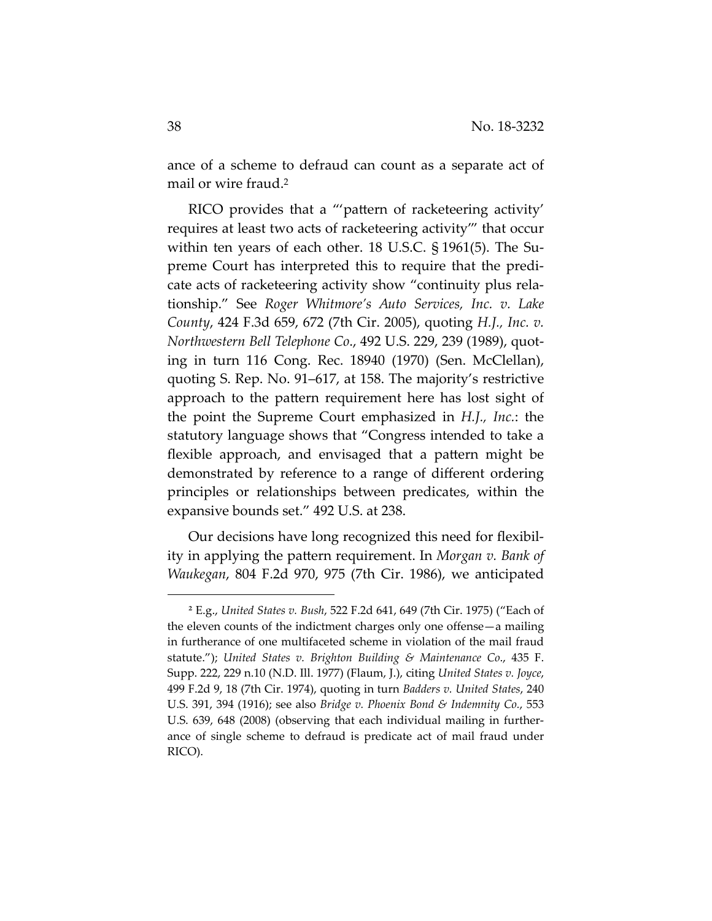ance of a scheme to defraud can count as a separate act of mail or wire fraud.[2]

RICO provides that a "'pattern of racketeering activity' requires at least two acts of racketeering activity'" that occur within ten years of each other. 18 U.S.C. § 1961(5). The Supreme Court has interpreted this to require that the predicate acts of racketeering activity show "continuity plus relationship." See *Roger Whitmore's Auto Services, Inc. v. Lake County*, 424 F.3d 659, 672 (7th Cir. 2005), quoting *H.J., Inc. v. Northwestern Bell Telephone Co.*, 492 U.S. 229, 239 (1989), quoting in turn 116 Cong. Rec. 18940 (1970) (Sen. McClellan), quoting S. Rep. No. 91–617, at 158. The majority's restrictive approach to the pattern requirement here has lost sight of the point the Supreme Court emphasized in *H.J., Inc.*: the statutory language shows that "Congress intended to take a flexible approach, and envisaged that a pattern might be demonstrated by reference to a range of different ordering principles or relationships between predicates, within the expansive bounds set." 492 U.S. at 238.

Our decisions have long recognized this need for flexibility in applying the pattern requirement. In *Morgan v. Bank of Waukegan*, 804 F.2d 970, 975 (7th Cir. 1986), we anticipated

---

[2] E.g., *United States v. Bush*, 522 F.2d 641, 649 (7th Cir. 1975) ("Each of the eleven counts of the indictment charges only one offense—a mailing in furtherance of one multifaceted scheme in violation of the mail fraud statute."); *United States v. Brighton Building & Maintenance Co.*, 435 F. Supp. 222, 229 n.10 (N.D. Ill. 1977) (Flaum, J.), citing *United States v. Joyce*, 499 F.2d 9, 18 (7th Cir. 1974), quoting in turn *Badders v. United States*, 240 U.S. 391, 394 (1916); see also *Bridge v. Phoenix Bond & Indemnity Co.*, 553 U.S. 639, 648 (2008) (observing that each individual mailing in furtherance of single scheme to defraud is predicate act of mail fraud under RICO).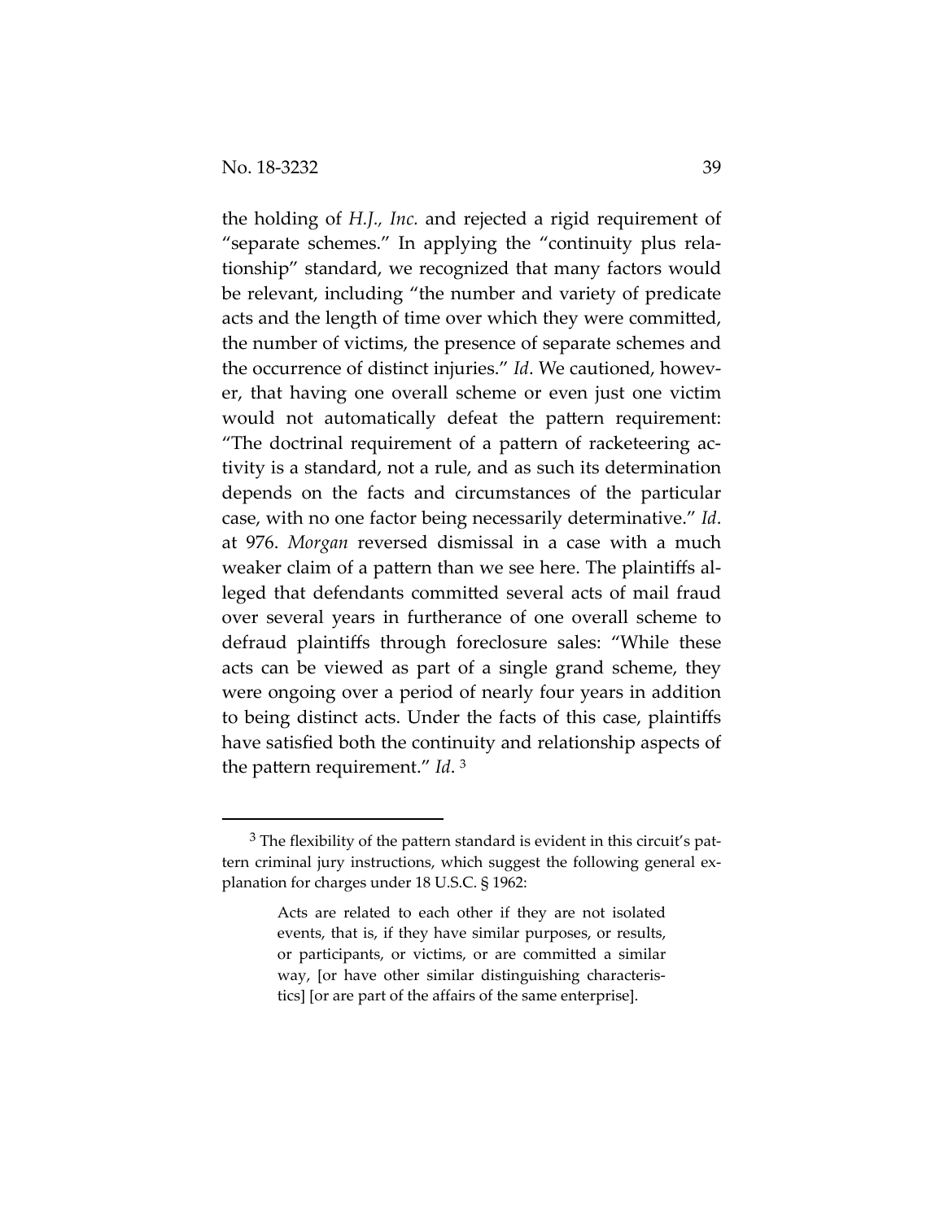the holding of *H.J., Inc.* and rejected a rigid requirement of "separate schemes." In applying the "continuity plus relationship" standard, we recognized that many factors would be relevant, including "the number and variety of predicate acts and the length of time over which they were committed, the number of victims, the presence of separate schemes and the occurrence of distinct injuries." *Id*. We cautioned, however, that having one overall scheme or even just one victim would not automatically defeat the pattern requirement: "The doctrinal requirement of a pattern of racketeering activity is a standard, not a rule, and as such its determination depends on the facts and circumstances of the particular case, with no one factor being necessarily determinative." *Id*. at 976. *Morgan* reversed dismissal in a case with a much weaker claim of a pattern than we see here. The plaintiffs alleged that defendants committed several acts of mail fraud over several years in furtherance of one overall scheme to defraud plaintiffs through foreclosure sales: "While these acts can be viewed as part of a single grand scheme, they were ongoing over a period of nearly four years in addition to being distinct acts. Under the facts of this case, plaintiffs have satisfied both the continuity and relationship aspects of the pattern requirement." *Id*. [3]

---

[3] The flexibility of the pattern standard is evident in this circuit's pattern criminal jury instructions, which suggest the following general explanation for charges under 18 U.S.C. § 1962:

> Acts are related to each other if they are not isolated events, that is, if they have similar purposes, or results, or participants, or victims, or are committed a similar way, [or have other similar distinguishing characteristics] [or are part of the affairs of the same enterprise].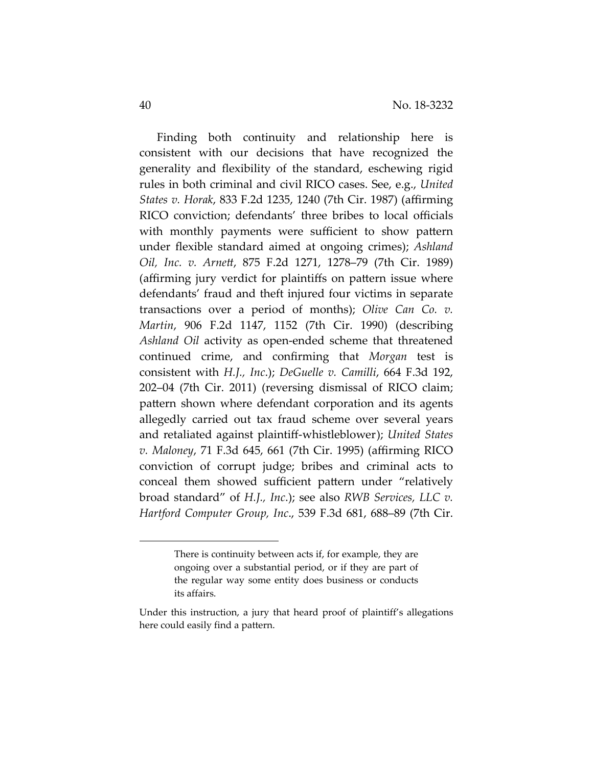Finding both continuity and relationship here is consistent with our decisions that have recognized the generality and flexibility of the standard, eschewing rigid rules in both criminal and civil RICO cases. See, e.g., *United States v. Horak*, 833 F.2d 1235, 1240 (7th Cir. 1987) (affirming RICO conviction; defendants' three bribes to local officials with monthly payments were sufficient to show pattern under flexible standard aimed at ongoing crimes); *Ashland Oil, Inc. v. Arnett*, 875 F.2d 1271, 1278–79 (7th Cir. 1989) (affirming jury verdict for plaintiffs on pattern issue where defendants' fraud and theft injured four victims in separate transactions over a period of months); *Olive Can Co. v. Martin*, 906 F.2d 1147, 1152 (7th Cir. 1990) (describing *Ashland Oil* activity as open-ended scheme that threatened continued crime, and confirming that *Morgan* test is consistent with *H.J., Inc.*); *DeGuelle v. Camilli*, 664 F.3d 192, 202–04 (7th Cir. 2011) (reversing dismissal of RICO claim; pattern shown where defendant corporation and its agents allegedly carried out tax fraud scheme over several years and retaliated against plaintiff-whistleblower); *United States v. Maloney*, 71 F.3d 645, 661 (7th Cir. 1995) (affirming RICO conviction of corrupt judge; bribes and criminal acts to conceal them showed sufficient pattern under "relatively broad standard" of *H.J., Inc.*); see also *RWB Services, LLC v. Hartford Computer Group, Inc.*, 539 F.3d 681, 688–89 (7th Cir.

---

> There is continuity between acts if, for example, they are ongoing over a substantial period, or if they are part of the regular way some entity does business or conducts its affairs.

Under this instruction, a jury that heard proof of plaintiff's allegations here could easily find a pattern.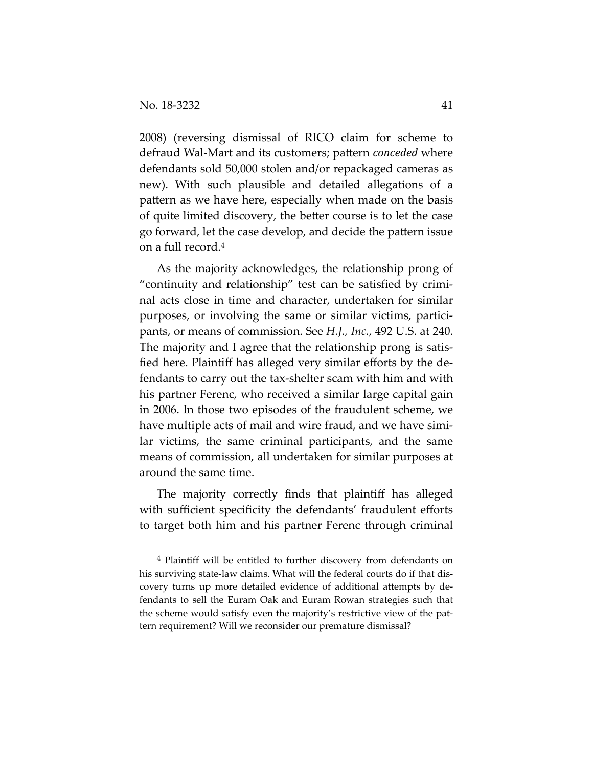2008) (reversing dismissal of RICO claim for scheme to defraud Wal-Mart and its customers; pattern *conceded* where defendants sold 50,000 stolen and/or repackaged cameras as new). With such plausible and detailed allegations of a pattern as we have here, especially when made on the basis of quite limited discovery, the better course is to let the case go forward, let the case develop, and decide the pattern issue on a full record.[4]

As the majority acknowledges, the relationship prong of "continuity and relationship" test can be satisfied by criminal acts close in time and character, undertaken for similar purposes, or involving the same or similar victims, participants, or means of commission. See *H.J., Inc.*, 492 U.S. at 240. The majority and I agree that the relationship prong is satisfied here. Plaintiff has alleged very similar efforts by the defendants to carry out the tax-shelter scam with him and with his partner Ferenc, who received a similar large capital gain in 2006. In those two episodes of the fraudulent scheme, we have multiple acts of mail and wire fraud, and we have similar victims, the same criminal participants, and the same means of commission, all undertaken for similar purposes at around the same time.

The majority correctly finds that plaintiff has alleged with sufficient specificity the defendants' fraudulent efforts to target both him and his partner Ferenc through criminal

---

[4] Plaintiff will be entitled to further discovery from defendants on his surviving state-law claims. What will the federal courts do if that discovery turns up more detailed evidence of additional attempts by defendants to sell the Euram Oak and Euram Rowan strategies such that the scheme would satisfy even the majority's restrictive view of the pattern requirement? Will we reconsider our premature dismissal?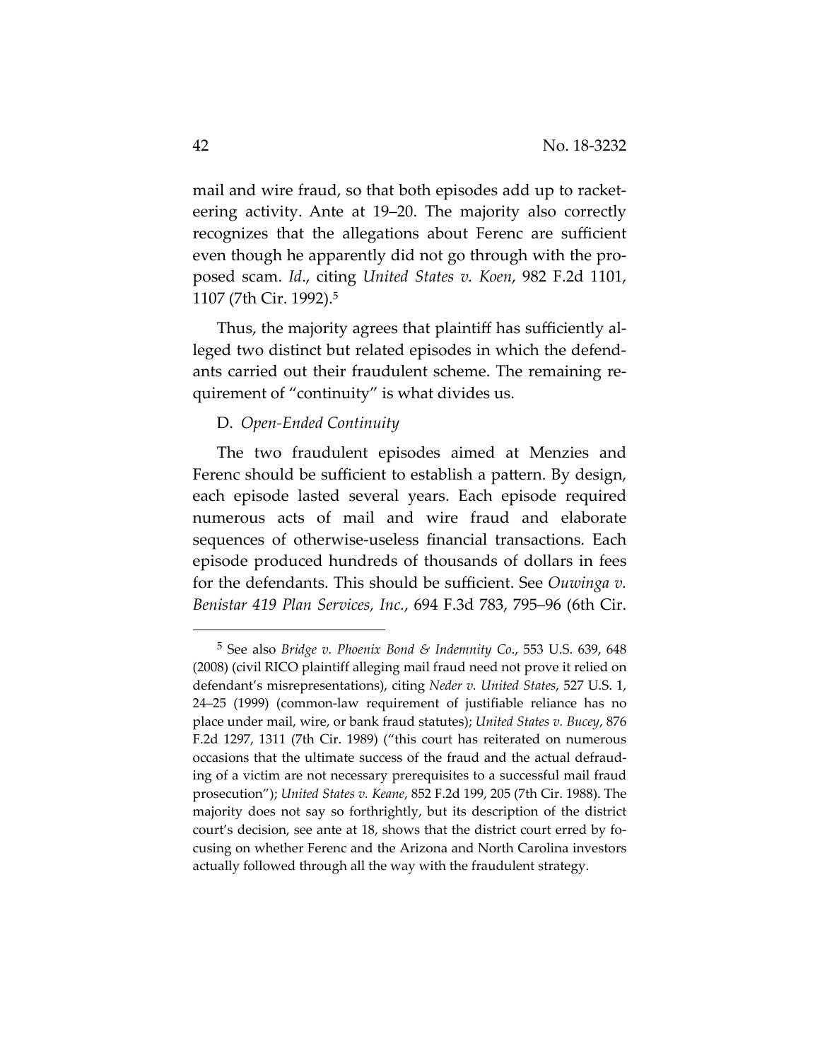mail and wire fraud, so that both episodes add up to racketeering activity. Ante at 19–20. The majority also correctly recognizes that the allegations about Ferenc are sufficient even though he apparently did not go through with the proposed scam. *Id*., citing *United States v. Koen*, 982 F.2d 1101, 1107 (7th Cir. 1992).[5]

Thus, the majority agrees that plaintiff has sufficiently alleged two distinct but related episodes in which the defendants carried out their fraudulent scheme. The remaining requirement of "continuity" is what divides us.

D. *Open-Ended Continuity*

The two fraudulent episodes aimed at Menzies and Ferenc should be sufficient to establish a pattern. By design, each episode lasted several years. Each episode required numerous acts of mail and wire fraud and elaborate sequences of otherwise-useless financial transactions. Each episode produced hundreds of thousands of dollars in fees for the defendants. This should be sufficient. See *Ouwinga v. Benistar 419 Plan Services, Inc.*, 694 F.3d 783, 795–96 (6th Cir.

---

[5] See also *Bridge v. Phoenix Bond & Indemnity Co.*, 553 U.S. 639, 648 (2008) (civil RICO plaintiff alleging mail fraud need not prove it relied on defendant's misrepresentations), citing *Neder v. United States*, 527 U.S. 1, 24–25 (1999) (common-law requirement of justifiable reliance has no place under mail, wire, or bank fraud statutes); *United States v. Bucey*, 876 F.2d 1297, 1311 (7th Cir. 1989) ("this court has reiterated on numerous occasions that the ultimate success of the fraud and the actual defrauding of a victim are not necessary prerequisites to a successful mail fraud prosecution"); *United States v. Keane*, 852 F.2d 199, 205 (7th Cir. 1988). The majority does not say so forthrightly, but its description of the district court's decision, see ante at 18, shows that the district court erred by focusing on whether Ferenc and the Arizona and North Carolina investors actually followed through all the way with the fraudulent strategy.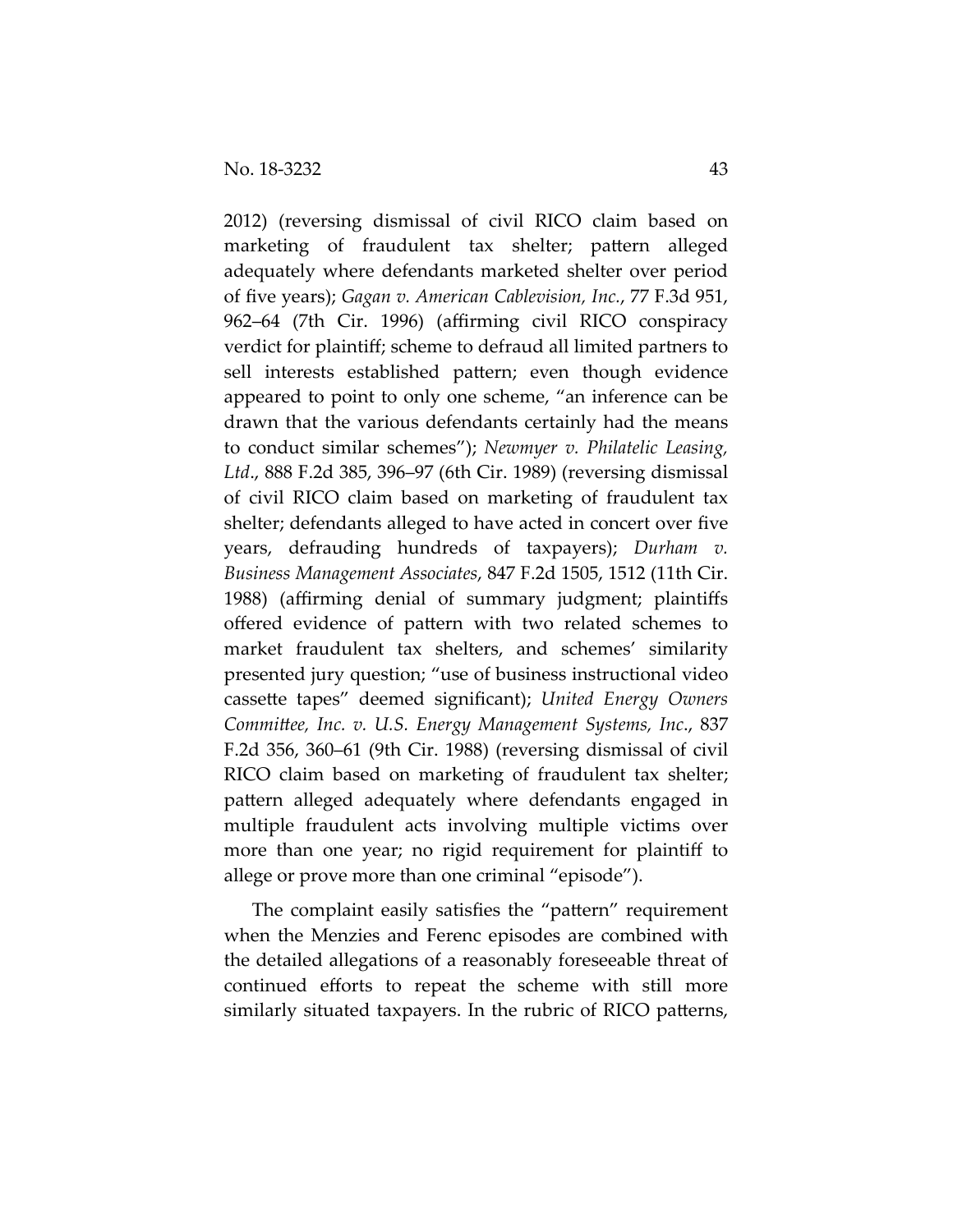2012) (reversing dismissal of civil RICO claim based on marketing of fraudulent tax shelter; pattern alleged adequately where defendants marketed shelter over period of five years); *Gagan v. American Cablevision, Inc.*, 77 F.3d 951, 962–64 (7th Cir. 1996) (affirming civil RICO conspiracy verdict for plaintiff; scheme to defraud all limited partners to sell interests established pattern; even though evidence appeared to point to only one scheme, "an inference can be drawn that the various defendants certainly had the means to conduct similar schemes"); *Newmyer v. Philatelic Leasing, Ltd*., 888 F.2d 385, 396–97 (6th Cir. 1989) (reversing dismissal of civil RICO claim based on marketing of fraudulent tax shelter; defendants alleged to have acted in concert over five years, defrauding hundreds of taxpayers); *Durham v. Business Management Associates*, 847 F.2d 1505, 1512 (11th Cir. 1988) (affirming denial of summary judgment; plaintiffs offered evidence of pattern with two related schemes to market fraudulent tax shelters, and schemes' similarity presented jury question; "use of business instructional video cassette tapes" deemed significant); *United Energy Owners Committee, Inc. v. U.S. Energy Management Systems, Inc*., 837 F.2d 356, 360–61 (9th Cir. 1988) (reversing dismissal of civil RICO claim based on marketing of fraudulent tax shelter; pattern alleged adequately where defendants engaged in multiple fraudulent acts involving multiple victims over more than one year; no rigid requirement for plaintiff to allege or prove more than one criminal "episode").

The complaint easily satisfies the "pattern" requirement when the Menzies and Ferenc episodes are combined with the detailed allegations of a reasonably foreseeable threat of continued efforts to repeat the scheme with still more similarly situated taxpayers. In the rubric of RICO patterns,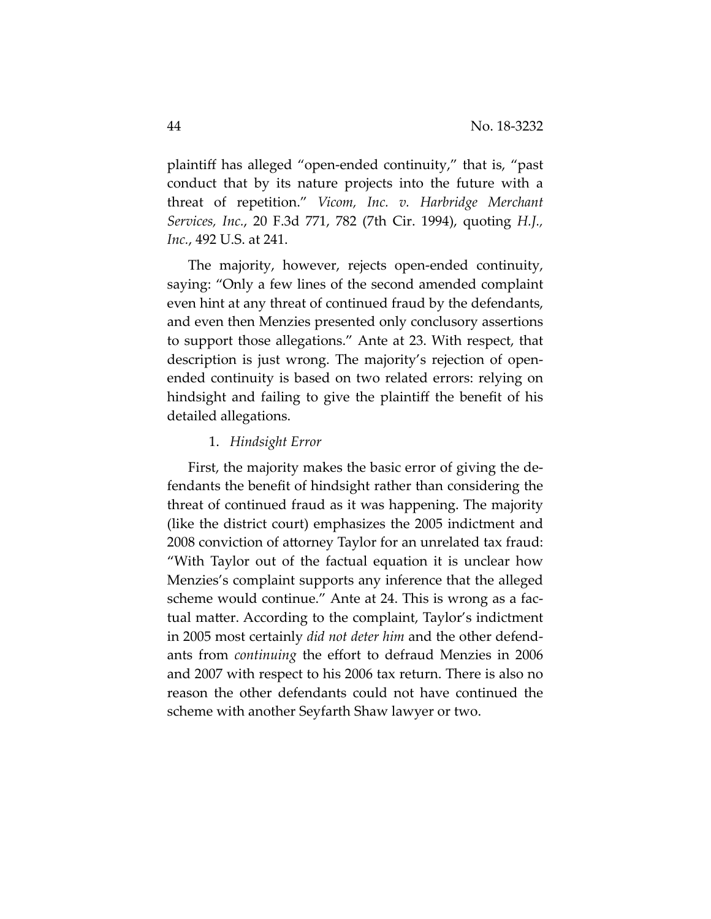plaintiff has alleged "open-ended continuity," that is, "past conduct that by its nature projects into the future with a threat of repetition." *Vicom, Inc. v. Harbridge Merchant Services, Inc.*, 20 F.3d 771, 782 (7th Cir. 1994), quoting *H.J., Inc.*, 492 U.S. at 241.

The majority, however, rejects open-ended continuity, saying: "Only a few lines of the second amended complaint even hint at any threat of continued fraud by the defendants, and even then Menzies presented only conclusory assertions to support those allegations." Ante at 23. With respect, that description is just wrong. The majority's rejection of open-ended continuity is based on two related errors: relying on hindsight and failing to give the plaintiff the benefit of his detailed allegations.

1. *Hindsight Error*

First, the majority makes the basic error of giving the defendants the benefit of hindsight rather than considering the threat of continued fraud as it was happening. The majority (like the district court) emphasizes the 2005 indictment and 2008 conviction of attorney Taylor for an unrelated tax fraud: "With Taylor out of the factual equation it is unclear how Menzies's complaint supports any inference that the alleged scheme would continue." Ante at 24. This is wrong as a factual matter. According to the complaint, Taylor's indictment in 2005 most certainly *did not deter him* and the other defendants from *continuing* the effort to defraud Menzies in 2006 and 2007 with respect to his 2006 tax return. There is also no reason the other defendants could not have continued the scheme with another Seyfarth Shaw lawyer or two.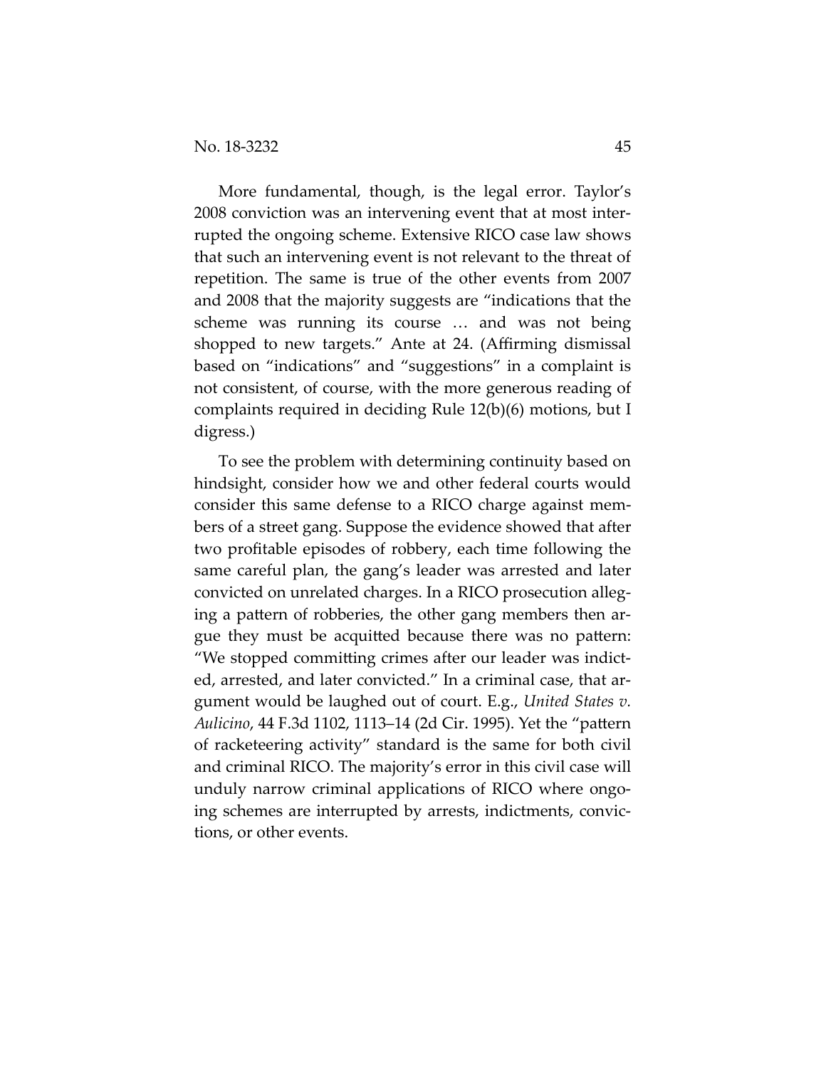More fundamental, though, is the legal error. Taylor's 2008 conviction was an intervening event that at most interrupted the ongoing scheme. Extensive RICO case law shows that such an intervening event is not relevant to the threat of repetition. The same is true of the other events from 2007 and 2008 that the majority suggests are "indications that the scheme was running its course … and was not being shopped to new targets." Ante at 24. (Affirming dismissal based on "indications" and "suggestions" in a complaint is not consistent, of course, with the more generous reading of complaints required in deciding Rule 12(b)(6) motions, but I digress.)

To see the problem with determining continuity based on hindsight, consider how we and other federal courts would consider this same defense to a RICO charge against members of a street gang. Suppose the evidence showed that after two profitable episodes of robbery, each time following the same careful plan, the gang's leader was arrested and later convicted on unrelated charges. In a RICO prosecution alleging a pattern of robberies, the other gang members then argue they must be acquitted because there was no pattern: "We stopped committing crimes after our leader was indicted, arrested, and later convicted." In a criminal case, that argument would be laughed out of court. E.g., *United States v. Aulicino*, 44 F.3d 1102, 1113–14 (2d Cir. 1995). Yet the "pattern of racketeering activity" standard is the same for both civil and criminal RICO. The majority's error in this civil case will unduly narrow criminal applications of RICO where ongoing schemes are interrupted by arrests, indictments, convictions, or other events.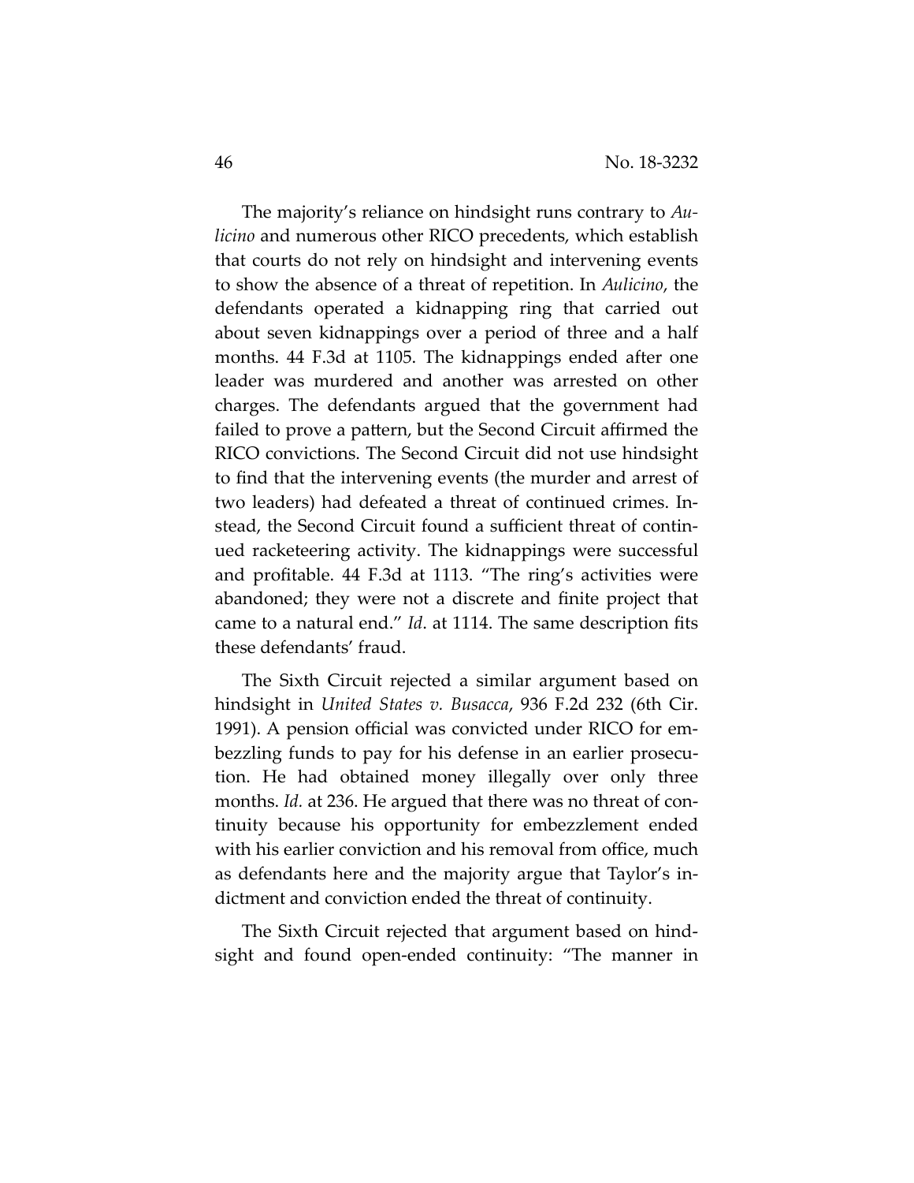The majority's reliance on hindsight runs contrary to *Aulicino* and numerous other RICO precedents, which establish that courts do not rely on hindsight and intervening events to show the absence of a threat of repetition. In *Aulicino*, the defendants operated a kidnapping ring that carried out about seven kidnappings over a period of three and a half months. 44 F.3d at 1105. The kidnappings ended after one leader was murdered and another was arrested on other charges. The defendants argued that the government had failed to prove a pattern, but the Second Circuit affirmed the RICO convictions. The Second Circuit did not use hindsight to find that the intervening events (the murder and arrest of two leaders) had defeated a threat of continued crimes. Instead, the Second Circuit found a sufficient threat of continued racketeering activity. The kidnappings were successful and profitable. 44 F.3d at 1113. "The ring's activities were abandoned; they were not a discrete and finite project that came to a natural end." *Id*. at 1114. The same description fits these defendants' fraud.

The Sixth Circuit rejected a similar argument based on hindsight in *United States v. Busacca*, 936 F.2d 232 (6th Cir. 1991). A pension official was convicted under RICO for embezzling funds to pay for his defense in an earlier prosecution. He had obtained money illegally over only three months. *Id.* at 236. He argued that there was no threat of continuity because his opportunity for embezzlement ended with his earlier conviction and his removal from office, much as defendants here and the majority argue that Taylor's indictment and conviction ended the threat of continuity.

The Sixth Circuit rejected that argument based on hindsight and found open-ended continuity: "The manner in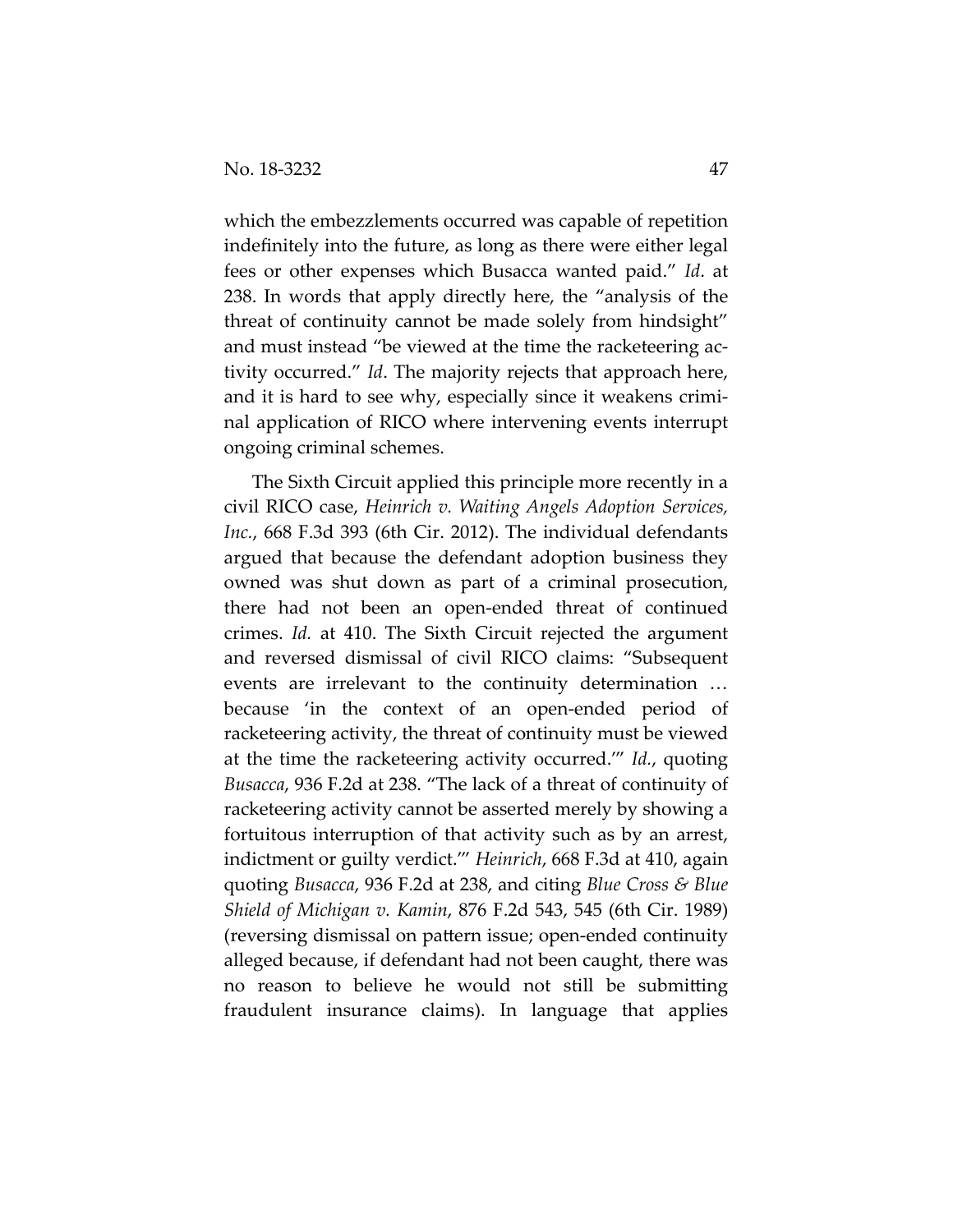which the embezzlements occurred was capable of repetition indefinitely into the future, as long as there were either legal fees or other expenses which Busacca wanted paid." *Id*. at 238. In words that apply directly here, the "analysis of the threat of continuity cannot be made solely from hindsight" and must instead "be viewed at the time the racketeering activity occurred." *Id*. The majority rejects that approach here, and it is hard to see why, especially since it weakens criminal application of RICO where intervening events interrupt ongoing criminal schemes.

The Sixth Circuit applied this principle more recently in a civil RICO case, *Heinrich v. Waiting Angels Adoption Services, Inc.*, 668 F.3d 393 (6th Cir. 2012). The individual defendants argued that because the defendant adoption business they owned was shut down as part of a criminal prosecution, there had not been an open-ended threat of continued crimes. *Id.* at 410. The Sixth Circuit rejected the argument and reversed dismissal of civil RICO claims: "Subsequent events are irrelevant to the continuity determination … because 'in the context of an open-ended period of racketeering activity, the threat of continuity must be viewed at the time the racketeering activity occurred.'" *Id.*, quoting *Busacca*, 936 F.2d at 238. "The lack of a threat of continuity of racketeering activity cannot be asserted merely by showing a fortuitous interruption of that activity such as by an arrest, indictment or guilty verdict.'" *Heinrich*, 668 F.3d at 410, again quoting *Busacca*, 936 F.2d at 238, and citing *Blue Cross & Blue Shield of Michigan v. Kamin*, 876 F.2d 543, 545 (6th Cir. 1989) (reversing dismissal on pattern issue; open-ended continuity alleged because, if defendant had not been caught, there was no reason to believe he would not still be submitting fraudulent insurance claims). In language that applies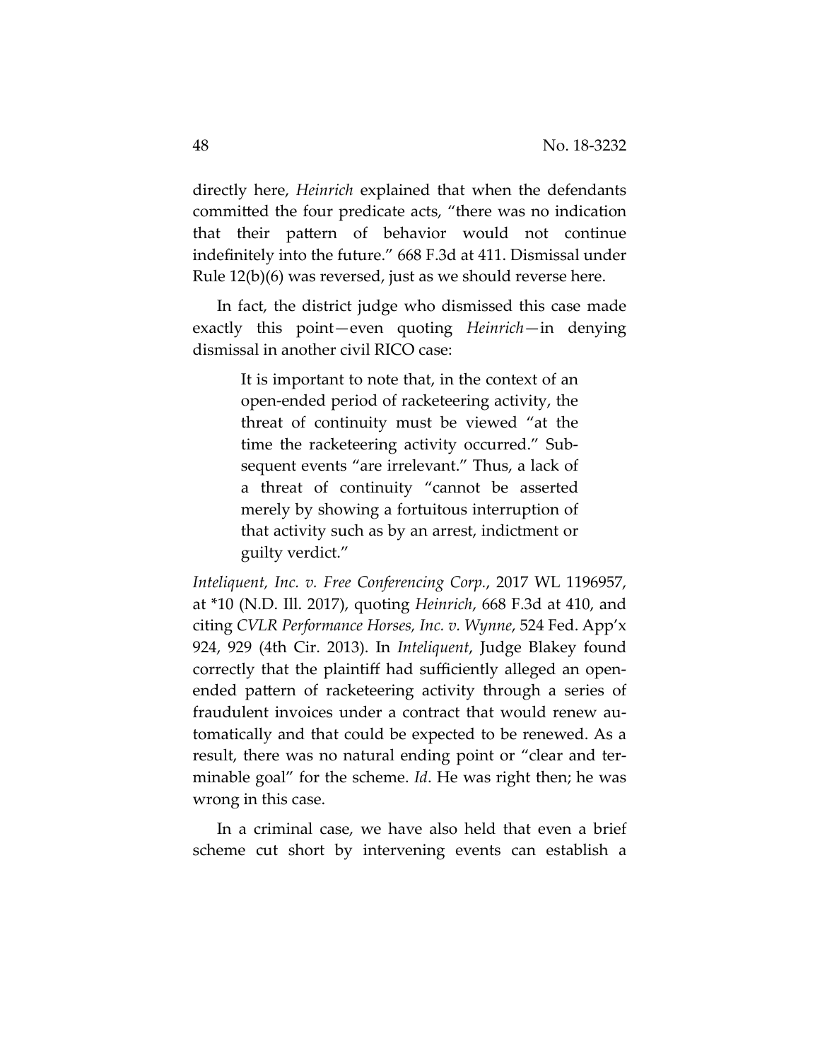directly here, *Heinrich* explained that when the defendants committed the four predicate acts, "there was no indication that their pattern of behavior would not continue indefinitely into the future." 668 F.3d at 411. Dismissal under Rule 12(b)(6) was reversed, just as we should reverse here.

In fact, the district judge who dismissed this case made exactly this point—even quoting *Heinrich*—in denying dismissal in another civil RICO case:

> It is important to note that, in the context of an open-ended period of racketeering activity, the threat of continuity must be viewed "at the time the racketeering activity occurred." Subsequent events "are irrelevant." Thus, a lack of a threat of continuity "cannot be asserted merely by showing a fortuitous interruption of that activity such as by an arrest, indictment or guilty verdict."

*Inteliquent, Inc. v. Free Conferencing Corp.*, 2017 WL 1196957, at *10 (N.D. Ill. 2017), quoting *Heinrich*, 668 F.3d at 410, and citing *CVLR Performance Horses, Inc. v. Wynne*, 524 Fed. App'x 924, 929 (4th Cir. 2013). In *Inteliquent*, Judge Blakey found correctly that the plaintiff had sufficiently alleged an open-ended pattern of racketeering activity through a series of fraudulent invoices under a contract that would renew automatically and that could be expected to be renewed. As a result, there was no natural ending point or "clear and terminable goal" for the scheme. *Id*. He was right then; he was wrong in this case.

In a criminal case, we have also held that even a brief scheme cut short by intervening events can establish a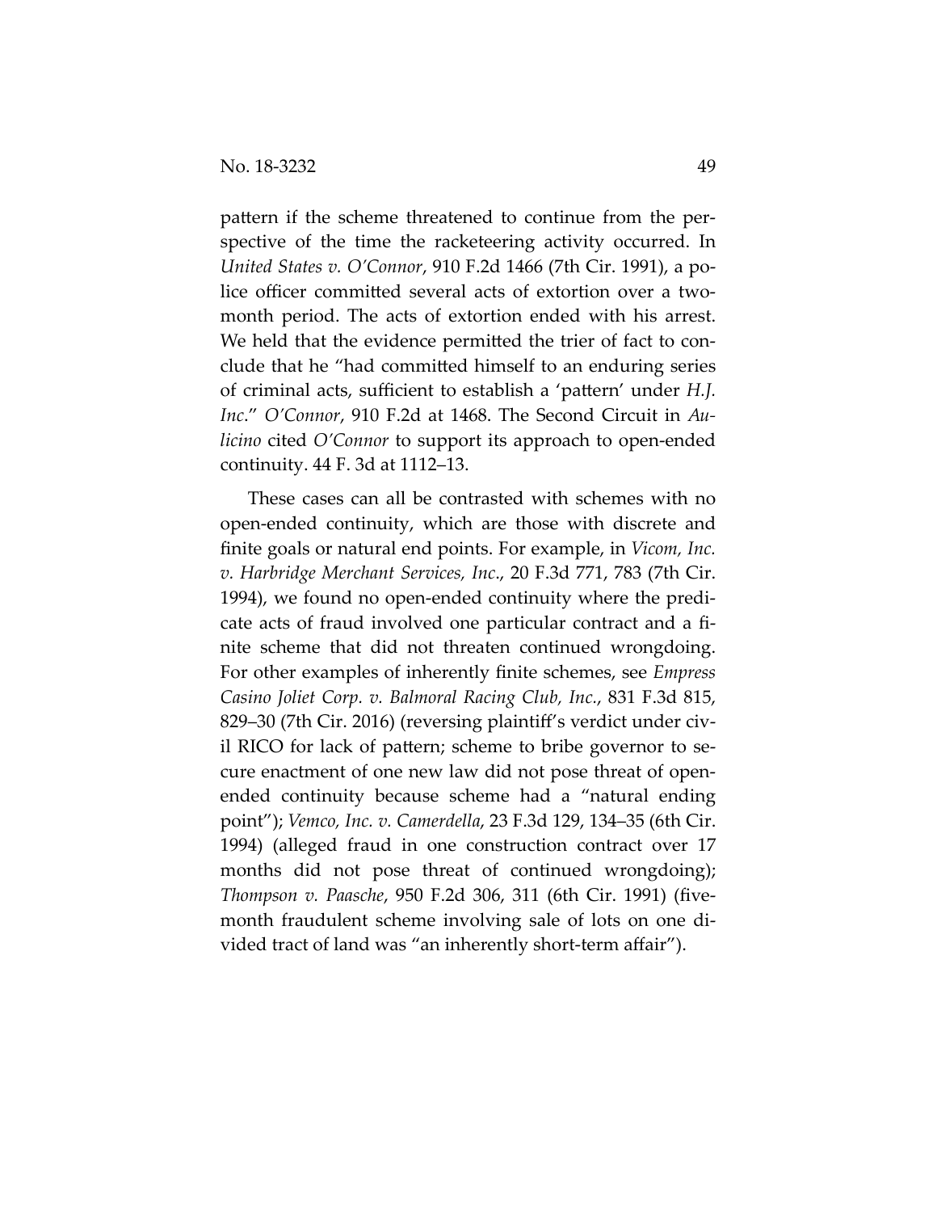pattern if the scheme threatened to continue from the perspective of the time the racketeering activity occurred. In *United States v. O'Connor*, 910 F.2d 1466 (7th Cir. 1991), a police officer committed several acts of extortion over a two-month period. The acts of extortion ended with his arrest. We held that the evidence permitted the trier of fact to conclude that he "had committed himself to an enduring series of criminal acts, sufficient to establish a 'pattern' under *H.J. Inc*." *O'Connor*, 910 F.2d at 1468. The Second Circuit in *Aulicino* cited *O'Connor* to support its approach to open-ended continuity. 44 F. 3d at 1112–13.

These cases can all be contrasted with schemes with no open-ended continuity, which are those with discrete and finite goals or natural end points. For example, in *Vicom, Inc. v. Harbridge Merchant Services, Inc*., 20 F.3d 771, 783 (7th Cir. 1994), we found no open-ended continuity where the predicate acts of fraud involved one particular contract and a finite scheme that did not threaten continued wrongdoing. For other examples of inherently finite schemes, see *Empress Casino Joliet Corp. v. Balmoral Racing Club, Inc.*, 831 F.3d 815, 829–30 (7th Cir. 2016) (reversing plaintiff's verdict under civil RICO for lack of pattern; scheme to bribe governor to secure enactment of one new law did not pose threat of open-ended continuity because scheme had a "natural ending point"); *Vemco, Inc. v. Camerdella*, 23 F.3d 129, 134–35 (6th Cir. 1994) (alleged fraud in one construction contract over 17 months did not pose threat of continued wrongdoing); *Thompson v. Paasche*, 950 F.2d 306, 311 (6th Cir. 1991) (five-month fraudulent scheme involving sale of lots on one divided tract of land was "an inherently short-term affair").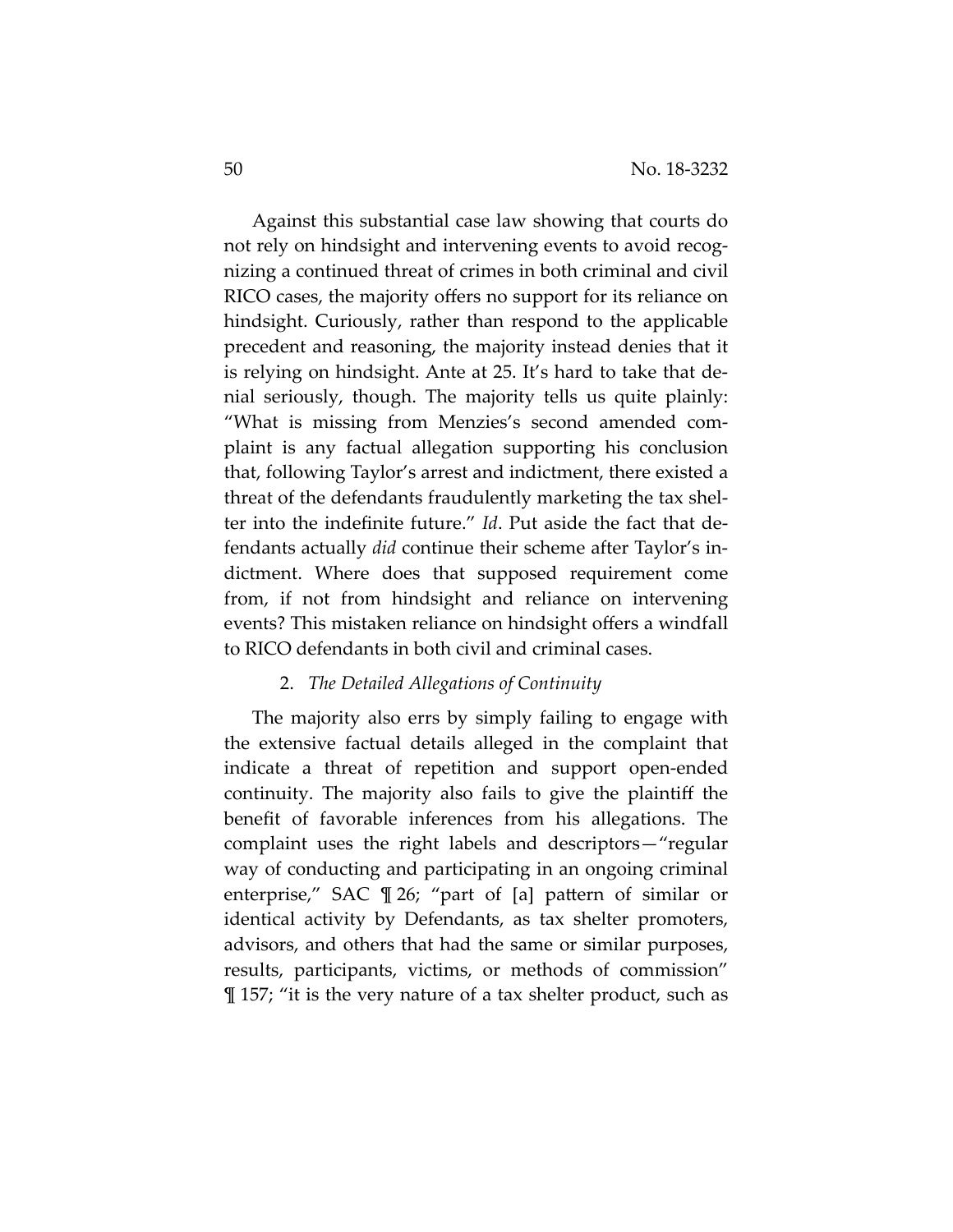Against this substantial case law showing that courts do not rely on hindsight and intervening events to avoid recognizing a continued threat of crimes in both criminal and civil RICO cases, the majority offers no support for its reliance on hindsight. Curiously, rather than respond to the applicable precedent and reasoning, the majority instead denies that it is relying on hindsight. Ante at 25. It's hard to take that denial seriously, though. The majority tells us quite plainly: "What is missing from Menzies's second amended complaint is any factual allegation supporting his conclusion that, following Taylor's arrest and indictment, there existed a threat of the defendants fraudulently marketing the tax shelter into the indefinite future." *Id*. Put aside the fact that defendants actually *did* continue their scheme after Taylor's indictment. Where does that supposed requirement come from, if not from hindsight and reliance on intervening events? This mistaken reliance on hindsight offers a windfall to RICO defendants in both civil and criminal cases.

2. *The Detailed Allegations of Continuity*

The majority also errs by simply failing to engage with the extensive factual details alleged in the complaint that indicate a threat of repetition and support open-ended continuity. The majority also fails to give the plaintiff the benefit of favorable inferences from his allegations. The complaint uses the right labels and descriptors—"regular way of conducting and participating in an ongoing criminal enterprise," SAC ¶ 26; "part of [a] pattern of similar or identical activity by Defendants, as tax shelter promoters, advisors, and others that had the same or similar purposes, results, participants, victims, or methods of commission" ¶ 157; "it is the very nature of a tax shelter product, such as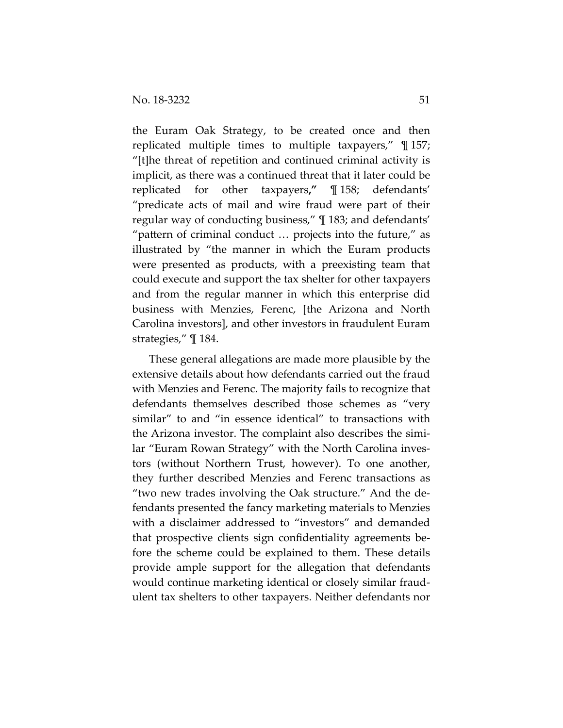the Euram Oak Strategy, to be created once and then replicated multiple times to multiple taxpayers," ¶ 157; "[t]he threat of repetition and continued criminal activity is implicit, as there was a continued threat that it later could be replicated for other taxpayers**,"** ¶ 158; defendants' "predicate acts of mail and wire fraud were part of their regular way of conducting business," ¶ 183; and defendants' "pattern of criminal conduct … projects into the future," as illustrated by "the manner in which the Euram products were presented as products, with a preexisting team that could execute and support the tax shelter for other taxpayers and from the regular manner in which this enterprise did business with Menzies, Ferenc, [the Arizona and North Carolina investors], and other investors in fraudulent Euram strategies," ¶ 184.

These general allegations are made more plausible by the extensive details about how defendants carried out the fraud with Menzies and Ferenc. The majority fails to recognize that defendants themselves described those schemes as "very similar" to and "in essence identical" to transactions with the Arizona investor. The complaint also describes the similar "Euram Rowan Strategy" with the North Carolina investors (without Northern Trust, however). To one another, they further described Menzies and Ferenc transactions as "two new trades involving the Oak structure." And the defendants presented the fancy marketing materials to Menzies with a disclaimer addressed to "investors" and demanded that prospective clients sign confidentiality agreements before the scheme could be explained to them. These details provide ample support for the allegation that defendants would continue marketing identical or closely similar fraudulent tax shelters to other taxpayers. Neither defendants nor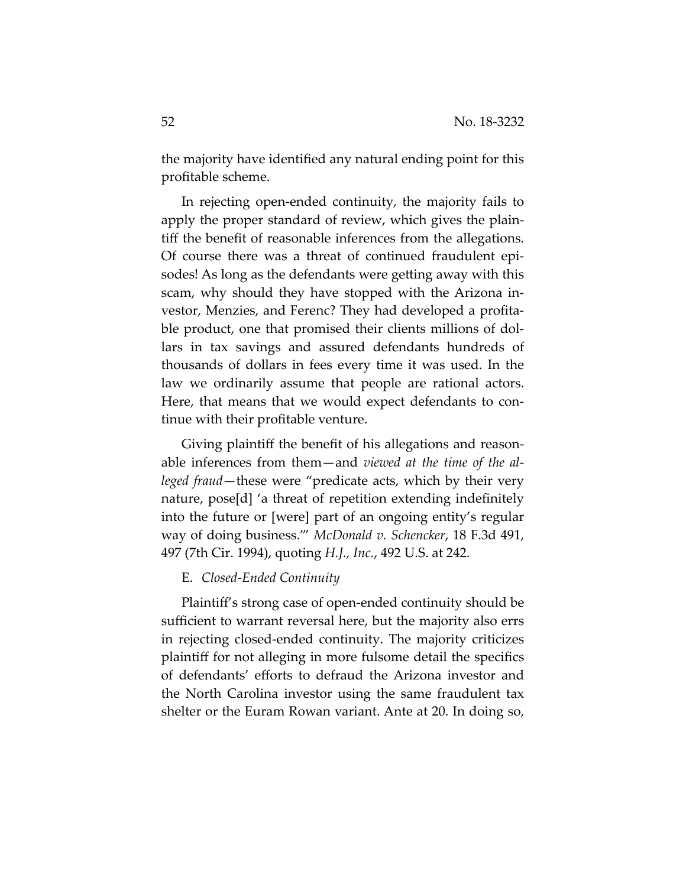the majority have identified any natural ending point for this profitable scheme.

In rejecting open-ended continuity, the majority fails to apply the proper standard of review, which gives the plaintiff the benefit of reasonable inferences from the allegations. Of course there was a threat of continued fraudulent episodes! As long as the defendants were getting away with this scam, why should they have stopped with the Arizona investor, Menzies, and Ferenc? They had developed a profitable product, one that promised their clients millions of dollars in tax savings and assured defendants hundreds of thousands of dollars in fees every time it was used. In the law we ordinarily assume that people are rational actors. Here, that means that we would expect defendants to continue with their profitable venture.

Giving plaintiff the benefit of his allegations and reasonable inferences from them—and *viewed at the time of the alleged fraud*—these were "predicate acts, which by their very nature, pose[d] 'a threat of repetition extending indefinitely into the future or [were] part of an ongoing entity's regular way of doing business.'" *McDonald v. Schencker*, 18 F.3d 491, 497 (7th Cir. 1994), quoting *H.J., Inc.*, 492 U.S. at 242.

E. *Closed-Ended Continuity*

Plaintiff's strong case of open-ended continuity should be sufficient to warrant reversal here, but the majority also errs in rejecting closed-ended continuity. The majority criticizes plaintiff for not alleging in more fulsome detail the specifics of defendants' efforts to defraud the Arizona investor and the North Carolina investor using the same fraudulent tax shelter or the Euram Rowan variant. Ante at 20. In doing so,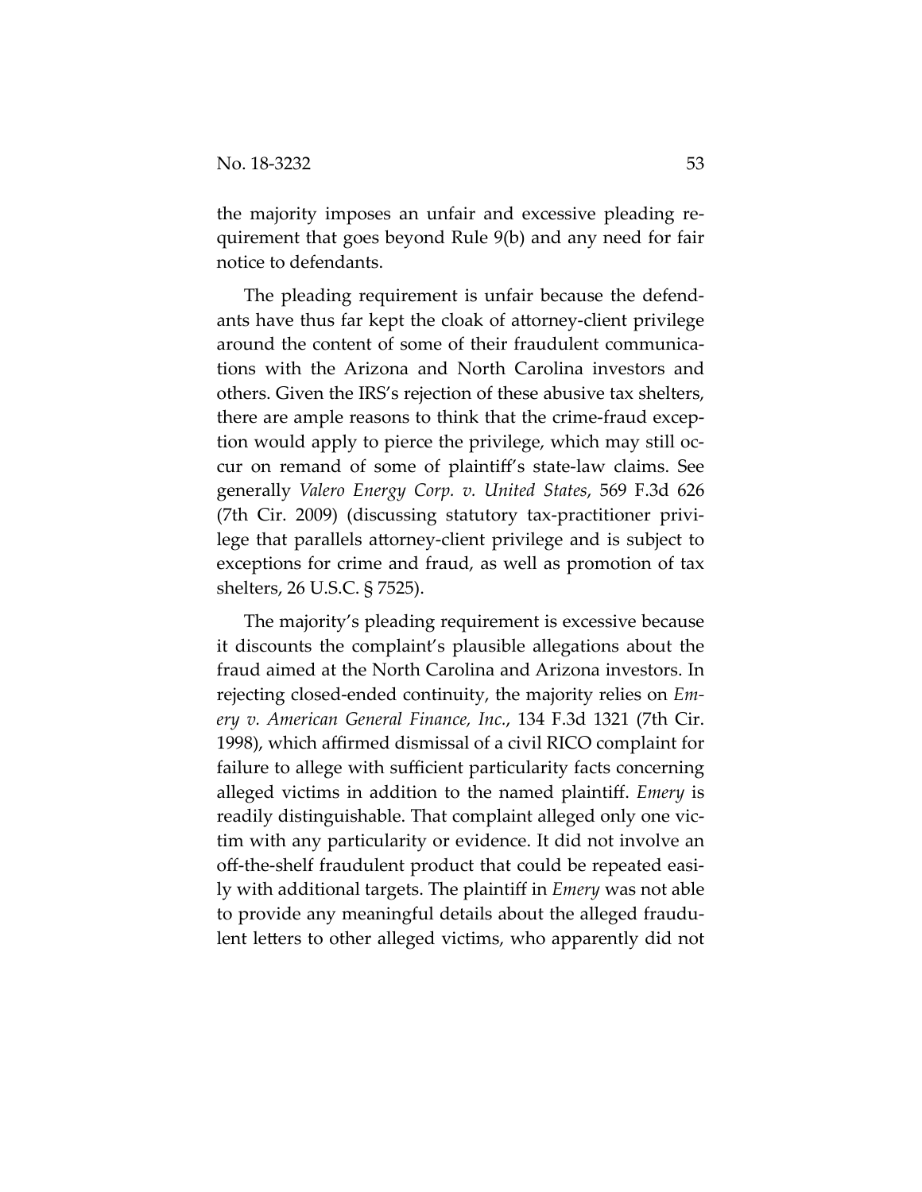the majority imposes an unfair and excessive pleading requirement that goes beyond Rule 9(b) and any need for fair notice to defendants.

The pleading requirement is unfair because the defendants have thus far kept the cloak of attorney-client privilege around the content of some of their fraudulent communications with the Arizona and North Carolina investors and others. Given the IRS's rejection of these abusive tax shelters, there are ample reasons to think that the crime-fraud exception would apply to pierce the privilege, which may still occur on remand of some of plaintiff's state-law claims. See generally *Valero Energy Corp. v. United States*, 569 F.3d 626 (7th Cir. 2009) (discussing statutory tax-practitioner privilege that parallels attorney-client privilege and is subject to exceptions for crime and fraud, as well as promotion of tax shelters, 26 U.S.C. § 7525).

The majority's pleading requirement is excessive because it discounts the complaint's plausible allegations about the fraud aimed at the North Carolina and Arizona investors. In rejecting closed-ended continuity, the majority relies on *Emery v. American General Finance, Inc.*, 134 F.3d 1321 (7th Cir. 1998), which affirmed dismissal of a civil RICO complaint for failure to allege with sufficient particularity facts concerning alleged victims in addition to the named plaintiff. *Emery* is readily distinguishable. That complaint alleged only one victim with any particularity or evidence. It did not involve an off-the-shelf fraudulent product that could be repeated easily with additional targets. The plaintiff in *Emery* was not able to provide any meaningful details about the alleged fraudulent letters to other alleged victims, who apparently did not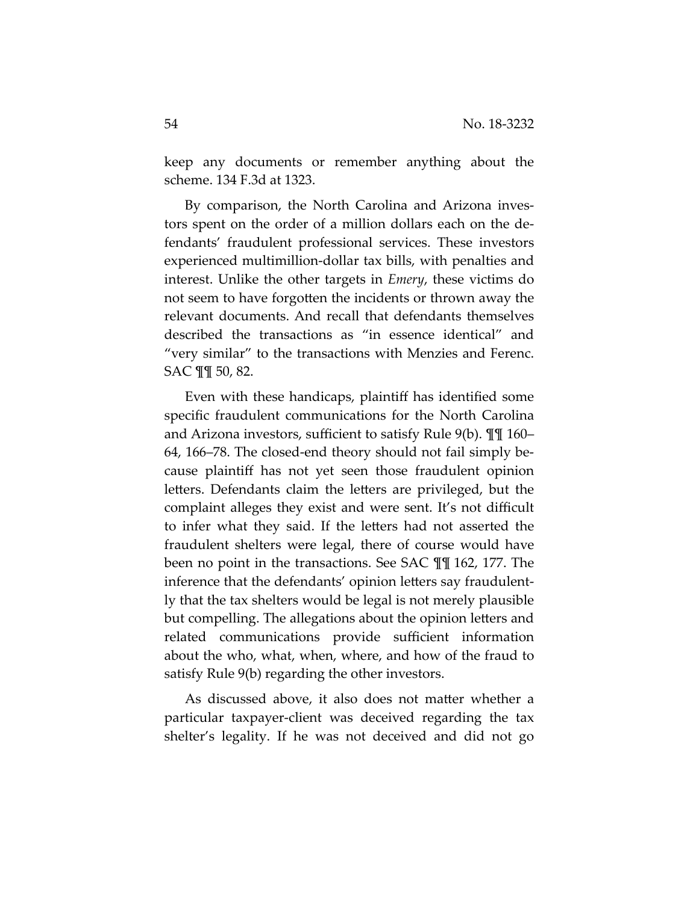keep any documents or remember anything about the scheme. 134 F.3d at 1323.

By comparison, the North Carolina and Arizona investors spent on the order of a million dollars each on the defendants' fraudulent professional services. These investors experienced multimillion-dollar tax bills, with penalties and interest. Unlike the other targets in *Emery*, these victims do not seem to have forgotten the incidents or thrown away the relevant documents. And recall that defendants themselves described the transactions as "in essence identical" and "very similar" to the transactions with Menzies and Ferenc. SAC ¶¶ 50, 82.

Even with these handicaps, plaintiff has identified some specific fraudulent communications for the North Carolina and Arizona investors, sufficient to satisfy Rule 9(b). ¶¶ 160–64, 166–78. The closed-end theory should not fail simply because plaintiff has not yet seen those fraudulent opinion letters. Defendants claim the letters are privileged, but the complaint alleges they exist and were sent. It's not difficult to infer what they said. If the letters had not asserted the fraudulent shelters were legal, there of course would have been no point in the transactions. See SAC ¶¶ 162, 177. The inference that the defendants' opinion letters say fraudulently that the tax shelters would be legal is not merely plausible but compelling. The allegations about the opinion letters and related communications provide sufficient information about the who, what, when, where, and how of the fraud to satisfy Rule 9(b) regarding the other investors.

As discussed above, it also does not matter whether a particular taxpayer-client was deceived regarding the tax shelter's legality. If he was not deceived and did not go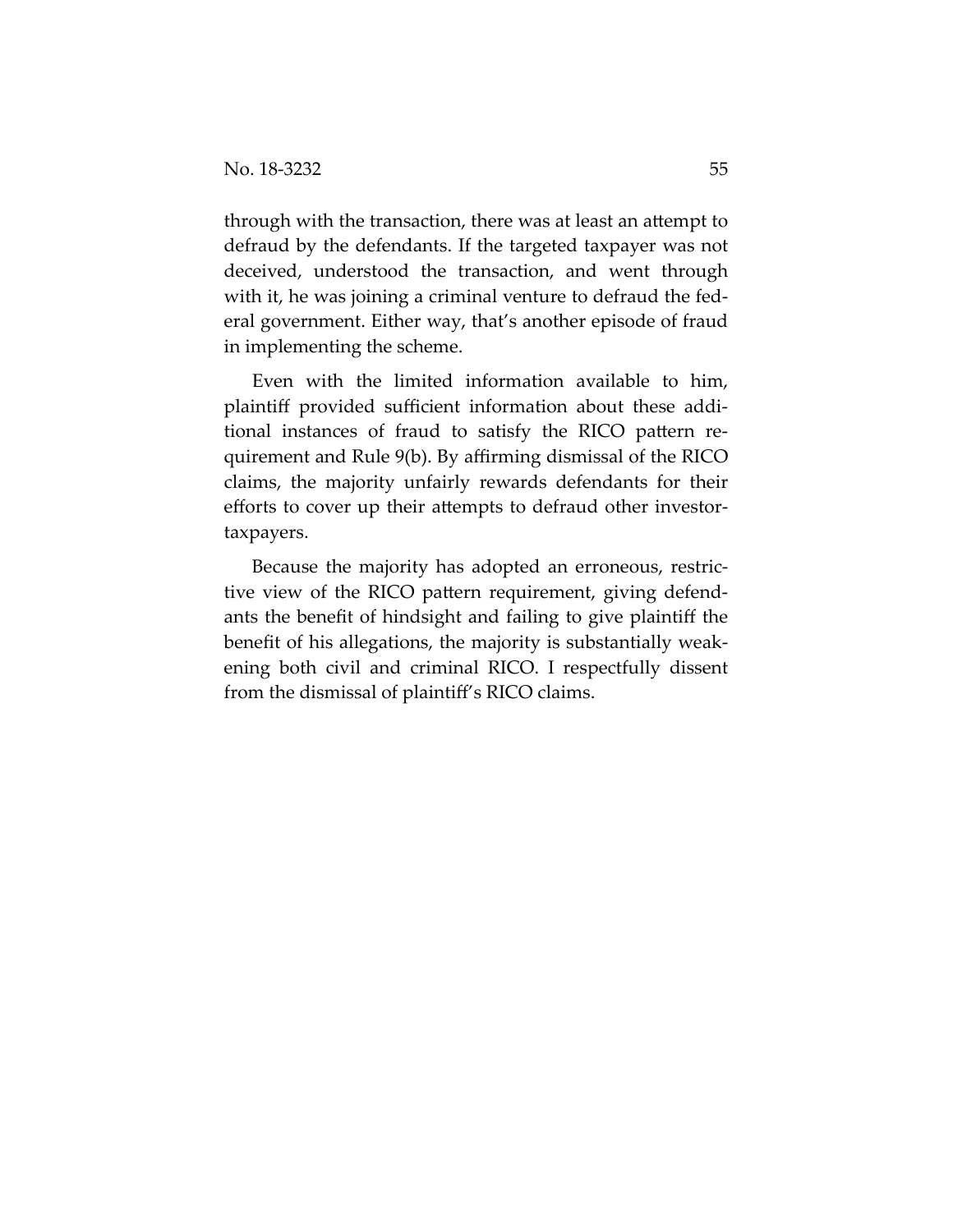through with the transaction, there was at least an attempt to defraud by the defendants. If the targeted taxpayer was not deceived, understood the transaction, and went through with it, he was joining a criminal venture to defraud the federal government. Either way, that's another episode of fraud in implementing the scheme.

Even with the limited information available to him, plaintiff provided sufficient information about these additional instances of fraud to satisfy the RICO pattern requirement and Rule 9(b). By affirming dismissal of the RICO claims, the majority unfairly rewards defendants for their efforts to cover up their attempts to defraud other investor-taxpayers.

Because the majority has adopted an erroneous, restrictive view of the RICO pattern requirement, giving defendants the benefit of hindsight and failing to give plaintiff the benefit of his allegations, the majority is substantially weakening both civil and criminal RICO. I respectfully dissent from the dismissal of plaintiff's RICO claims.